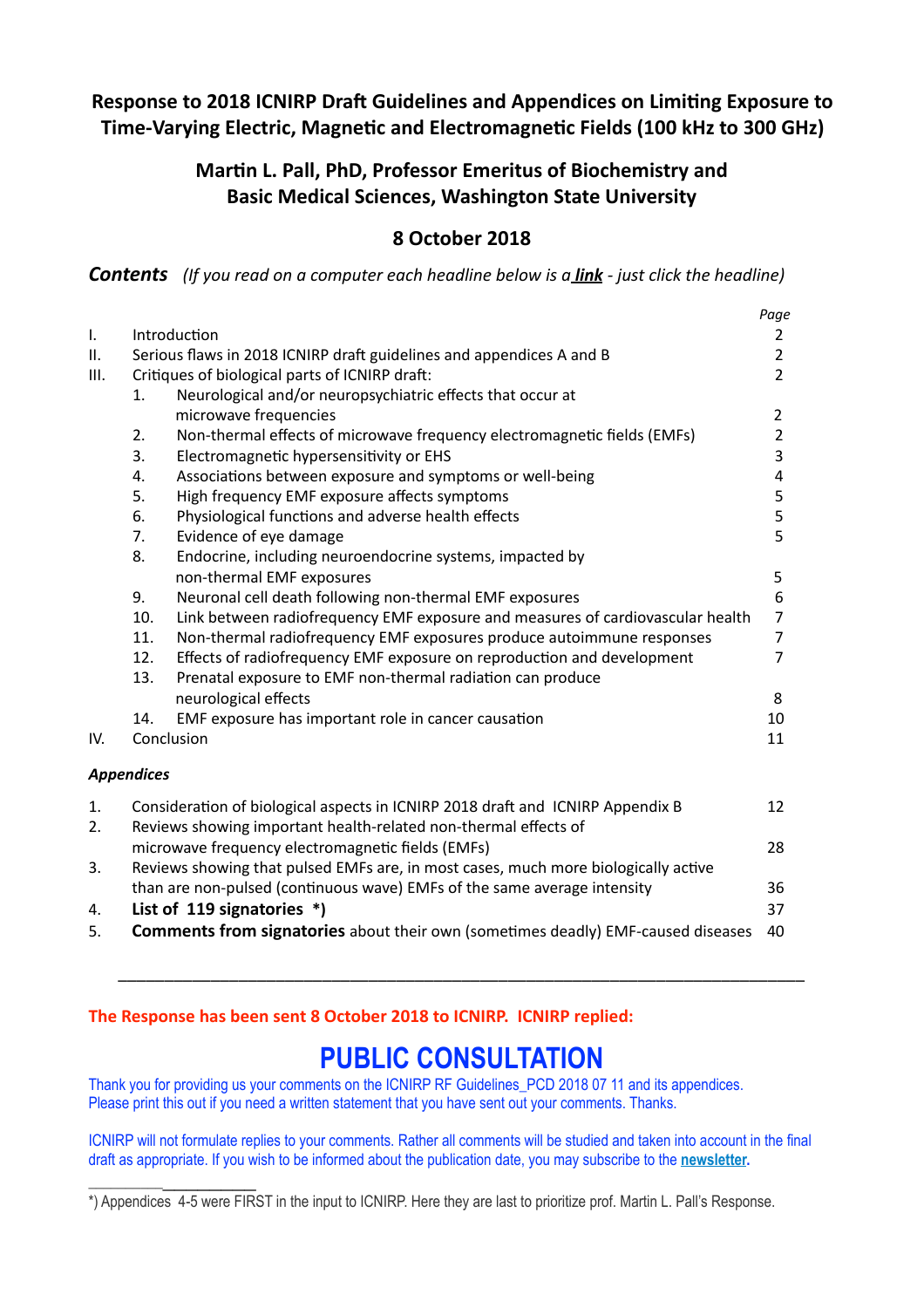# Response to 2018 ICNIRP Draft Guidelines and Appendices on Limiting Exposure to Time-Varying Electric, Magnetic and Electromagnetic Fields (100 kHz to 300 GHz)

## Martin L. Pall, PhD, Professor Emeritus of Biochemistry and Basic Medical Sciences, Washington State University

## 8 October 2018

***Contents*** *(If you read on a computer each headline below is a **link** - just click the headline)*

| | | | *Page* |
|---|---|---|---|
| I. | Introduction | | 2 |
| II. | Serious flaws in 2018 ICNIRP draft guidelines and appendices A and B | | 2 |
| III. | Critiques of biological parts of ICNIRP draft: | | 2 |
| | 1. | Neurological and/or neuropsychiatric effects that occur at microwave frequencies | 2 |
| | 2. | Non-thermal effects of microwave frequency electromagnetic fields (EMFs) | 2 |
| | 3. | Electromagnetic hypersensitivity or EHS | 3 |
| | 4. | Associations between exposure and symptoms or well-being | 4 |
| | 5. | High frequency EMF exposure affects symptoms | 5 |
| | 6. | Physiological functions and adverse health effects | 5 |
| | 7. | Evidence of eye damage | 5 |
| | 8. | Endocrine, including neuroendocrine systems, impacted by non-thermal EMF exposures | 5 |
| | 9. | Neuronal cell death following non-thermal EMF exposures | 6 |
| | 10. | Link between radiofrequency EMF exposure and measures of cardiovascular health | 7 |
| | 11. | Non-thermal radiofrequency EMF exposures produce autoimmune responses | 7 |
| | 12. | Effects of radiofrequency EMF exposure on reproduction and development | 7 |
| | 13. | Prenatal exposure to EMF non-thermal radiation can produce neurological effects | 8 |
| | 14. | EMF exposure has important role in cancer causation | 10 |
| IV. | Conclusion | | 11 |

***Appendices***

| | | |
|---|---|---|
| 1. | Consideration of biological aspects in ICNIRP 2018 draft and ICNIRP Appendix B | 12 |
| 2. | Reviews showing important health-related non-thermal effects of microwave frequency electromagnetic fields (EMFs) | 28 |
| 3. | Reviews showing that pulsed EMFs are, in most cases, much more biologically active than are non-pulsed (continuous wave) EMFs of the same average intensity | 36 |
| 4. | **List of 119 signatories \*)** | 37 |
| 5. | **Comments from signatories** about their own (sometimes deadly) EMF-caused diseases | 40 |

---

**The Response has been sent 8 October 2018 to ICNIRP. ICNIRP replied:**

## PUBLIC CONSULTATION

Thank you for providing us your comments on the ICNIRP RF Guidelines_PCD 2018 07 11 and its appendices. Please print this out if you need a written statement that you have sent out your comments. Thanks.

ICNIRP will not formulate replies to your comments. Rather all comments will be studied and taken into account in the final draft as appropriate. If you wish to be informed about the publication date, you may subscribe to the **newsletter.**

---

\*) Appendices 4-5 were FIRST in the input to ICNIRP. Here they are last to prioritize prof. Martin L. Pall's Response.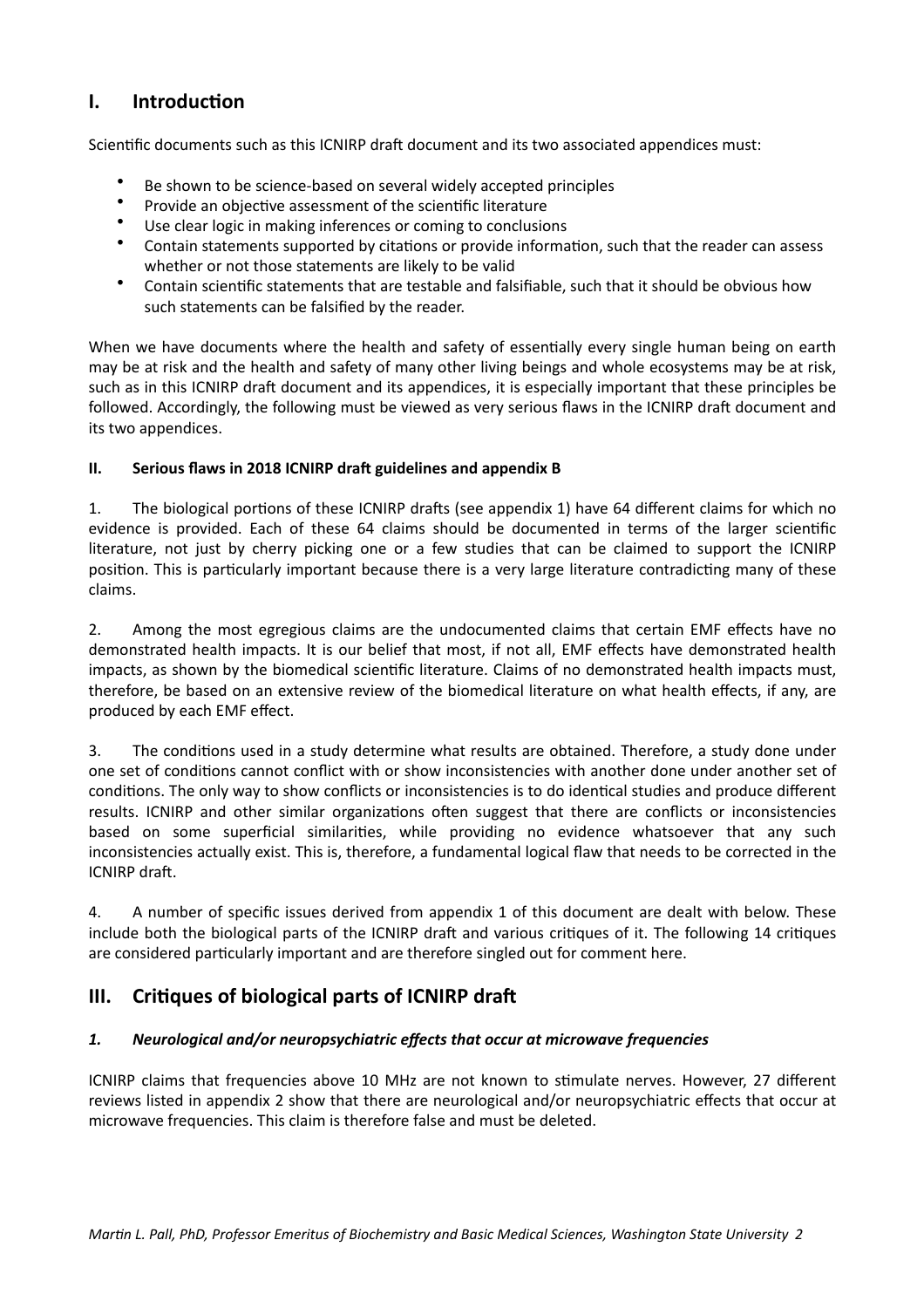## I. Introduction

Scientific documents such as this ICNIRP draft document and its two associated appendices must:

- Be shown to be science-based on several widely accepted principles
- Provide an objective assessment of the scientific literature
- Use clear logic in making inferences or coming to conclusions
- Contain statements supported by citations or provide information, such that the reader can assess whether or not those statements are likely to be valid
- Contain scientific statements that are testable and falsifiable, such that it should be obvious how such statements can be falsified by the reader.

When we have documents where the health and safety of essentially every single human being on earth may be at risk and the health and safety of many other living beings and whole ecosystems may be at risk, such as in this ICNIRP draft document and its appendices, it is especially important that these principles be followed. Accordingly, the following must be viewed as very serious flaws in the ICNIRP draft document and its two appendices.

### II. Serious flaws in 2018 ICNIRP draft guidelines and appendix B

1. The biological portions of these ICNIRP drafts (see appendix 1) have 64 different claims for which no evidence is provided. Each of these 64 claims should be documented in terms of the larger scientific literature, not just by cherry picking one or a few studies that can be claimed to support the ICNIRP position. This is particularly important because there is a very large literature contradicting many of these claims.

2. Among the most egregious claims are the undocumented claims that certain EMF effects have no demonstrated health impacts. It is our belief that most, if not all, EMF effects have demonstrated health impacts, as shown by the biomedical scientific literature. Claims of no demonstrated health impacts must, therefore, be based on an extensive review of the biomedical literature on what health effects, if any, are produced by each EMF effect.

3. The conditions used in a study determine what results are obtained. Therefore, a study done under one set of conditions cannot conflict with or show inconsistencies with another done under another set of conditions. The only way to show conflicts or inconsistencies is to do identical studies and produce different results. ICNIRP and other similar organizations often suggest that there are conflicts or inconsistencies based on some superficial similarities, while providing no evidence whatsoever that any such inconsistencies actually exist. This is, therefore, a fundamental logical flaw that needs to be corrected in the ICNIRP draft.

4. A number of specific issues derived from appendix 1 of this document are dealt with below. These include both the biological parts of the ICNIRP draft and various critiques of it. The following 14 critiques are considered particularly important and are therefore singled out for comment here.

## III. Critiques of biological parts of ICNIRP draft

### *1. Neurological and/or neuropsychiatric effects that occur at microwave frequencies*

ICNIRP claims that frequencies above 10 MHz are not known to stimulate nerves. However, 27 different reviews listed in appendix 2 show that there are neurological and/or neuropsychiatric effects that occur at microwave frequencies. This claim is therefore false and must be deleted.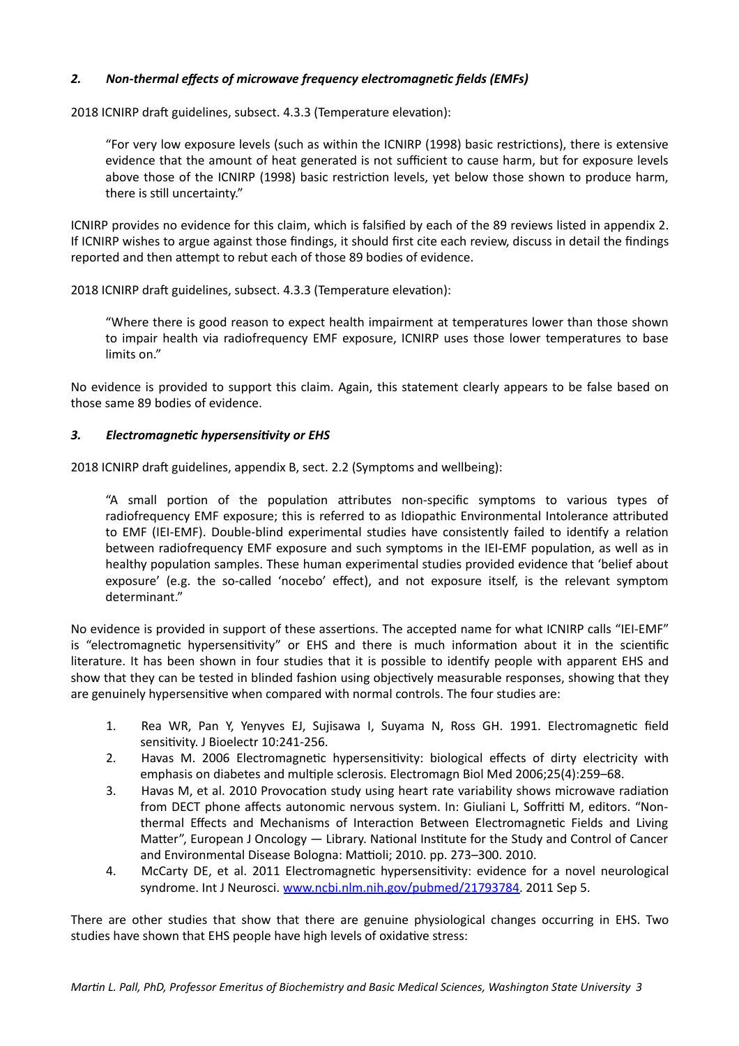### *2. Non-thermal effects of microwave frequency electromagnetic fields (EMFs)*

2018 ICNIRP draft guidelines, subsect. 4.3.3 (Temperature elevation):

> "For very low exposure levels (such as within the ICNIRP (1998) basic restrictions), there is extensive evidence that the amount of heat generated is not sufficient to cause harm, but for exposure levels above those of the ICNIRP (1998) basic restriction levels, yet below those shown to produce harm, there is still uncertainty."

ICNIRP provides no evidence for this claim, which is falsified by each of the 89 reviews listed in appendix 2. If ICNIRP wishes to argue against those findings, it should first cite each review, discuss in detail the findings reported and then attempt to rebut each of those 89 bodies of evidence.

2018 ICNIRP draft guidelines, subsect. 4.3.3 (Temperature elevation):

> "Where there is good reason to expect health impairment at temperatures lower than those shown to impair health via radiofrequency EMF exposure, ICNIRP uses those lower temperatures to base limits on."

No evidence is provided to support this claim. Again, this statement clearly appears to be false based on those same 89 bodies of evidence.

### *3. Electromagnetic hypersensitivity or EHS*

2018 ICNIRP draft guidelines, appendix B, sect. 2.2 (Symptoms and wellbeing):

> "A small portion of the population attributes non-specific symptoms to various types of radiofrequency EMF exposure; this is referred to as Idiopathic Environmental Intolerance attributed to EMF (IEI-EMF). Double-blind experimental studies have consistently failed to identify a relation between radiofrequency EMF exposure and such symptoms in the IEI-EMF population, as well as in healthy population samples. These human experimental studies provided evidence that 'belief about exposure' (e.g. the so-called 'nocebo' effect), and not exposure itself, is the relevant symptom determinant."

No evidence is provided in support of these assertions. The accepted name for what ICNIRP calls "IEI-EMF" is "electromagnetic hypersensitivity" or EHS and there is much information about it in the scientific literature. It has been shown in four studies that it is possible to identify people with apparent EHS and show that they can be tested in blinded fashion using objectively measurable responses, showing that they are genuinely hypersensitive when compared with normal controls. The four studies are:

1. Rea WR, Pan Y, Yenyves EJ, Sujisawa I, Suyama N, Ross GH. 1991. Electromagnetic field sensitivity. J Bioelectr 10:241-256.
2. Havas M. 2006 Electromagnetic hypersensitivity: biological effects of dirty electricity with emphasis on diabetes and multiple sclerosis. Electromagn Biol Med 2006;25(4):259–68.
3. Havas M, et al. 2010 Provocation study using heart rate variability shows microwave radiation from DECT phone affects autonomic nervous system. In: Giuliani L, Soffritti M, editors. "Non-thermal Effects and Mechanisms of Interaction Between Electromagnetic Fields and Living Matter", European J Oncology — Library. National Institute for the Study and Control of Cancer and Environmental Disease Bologna: Mattioli; 2010. pp. 273–300. 2010.
4. McCarty DE, et al. 2011 Electromagnetic hypersensitivity: evidence for a novel neurological syndrome. Int J Neurosci. [www.ncbi.nlm.nih.gov/pubmed/21793784](http://www.ncbi.nlm.nih.gov/pubmed/21793784). 2011 Sep 5.

There are other studies that show that there are genuine physiological changes occurring in EHS. Two studies have shown that EHS people have high levels of oxidative stress: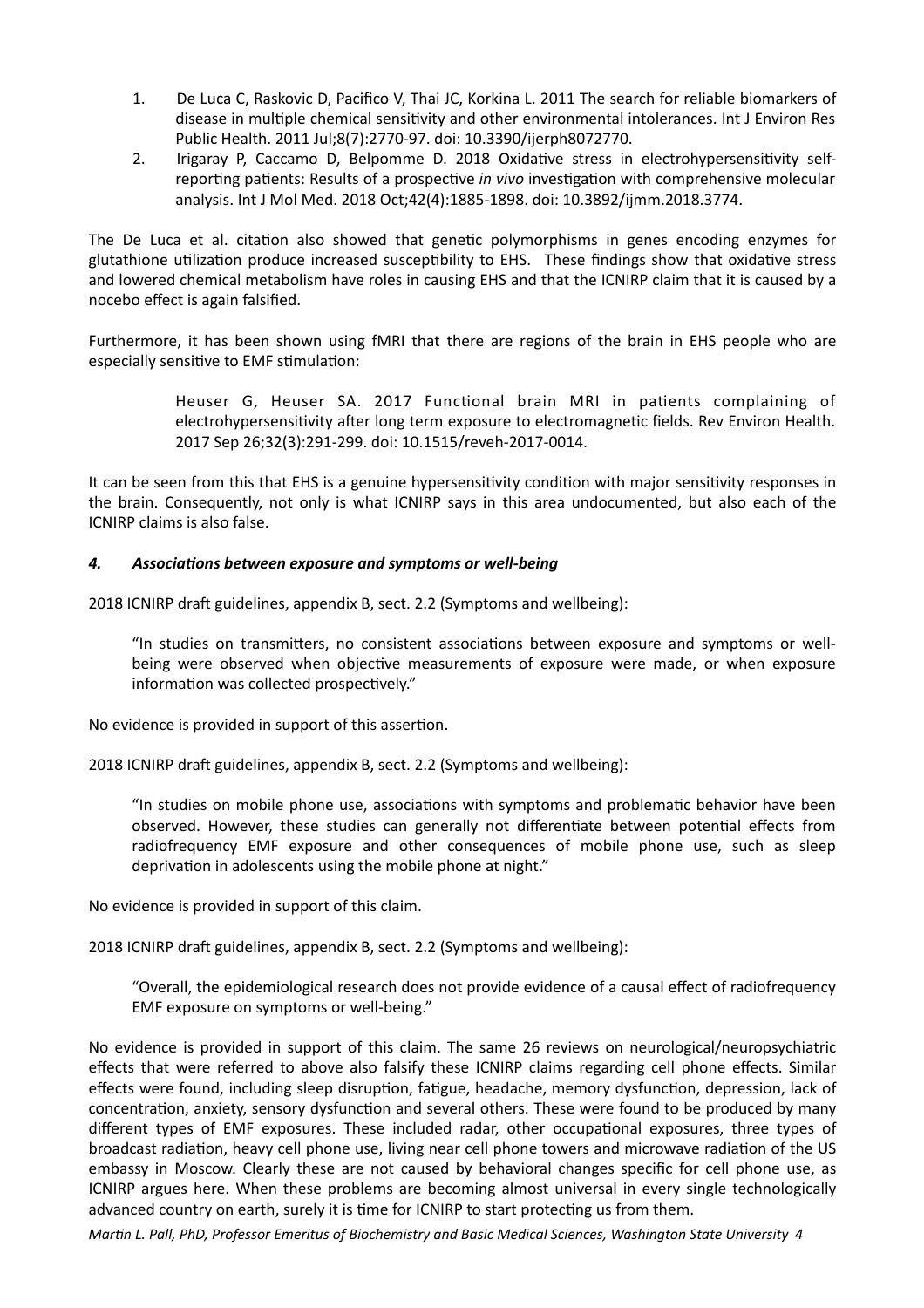1. De Luca C, Raskovic D, Pacifico V, Thai JC, Korkina L. 2011 The search for reliable biomarkers of disease in multiple chemical sensitivity and other environmental intolerances. Int J Environ Res Public Health. 2011 Jul;8(7):2770-97. doi: 10.3390/ijerph8072770.
2. Irigaray P, Caccamo D, Belpomme D. 2018 Oxidative stress in electrohypersensitivity self-reporting patients: Results of a prospective *in vivo* investigation with comprehensive molecular analysis. Int J Mol Med. 2018 Oct;42(4):1885-1898. doi: 10.3892/ijmm.2018.3774.

The De Luca et al. citation also showed that genetic polymorphisms in genes encoding enzymes for glutathione utilization produce increased susceptibility to EHS. These findings show that oxidative stress and lowered chemical metabolism have roles in causing EHS and that the ICNIRP claim that it is caused by a nocebo effect is again falsified.

Furthermore, it has been shown using fMRI that there are regions of the brain in EHS people who are especially sensitive to EMF stimulation:

> Heuser G, Heuser SA. 2017 Functional brain MRI in patients complaining of electrohypersensitivity after long term exposure to electromagnetic fields. Rev Environ Health. 2017 Sep 26;32(3):291-299. doi: 10.1515/reveh-2017-0014.

It can be seen from this that EHS is a genuine hypersensitivity condition with major sensitivity responses in the brain. Consequently, not only is what ICNIRP says in this area undocumented, but also each of the ICNIRP claims is also false.

### *4. Associations between exposure and symptoms or well-being*

2018 ICNIRP draft guidelines, appendix B, sect. 2.2 (Symptoms and wellbeing):

> "In studies on transmitters, no consistent associations between exposure and symptoms or well-being were observed when objective measurements of exposure were made, or when exposure information was collected prospectively."

No evidence is provided in support of this assertion.

2018 ICNIRP draft guidelines, appendix B, sect. 2.2 (Symptoms and wellbeing):

> "In studies on mobile phone use, associations with symptoms and problematic behavior have been observed. However, these studies can generally not differentiate between potential effects from radiofrequency EMF exposure and other consequences of mobile phone use, such as sleep deprivation in adolescents using the mobile phone at night."

No evidence is provided in support of this claim.

2018 ICNIRP draft guidelines, appendix B, sect. 2.2 (Symptoms and wellbeing):

> "Overall, the epidemiological research does not provide evidence of a causal effect of radiofrequency EMF exposure on symptoms or well-being."

No evidence is provided in support of this claim. The same 26 reviews on neurological/neuropsychiatric effects that were referred to above also falsify these ICNIRP claims regarding cell phone effects. Similar effects were found, including sleep disruption, fatigue, headache, memory dysfunction, depression, lack of concentration, anxiety, sensory dysfunction and several others. These were found to be produced by many different types of EMF exposures. These included radar, other occupational exposures, three types of broadcast radiation, heavy cell phone use, living near cell phone towers and microwave radiation of the US embassy in Moscow. Clearly these are not caused by behavioral changes specific for cell phone use, as ICNIRP argues here. When these problems are becoming almost universal in every single technologically advanced country on earth, surely it is time for ICNIRP to start protecting us from them.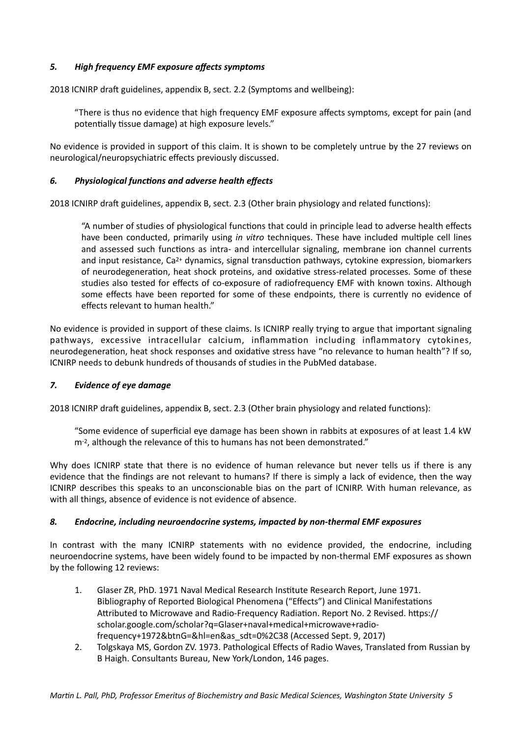### *5. High frequency EMF exposure affects symptoms*

2018 ICNIRP draft guidelines, appendix B, sect. 2.2 (Symptoms and wellbeing):

> "There is thus no evidence that high frequency EMF exposure affects symptoms, except for pain (and potentially tissue damage) at high exposure levels."

No evidence is provided in support of this claim. It is shown to be completely untrue by the 27 reviews on neurological/neuropsychiatric effects previously discussed.

### *6. Physiological functions and adverse health effects*

2018 ICNIRP draft guidelines, appendix B, sect. 2.3 (Other brain physiology and related functions):

> "A number of studies of physiological functions that could in principle lead to adverse health effects have been conducted, primarily using *in vitro* techniques. These have included multiple cell lines and assessed such functions as intra- and intercellular signaling, membrane ion channel currents and input resistance, $Ca^{2+}$ dynamics, signal transduction pathways, cytokine expression, biomarkers of neurodegeneration, heat shock proteins, and oxidative stress-related processes. Some of these studies also tested for effects of co-exposure of radiofrequency EMF with known toxins. Although some effects have been reported for some of these endpoints, there is currently no evidence of effects relevant to human health."

No evidence is provided in support of these claims. Is ICNIRP really trying to argue that important signaling pathways, excessive intracellular calcium, inflammation including inflammatory cytokines, neurodegeneration, heat shock responses and oxidative stress have "no relevance to human health"? If so, ICNIRP needs to debunk hundreds of thousands of studies in the PubMed database.

### *7. Evidence of eye damage*

2018 ICNIRP draft guidelines, appendix B, sect. 2.3 (Other brain physiology and related functions):

> "Some evidence of superficial eye damage has been shown in rabbits at exposures of at least 1.4 kW $m^{-2}$, although the relevance of this to humans has not been demonstrated."

Why does ICNIRP state that there is no evidence of human relevance but never tells us if there is any evidence that the findings are not relevant to humans? If there is simply a lack of evidence, then the way ICNIRP describes this speaks to an unconscionable bias on the part of ICNIRP. With human relevance, as with all things, absence of evidence is not evidence of absence.

### *8. Endocrine, including neuroendocrine systems, impacted by non-thermal EMF exposures*

In contrast with the many ICNIRP statements with no evidence provided, the endocrine, including neuroendocrine systems, have been widely found to be impacted by non-thermal EMF exposures as shown by the following 12 reviews:

1. Glaser ZR, PhD. 1971 Naval Medical Research Institute Research Report, June 1971. Bibliography of Reported Biological Phenomena ("Effects") and Clinical Manifestations Attributed to Microwave and Radio-Frequency Radiation. Report No. 2 Revised. https://scholar.google.com/scholar?q=Glaser+naval+medical+microwave+radio-frequency+1972&btnG=&hl=en&as_sdt=0%2C38 (Accessed Sept. 9, 2017)
2. Tolgskaya MS, Gordon ZV. 1973. Pathological Effects of Radio Waves, Translated from Russian by B Haigh. Consultants Bureau, New York/London, 146 pages.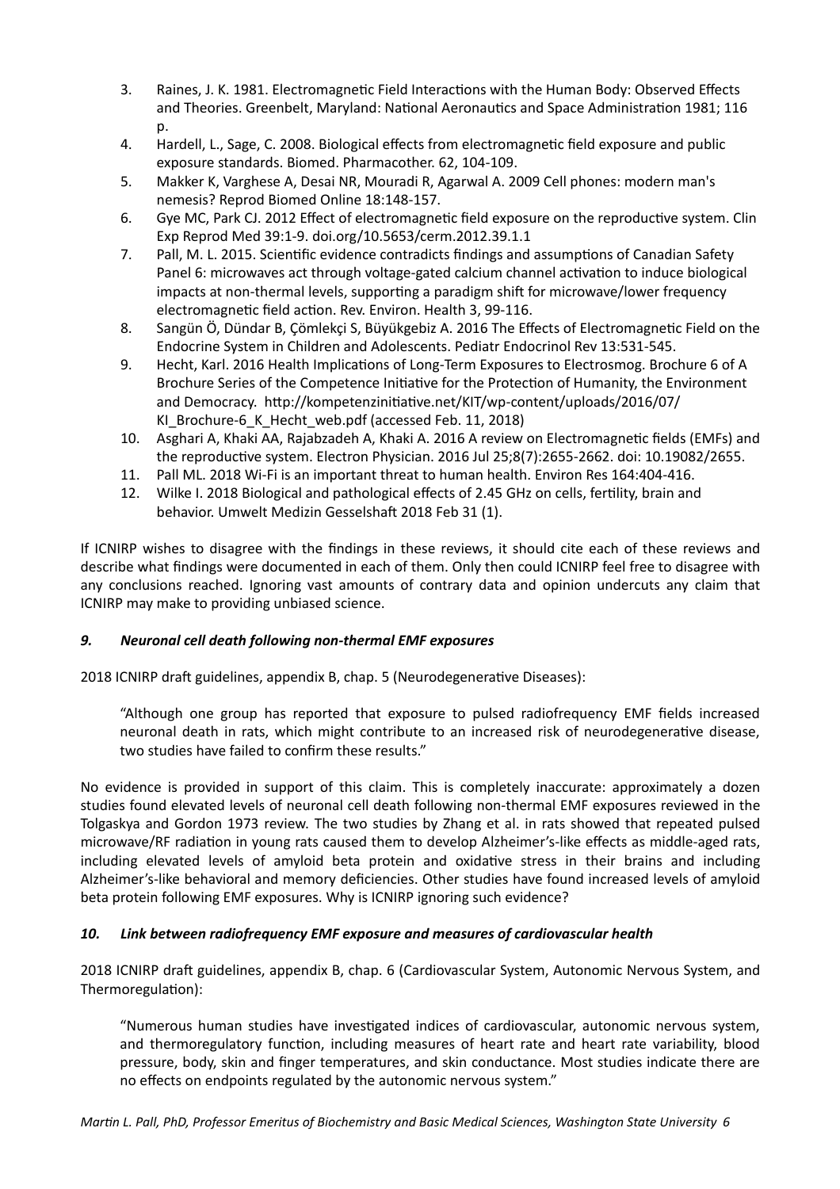3. Raines, J. K. 1981. Electromagnetic Field Interactions with the Human Body: Observed Effects and Theories. Greenbelt, Maryland: National Aeronautics and Space Administration 1981; 116 p.
4. Hardell, L., Sage, C. 2008. Biological effects from electromagnetic field exposure and public exposure standards. Biomed. Pharmacother. 62, 104-109.
5. Makker K, Varghese A, Desai NR, Mouradi R, Agarwal A. 2009 Cell phones: modern man's nemesis? Reprod Biomed Online 18:148-157.
6. Gye MC, Park CJ. 2012 Effect of electromagnetic field exposure on the reproductive system. Clin Exp Reprod Med 39:1-9. doi.org/10.5653/cerm.2012.39.1.1
7. Pall, M. L. 2015. Scientific evidence contradicts findings and assumptions of Canadian Safety Panel 6: microwaves act through voltage-gated calcium channel activation to induce biological impacts at non-thermal levels, supporting a paradigm shift for microwave/lower frequency electromagnetic field action. Rev. Environ. Health 3, 99-116.
8. Sangün Ö, Dündar B, Çömlekçi S, Büyükgebiz A. 2016 The Effects of Electromagnetic Field on the Endocrine System in Children and Adolescents. Pediatr Endocrinol Rev 13:531-545.
9. Hecht, Karl. 2016 Health Implications of Long-Term Exposures to Electrosmog. Brochure 6 of A Brochure Series of the Competence Initiative for the Protection of Humanity, the Environment and Democracy. http://kompetenzinitiative.net/KIT/wp-content/uploads/2016/07/KI_Brochure-6_K_Hecht_web.pdf (accessed Feb. 11, 2018)
10. Asghari A, Khaki AA, Rajabzadeh A, Khaki A. 2016 A review on Electromagnetic fields (EMFs) and the reproductive system. Electron Physician. 2016 Jul 25;8(7):2655-2662. doi: 10.19082/2655.
11. Pall ML. 2018 Wi-Fi is an important threat to human health. Environ Res 164:404-416.
12. Wilke I. 2018 Biological and pathological effects of 2.45 GHz on cells, fertility, brain and behavior. Umwelt Medizin Gesselshaft 2018 Feb 31 (1).

If ICNIRP wishes to disagree with the findings in these reviews, it should cite each of these reviews and describe what findings were documented in each of them. Only then could ICNIRP feel free to disagree with any conclusions reached. Ignoring vast amounts of contrary data and opinion undercuts any claim that ICNIRP may make to providing unbiased science.

### *9. Neuronal cell death following non-thermal EMF exposures*

2018 ICNIRP draft guidelines, appendix B, chap. 5 (Neurodegenerative Diseases):

> "Although one group has reported that exposure to pulsed radiofrequency EMF fields increased neuronal death in rats, which might contribute to an increased risk of neurodegenerative disease, two studies have failed to confirm these results."

No evidence is provided in support of this claim. This is completely inaccurate: approximately a dozen studies found elevated levels of neuronal cell death following non-thermal EMF exposures reviewed in the Tolgaskya and Gordon 1973 review. The two studies by Zhang et al. in rats showed that repeated pulsed microwave/RF radiation in young rats caused them to develop Alzheimer's-like effects as middle-aged rats, including elevated levels of amyloid beta protein and oxidative stress in their brains and including Alzheimer's-like behavioral and memory deficiencies. Other studies have found increased levels of amyloid beta protein following EMF exposures. Why is ICNIRP ignoring such evidence?

### *10. Link between radiofrequency EMF exposure and measures of cardiovascular health*

2018 ICNIRP draft guidelines, appendix B, chap. 6 (Cardiovascular System, Autonomic Nervous System, and Thermoregulation):

> "Numerous human studies have investigated indices of cardiovascular, autonomic nervous system, and thermoregulatory function, including measures of heart rate and heart rate variability, blood pressure, body, skin and finger temperatures, and skin conductance. Most studies indicate there are no effects on endpoints regulated by the autonomic nervous system."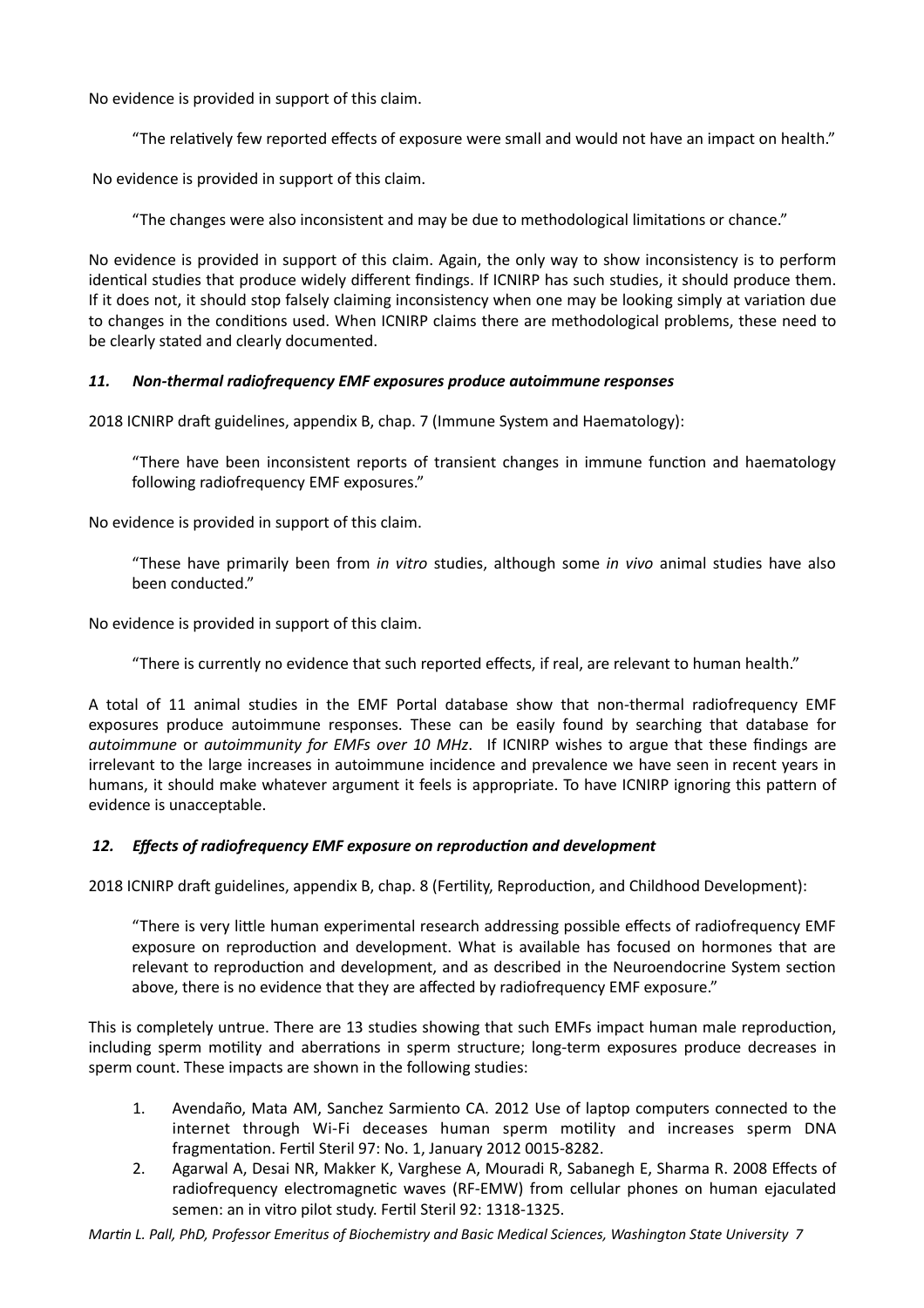No evidence is provided in support of this claim.

> "The relatively few reported effects of exposure were small and would not have an impact on health."

No evidence is provided in support of this claim.

> "The changes were also inconsistent and may be due to methodological limitations or chance."

No evidence is provided in support of this claim. Again, the only way to show inconsistency is to perform identical studies that produce widely different findings. If ICNIRP has such studies, it should produce them. If it does not, it should stop falsely claiming inconsistency when one may be looking simply at variation due to changes in the conditions used. When ICNIRP claims there are methodological problems, these need to be clearly stated and clearly documented.

### *11. Non-thermal radiofrequency EMF exposures produce autoimmune responses*

2018 ICNIRP draft guidelines, appendix B, chap. 7 (Immune System and Haematology):

> "There have been inconsistent reports of transient changes in immune function and haematology following radiofrequency EMF exposures."

No evidence is provided in support of this claim.

> "These have primarily been from *in vitro* studies, although some *in vivo* animal studies have also been conducted."

No evidence is provided in support of this claim.

> "There is currently no evidence that such reported effects, if real, are relevant to human health."

A total of 11 animal studies in the EMF Portal database show that non-thermal radiofrequency EMF exposures produce autoimmune responses. These can be easily found by searching that database for *autoimmune* or *autoimmunity for EMFs over 10 MHz*. If ICNIRP wishes to argue that these findings are irrelevant to the large increases in autoimmune incidence and prevalence we have seen in recent years in humans, it should make whatever argument it feels is appropriate. To have ICNIRP ignoring this pattern of evidence is unacceptable.

### *12. Effects of radiofrequency EMF exposure on reproduction and development*

2018 ICNIRP draft guidelines, appendix B, chap. 8 (Fertility, Reproduction, and Childhood Development):

> "There is very little human experimental research addressing possible effects of radiofrequency EMF exposure on reproduction and development. What is available has focused on hormones that are relevant to reproduction and development, and as described in the Neuroendocrine System section above, there is no evidence that they are affected by radiofrequency EMF exposure."

This is completely untrue. There are 13 studies showing that such EMFs impact human male reproduction, including sperm motility and aberrations in sperm structure; long-term exposures produce decreases in sperm count. These impacts are shown in the following studies:

1. Avendaño, Mata AM, Sanchez Sarmiento CA. 2012 Use of laptop computers connected to the internet through Wi-Fi deceases human sperm motility and increases sperm DNA fragmentation. Fertil Steril 97: No. 1, January 2012 0015-8282.
2. Agarwal A, Desai NR, Makker K, Varghese A, Mouradi R, Sabanegh E, Sharma R. 2008 Effects of radiofrequency electromagnetic waves (RF-EMW) from cellular phones on human ejaculated semen: an in vitro pilot study. Fertil Steril 92: 1318-1325.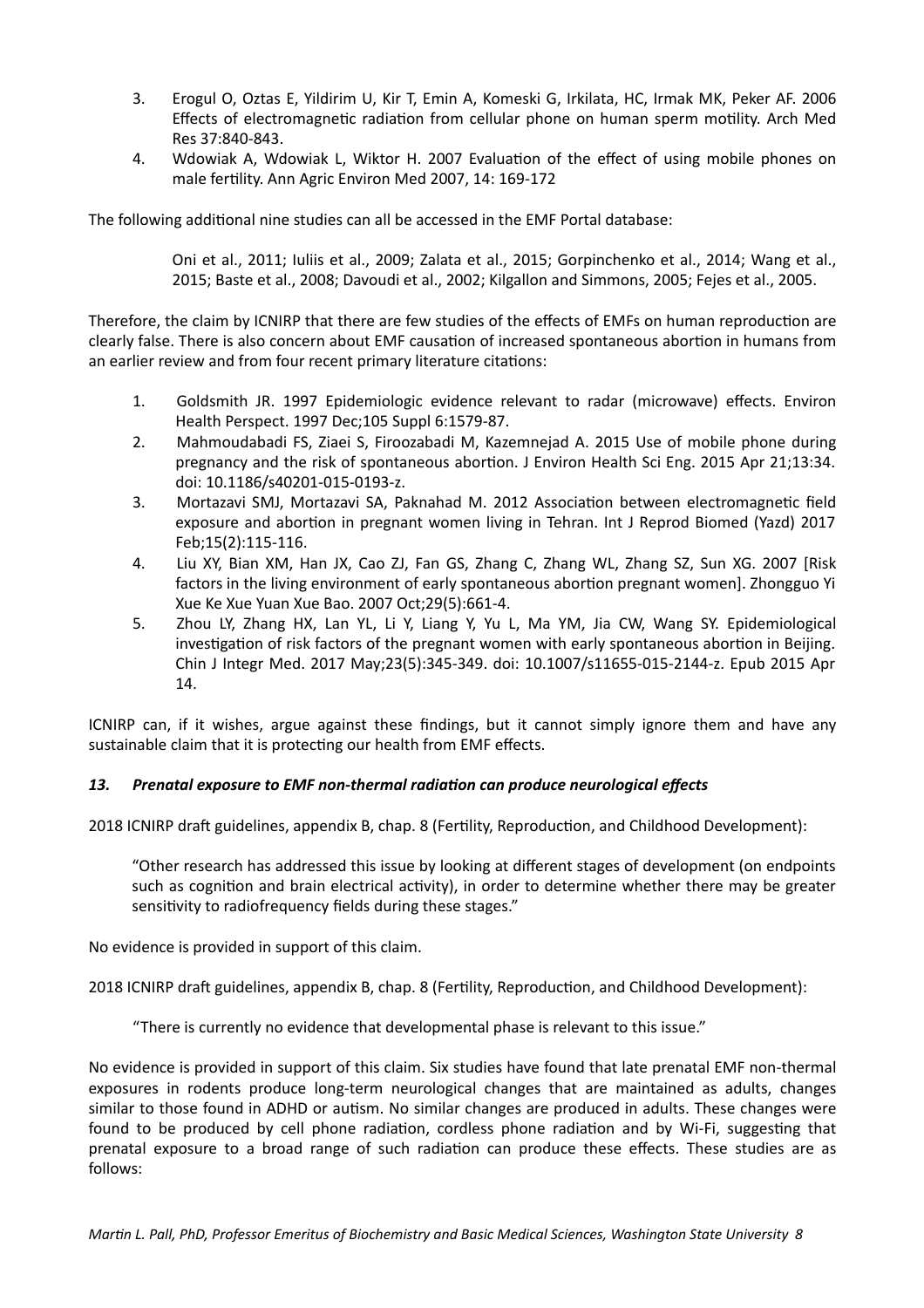3. Erogul O, Oztas E, Yildirim U, Kir T, Emin A, Komeski G, Irkilata, HC, Irmak MK, Peker AF. 2006 Effects of electromagnetic radiation from cellular phone on human sperm motility. Arch Med Res 37:840-843.
4. Wdowiak A, Wdowiak L, Wiktor H. 2007 Evaluation of the effect of using mobile phones on male fertility. Ann Agric Environ Med 2007, 14: 169-172

The following additional nine studies can all be accessed in the EMF Portal database:

> Oni et al., 2011; Iuliis et al., 2009; Zalata et al., 2015; Gorpinchenko et al., 2014; Wang et al., 2015; Baste et al., 2008; Davoudi et al., 2002; Kilgallon and Simmons, 2005; Fejes et al., 2005.

Therefore, the claim by ICNIRP that there are few studies of the effects of EMFs on human reproduction are clearly false. There is also concern about EMF causation of increased spontaneous abortion in humans from an earlier review and from four recent primary literature citations:

1. Goldsmith JR. 1997 Epidemiologic evidence relevant to radar (microwave) effects. Environ Health Perspect. 1997 Dec;105 Suppl 6:1579-87.
2. Mahmoudabadi FS, Ziaei S, Firoozabadi M, Kazemnejad A. 2015 Use of mobile phone during pregnancy and the risk of spontaneous abortion. J Environ Health Sci Eng. 2015 Apr 21;13:34. doi: 10.1186/s40201-015-0193-z.
3. Mortazavi SMJ, Mortazavi SA, Paknahad M. 2012 Association between electromagnetic field exposure and abortion in pregnant women living in Tehran. Int J Reprod Biomed (Yazd) 2017 Feb;15(2):115-116.
4. Liu XY, Bian XM, Han JX, Cao ZJ, Fan GS, Zhang C, Zhang WL, Zhang SZ, Sun XG. 2007 [Risk factors in the living environment of early spontaneous abortion pregnant women]. Zhongguo Yi Xue Ke Xue Yuan Xue Bao. 2007 Oct;29(5):661-4.
5. Zhou LY, Zhang HX, Lan YL, Li Y, Liang Y, Yu L, Ma YM, Jia CW, Wang SY. Epidemiological investigation of risk factors of the pregnant women with early spontaneous abortion in Beijing. Chin J Integr Med. 2017 May;23(5):345-349. doi: 10.1007/s11655-015-2144-z. Epub 2015 Apr 14.

ICNIRP can, if it wishes, argue against these findings, but it cannot simply ignore them and have any sustainable claim that it is protecting our health from EMF effects.

### *13. Prenatal exposure to EMF non-thermal radiation can produce neurological effects*

2018 ICNIRP draft guidelines, appendix B, chap. 8 (Fertility, Reproduction, and Childhood Development):

> "Other research has addressed this issue by looking at different stages of development (on endpoints such as cognition and brain electrical activity), in order to determine whether there may be greater sensitivity to radiofrequency fields during these stages."

No evidence is provided in support of this claim.

2018 ICNIRP draft guidelines, appendix B, chap. 8 (Fertility, Reproduction, and Childhood Development):

> "There is currently no evidence that developmental phase is relevant to this issue."

No evidence is provided in support of this claim. Six studies have found that late prenatal EMF non-thermal exposures in rodents produce long-term neurological changes that are maintained as adults, changes similar to those found in ADHD or autism. No similar changes are produced in adults. These changes were found to be produced by cell phone radiation, cordless phone radiation and by Wi-Fi, suggesting that prenatal exposure to a broad range of such radiation can produce these effects. These studies are as follows: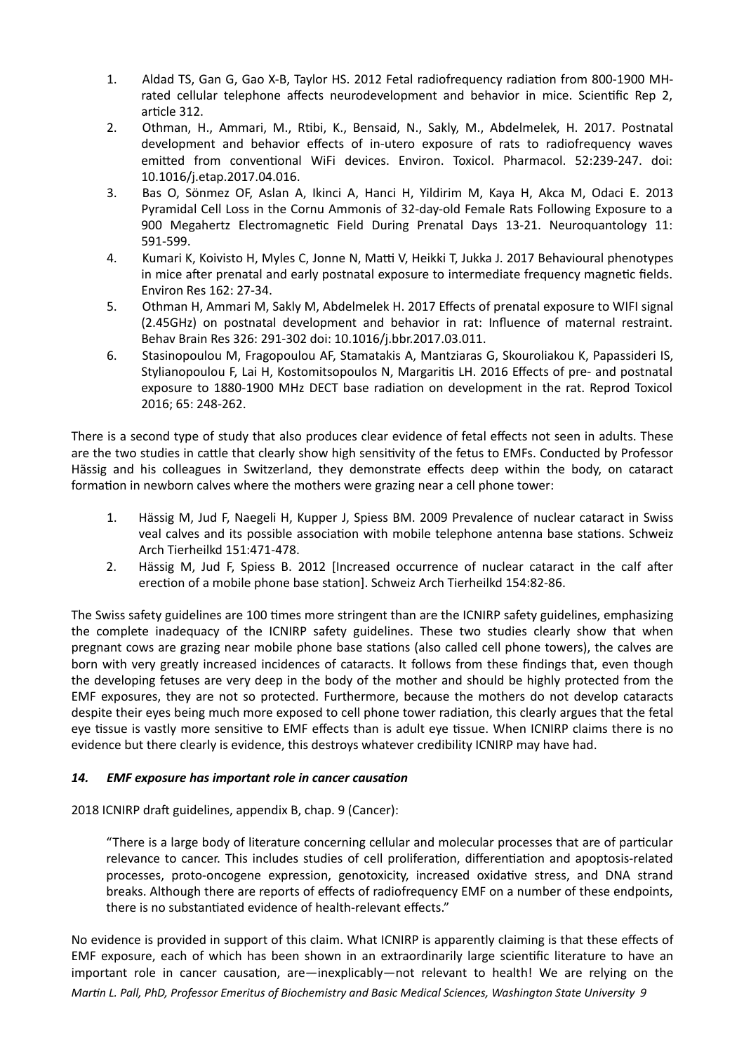1. Aldad TS, Gan G, Gao X-B, Taylor HS. 2012 Fetal radiofrequency radiation from 800-1900 MH-rated cellular telephone affects neurodevelopment and behavior in mice. Scientific Rep 2, article 312.
2. Othman, H., Ammari, M., Rtibi, K., Bensaid, N., Sakly, M., Abdelmelek, H. 2017. Postnatal development and behavior effects of in-utero exposure of rats to radiofrequency waves emitted from conventional WiFi devices. Environ. Toxicol. Pharmacol. 52:239-247. doi: 10.1016/j.etap.2017.04.016.
3. Bas O, Sönmez OF, Aslan A, Ikinci A, Hanci H, Yildirim M, Kaya H, Akca M, Odaci E. 2013 Pyramidal Cell Loss in the Cornu Ammonis of 32-day-old Female Rats Following Exposure to a 900 Megahertz Electromagnetic Field During Prenatal Days 13-21. Neuroquantology 11: 591-599.
4. Kumari K, Koivisto H, Myles C, Jonne N, Matti V, Heikki T, Jukka J. 2017 Behavioural phenotypes in mice after prenatal and early postnatal exposure to intermediate frequency magnetic fields. Environ Res 162: 27-34.
5. Othman H, Ammari M, Sakly M, Abdelmelek H. 2017 Effects of prenatal exposure to WIFI signal (2.45GHz) on postnatal development and behavior in rat: Influence of maternal restraint. Behav Brain Res 326: 291-302 doi: 10.1016/j.bbr.2017.03.011.
6. Stasinopoulou M, Fragopoulou AF, Stamatakis A, Mantziaras G, Skouroliakou K, Papassideri IS, Stylianopoulou F, Lai H, Kostomitsopoulos N, Margaritis LH. 2016 Effects of pre- and postnatal exposure to 1880-1900 MHz DECT base radiation on development in the rat. Reprod Toxicol 2016; 65: 248-262.

There is a second type of study that also produces clear evidence of fetal effects not seen in adults. These are the two studies in cattle that clearly show high sensitivity of the fetus to EMFs. Conducted by Professor Hässig and his colleagues in Switzerland, they demonstrate effects deep within the body, on cataract formation in newborn calves where the mothers were grazing near a cell phone tower:

1. Hässig M, Jud F, Naegeli H, Kupper J, Spiess BM. 2009 Prevalence of nuclear cataract in Swiss veal calves and its possible association with mobile telephone antenna base stations. Schweiz Arch Tierheilkd 151:471-478.
2. Hässig M, Jud F, Spiess B. 2012 [Increased occurrence of nuclear cataract in the calf after erection of a mobile phone base station]. Schweiz Arch Tierheilkd 154:82-86.

The Swiss safety guidelines are 100 times more stringent than are the ICNIRP safety guidelines, emphasizing the complete inadequacy of the ICNIRP safety guidelines. These two studies clearly show that when pregnant cows are grazing near mobile phone base stations (also called cell phone towers), the calves are born with very greatly increased incidences of cataracts. It follows from these findings that, even though the developing fetuses are very deep in the body of the mother and should be highly protected from the EMF exposures, they are not so protected. Furthermore, because the mothers do not develop cataracts despite their eyes being much more exposed to cell phone tower radiation, this clearly argues that the fetal eye tissue is vastly more sensitive to EMF effects than is adult eye tissue. When ICNIRP claims there is no evidence but there clearly is evidence, this destroys whatever credibility ICNIRP may have had.

### *14. EMF exposure has important role in cancer causation*

2018 ICNIRP draft guidelines, appendix B, chap. 9 (Cancer):

> "There is a large body of literature concerning cellular and molecular processes that are of particular relevance to cancer. This includes studies of cell proliferation, differentiation and apoptosis-related processes, proto-oncogene expression, genotoxicity, increased oxidative stress, and DNA strand breaks. Although there are reports of effects of radiofrequency EMF on a number of these endpoints, there is no substantiated evidence of health-relevant effects."

No evidence is provided in support of this claim. What ICNIRP is apparently claiming is that these effects of EMF exposure, each of which has been shown in an extraordinarily large scientific literature to have an important role in cancer causation, are—inexplicably—not relevant to health! We are relying on the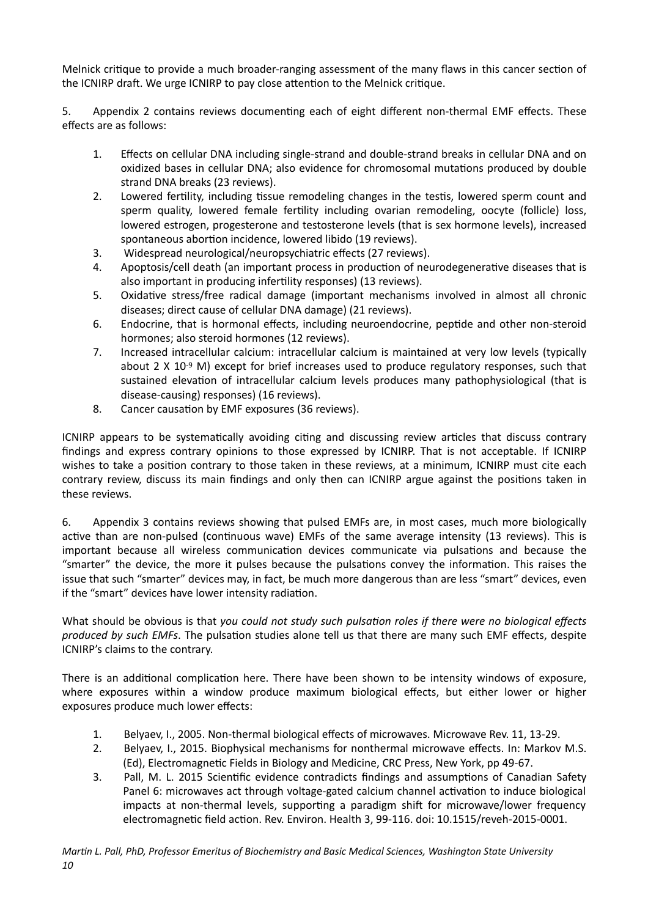Melnick critique to provide a much broader-ranging assessment of the many flaws in this cancer section of the ICNIRP draft. We urge ICNIRP to pay close attention to the Melnick critique.

5. Appendix 2 contains reviews documenting each of eight different non-thermal EMF effects. These effects are as follows:

1. Effects on cellular DNA including single-strand and double-strand breaks in cellular DNA and on oxidized bases in cellular DNA; also evidence for chromosomal mutations produced by double strand DNA breaks (23 reviews).
2. Lowered fertility, including tissue remodeling changes in the testis, lowered sperm count and sperm quality, lowered female fertility including ovarian remodeling, oocyte (follicle) loss, lowered estrogen, progesterone and testosterone levels (that is sex hormone levels), increased spontaneous abortion incidence, lowered libido (19 reviews).
3. Widespread neurological/neuropsychiatric effects (27 reviews).
4. Apoptosis/cell death (an important process in production of neurodegenerative diseases that is also important in producing infertility responses) (13 reviews).
5. Oxidative stress/free radical damage (important mechanisms involved in almost all chronic diseases; direct cause of cellular DNA damage) (21 reviews).
6. Endocrine, that is hormonal effects, including neuroendocrine, peptide and other non-steroid hormones; also steroid hormones (12 reviews).
7. Increased intracellular calcium: intracellular calcium is maintained at very low levels (typically about $2 \times 10^{-9}$ M) except for brief increases used to produce regulatory responses, such that sustained elevation of intracellular calcium levels produces many pathophysiological (that is disease-causing) responses) (16 reviews).
8. Cancer causation by EMF exposures (36 reviews).

ICNIRP appears to be systematically avoiding citing and discussing review articles that discuss contrary findings and express contrary opinions to those expressed by ICNIRP. That is not acceptable. If ICNIRP wishes to take a position contrary to those taken in these reviews, at a minimum, ICNIRP must cite each contrary review, discuss its main findings and only then can ICNIRP argue against the positions taken in these reviews.

6. Appendix 3 contains reviews showing that pulsed EMFs are, in most cases, much more biologically active than are non-pulsed (continuous wave) EMFs of the same average intensity (13 reviews). This is important because all wireless communication devices communicate via pulsations and because the "smarter" the device, the more it pulses because the pulsations convey the information. This raises the issue that such "smarter" devices may, in fact, be much more dangerous than are less "smart" devices, even if the "smart" devices have lower intensity radiation.

What should be obvious is that *you could not study such pulsation roles if there were no biological effects produced by such EMFs*. The pulsation studies alone tell us that there are many such EMF effects, despite ICNIRP's claims to the contrary.

There is an additional complication here. There have been shown to be intensity windows of exposure, where exposures within a window produce maximum biological effects, but either lower or higher exposures produce much lower effects:

1. Belyaev, I., 2005. Non-thermal biological effects of microwaves. Microwave Rev. 11, 13-29.
2. Belyaev, I., 2015. Biophysical mechanisms for nonthermal microwave effects. In: Markov M.S. (Ed), Electromagnetic Fields in Biology and Medicine, CRC Press, New York, pp 49-67.
3. Pall, M. L. 2015 Scientific evidence contradicts findings and assumptions of Canadian Safety Panel 6: microwaves act through voltage-gated calcium channel activation to induce biological impacts at non-thermal levels, supporting a paradigm shift for microwave/lower frequency electromagnetic field action. Rev. Environ. Health 3, 99-116. doi: 10.1515/reveh-2015-0001.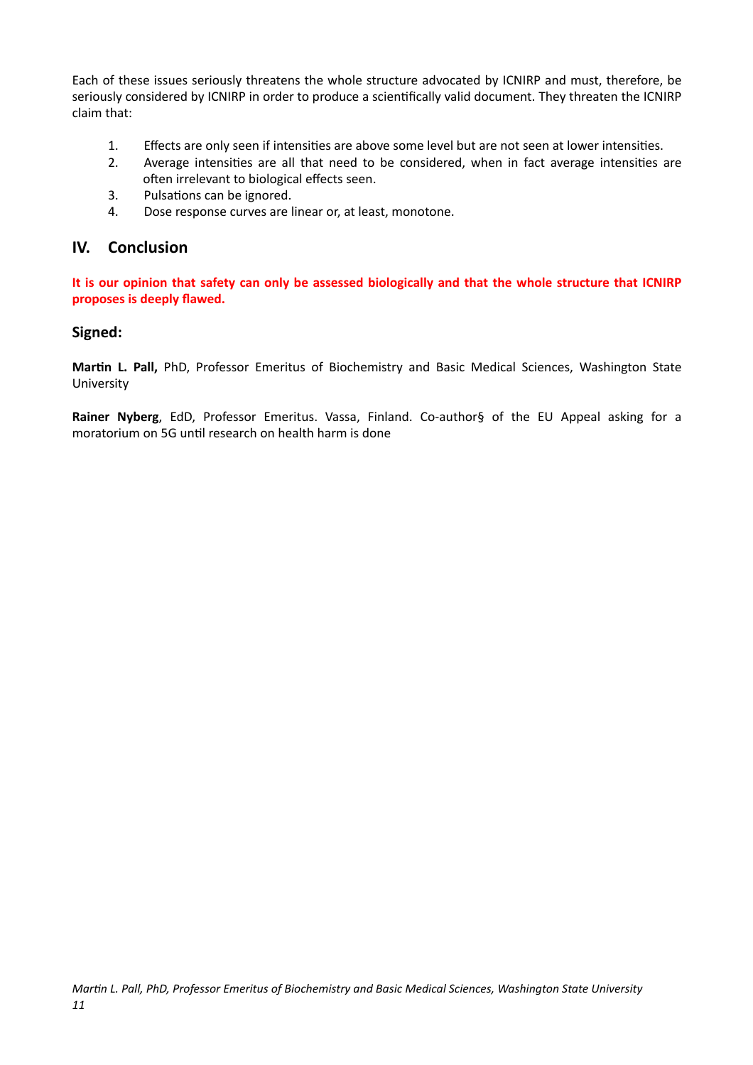Each of these issues seriously threatens the whole structure advocated by ICNIRP and must, therefore, be seriously considered by ICNIRP in order to produce a scientifically valid document. They threaten the ICNIRP claim that:

1. Effects are only seen if intensities are above some level but are not seen at lower intensities.
2. Average intensities are all that need to be considered, when in fact average intensities are often irrelevant to biological effects seen.
3. Pulsations can be ignored.
4. Dose response curves are linear or, at least, monotone.

## IV. Conclusion

**It is our opinion that safety can only be assessed biologically and that the whole structure that ICNIRP proposes is deeply flawed.**

### Signed:

**Martin L. Pall,** PhD, Professor Emeritus of Biochemistry and Basic Medical Sciences, Washington State University

**Rainer Nyberg**, EdD, Professor Emeritus. Vassa, Finland. Co-author§ of the EU Appeal asking for a moratorium on 5G until research on health harm is done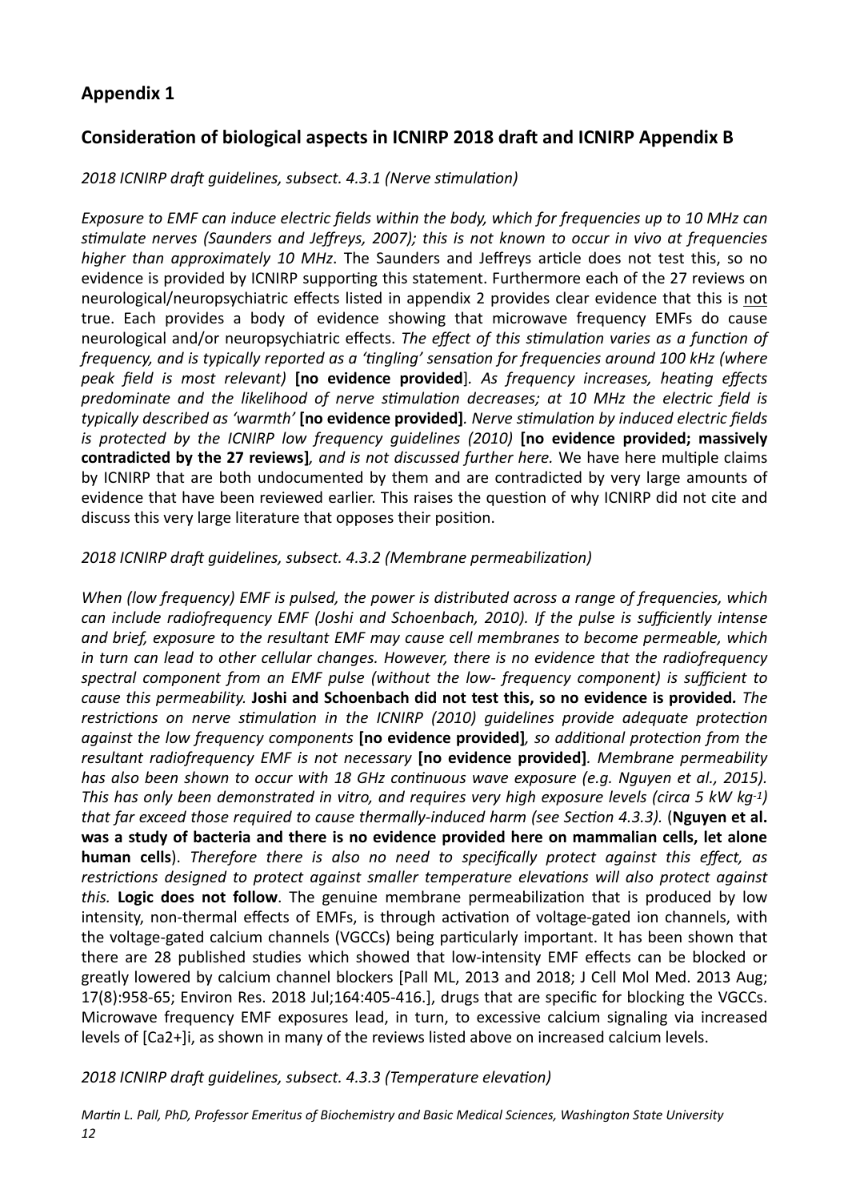## Appendix 1

## Consideration of biological aspects in ICNIRP 2018 draft and ICNIRP Appendix B

*2018 ICNIRP draft guidelines, subsect. 4.3.1 (Nerve stimulation)*

*Exposure to EMF can induce electric fields within the body, which for frequencies up to 10 MHz can stimulate nerves (Saunders and Jeffreys, 2007); this is not known to occur in vivo at frequencies higher than approximately 10 MHz*. The Saunders and Jeffreys article does not test this, so no evidence is provided by ICNIRP supporting this statement. Furthermore each of the 27 reviews on neurological/neuropsychiatric effects listed in appendix 2 provides clear evidence that this is <u>not</u> true. Each provides a body of evidence showing that microwave frequency EMFs do cause neurological and/or neuropsychiatric effects. *The effect of this stimulation varies as a function of frequency, and is typically reported as a 'tingling' sensation for frequencies around 100 kHz (where peak field is most relevant)* **[no evidence provided]**. *As frequency increases, heating effects predominate and the likelihood of nerve stimulation decreases; at 10 MHz the electric field is typically described as 'warmth'* **[no evidence provided]**. *Nerve stimulation by induced electric fields is protected by the ICNIRP low frequency guidelines (2010)* **[no evidence provided; massively contradicted by the 27 reviews]***, and is not discussed further here.* We have here multiple claims by ICNIRP that are both undocumented by them and are contradicted by very large amounts of evidence that have been reviewed earlier. This raises the question of why ICNIRP did not cite and discuss this very large literature that opposes their position.

*2018 ICNIRP draft guidelines, subsect. 4.3.2 (Membrane permeabilization)*

*When (low frequency) EMF is pulsed, the power is distributed across a range of frequencies, which can include radiofrequency EMF (Joshi and Schoenbach, 2010). If the pulse is sufficiently intense and brief, exposure to the resultant EMF may cause cell membranes to become permeable, which in turn can lead to other cellular changes. However, there is no evidence that the radiofrequency spectral component from an EMF pulse (without the low- frequency component) is sufficient to cause this permeability.* **Joshi and Schoenbach did not test this, so no evidence is provided.** *The restrictions on nerve stimulation in the ICNIRP (2010) guidelines provide adequate protection against the low frequency components* **[no evidence provided]***, so additional protection from the resultant radiofrequency EMF is not necessary* **[no evidence provided]**. *Membrane permeability has also been shown to occur with 18 GHz continuous wave exposure (e.g. Nguyen et al., 2015). This has only been demonstrated in vitro, and requires very high exposure levels (circa 5 kW kg$^{-1}$) that far exceed those required to cause thermally-induced harm (see Section 4.3.3).* (**Nguyen et al. was a study of bacteria and there is no evidence provided here on mammalian cells, let alone human cells**). *Therefore there is also no need to specifically protect against this effect, as restrictions designed to protect against smaller temperature elevations will also protect against this.* **Logic does not follow**. The genuine membrane permeabilization that is produced by low intensity, non-thermal effects of EMFs, is through activation of voltage-gated ion channels, with the voltage-gated calcium channels (VGCCs) being particularly important. It has been shown that there are 28 published studies which showed that low-intensity EMF effects can be blocked or greatly lowered by calcium channel blockers [Pall ML, 2013 and 2018; J Cell Mol Med. 2013 Aug; 17(8):958-65; Environ Res. 2018 Jul;164:405-416.], drugs that are specific for blocking the VGCCs. Microwave frequency EMF exposures lead, in turn, to excessive calcium signaling via increased levels of $[Ca2+]i$, as shown in many of the reviews listed above on increased calcium levels.

*2018 ICNIRP draft guidelines, subsect. 4.3.3 (Temperature elevation)*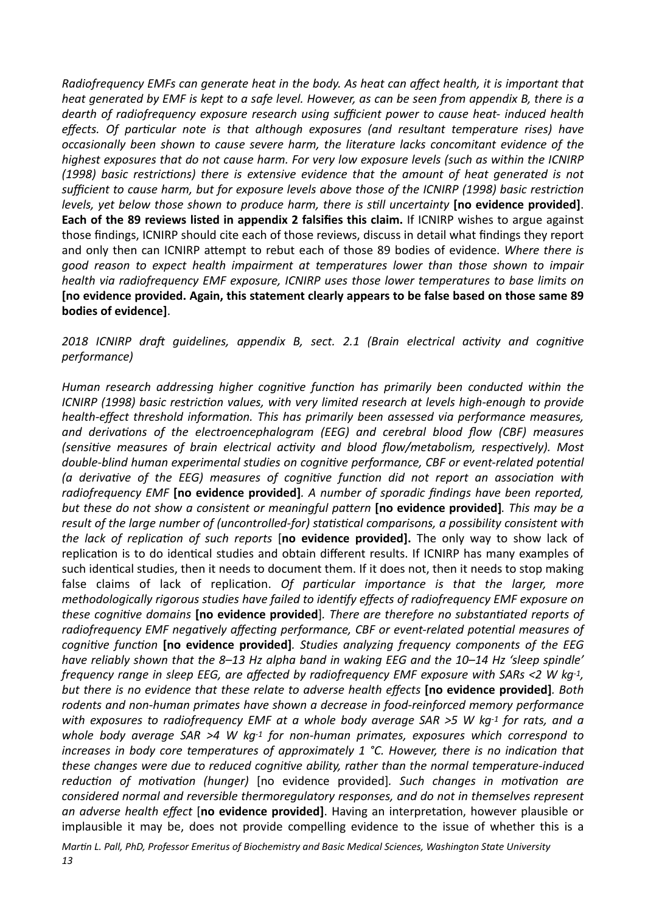*Radiofrequency EMFs can generate heat in the body. As heat can affect health, it is important that heat generated by EMF is kept to a safe level. However, as can be seen from appendix B, there is a dearth of radiofrequency exposure research using sufficient power to cause heat- induced health effects. Of particular note is that although exposures (and resultant temperature rises) have occasionally been shown to cause severe harm, the literature lacks concomitant evidence of the highest exposures that do not cause harm. For very low exposure levels (such as within the ICNIRP (1998) basic restrictions) there is extensive evidence that the amount of heat generated is not sufficient to cause harm, but for exposure levels above those of the ICNIRP (1998) basic restriction levels, yet below those shown to produce harm, there is still uncertainty* **[no evidence provided]**. **Each of the 89 reviews listed in appendix 2 falsifies this claim.** If ICNIRP wishes to argue against those findings, ICNIRP should cite each of those reviews, discuss in detail what findings they report and only then can ICNIRP attempt to rebut each of those 89 bodies of evidence. *Where there is good reason to expect health impairment at temperatures lower than those shown to impair health via radiofrequency EMF exposure, ICNIRP uses those lower temperatures to base limits on* **[no evidence provided. Again, this statement clearly appears to be false based on those same 89 bodies of evidence]**.

*2018 ICNIRP draft guidelines, appendix B, sect. 2.1 (Brain electrical activity and cognitive performance)*

*Human research addressing higher cognitive function has primarily been conducted within the ICNIRP (1998) basic restriction values, with very limited research at levels high-enough to provide health-effect threshold information. This has primarily been assessed via performance measures, and derivations of the electroencephalogram (EEG) and cerebral blood flow (CBF) measures (sensitive measures of brain electrical activity and blood flow/metabolism, respectively). Most double-blind human experimental studies on cognitive performance, CBF or event-related potential (a derivative of the EEG) measures of cognitive function did not report an association with radiofrequency EMF* **[no evidence provided]**. *A number of sporadic findings have been reported, but these do not show a consistent or meaningful pattern* **[no evidence provided]**. *This may be a result of the large number of (uncontrolled-for) statistical comparisons, a possibility consistent with the lack of replication of such reports* [**no evidence provided].** The only way to show lack of replication is to do identical studies and obtain different results. If ICNIRP has many examples of such identical studies, then it needs to document them. If it does not, then it needs to stop making false claims of lack of replication. *Of particular importance is that the larger, more methodologically rigorous studies have failed to identify effects of radiofrequency EMF exposure on these cognitive domains* **[no evidence provided**]. *There are therefore no substantiated reports of radiofrequency EMF negatively affecting performance, CBF or event-related potential measures of cognitive function* **[no evidence provided]**. *Studies analyzing frequency components of the EEG have reliably shown that the 8–13 Hz alpha band in waking EEG and the 10–14 Hz 'sleep spindle' frequency range in sleep EEG, are affected by radiofrequency EMF exposure with SARs <2 W kg$^{-1}$, but there is no evidence that these relate to adverse health effects* **[no evidence provided]**. *Both rodents and non-human primates have shown a decrease in food-reinforced memory performance with exposures to radiofrequency EMF at a whole body average SAR >5 W kg$^{-1}$ for rats, and a whole body average SAR >4 W kg$^{-1}$ for non-human primates, exposures which correspond to increases in body core temperatures of approximately 1 °C. However, there is no indication that these changes were due to reduced cognitive ability, rather than the normal temperature-induced reduction of motivation (hunger)* [no evidence provided]. *Such changes in motivation are considered normal and reversible thermoregulatory responses, and do not in themselves represent an adverse health effect* [**no evidence provided]**. Having an interpretation, however plausible or implausible it may be, does not provide compelling evidence to the issue of whether this is a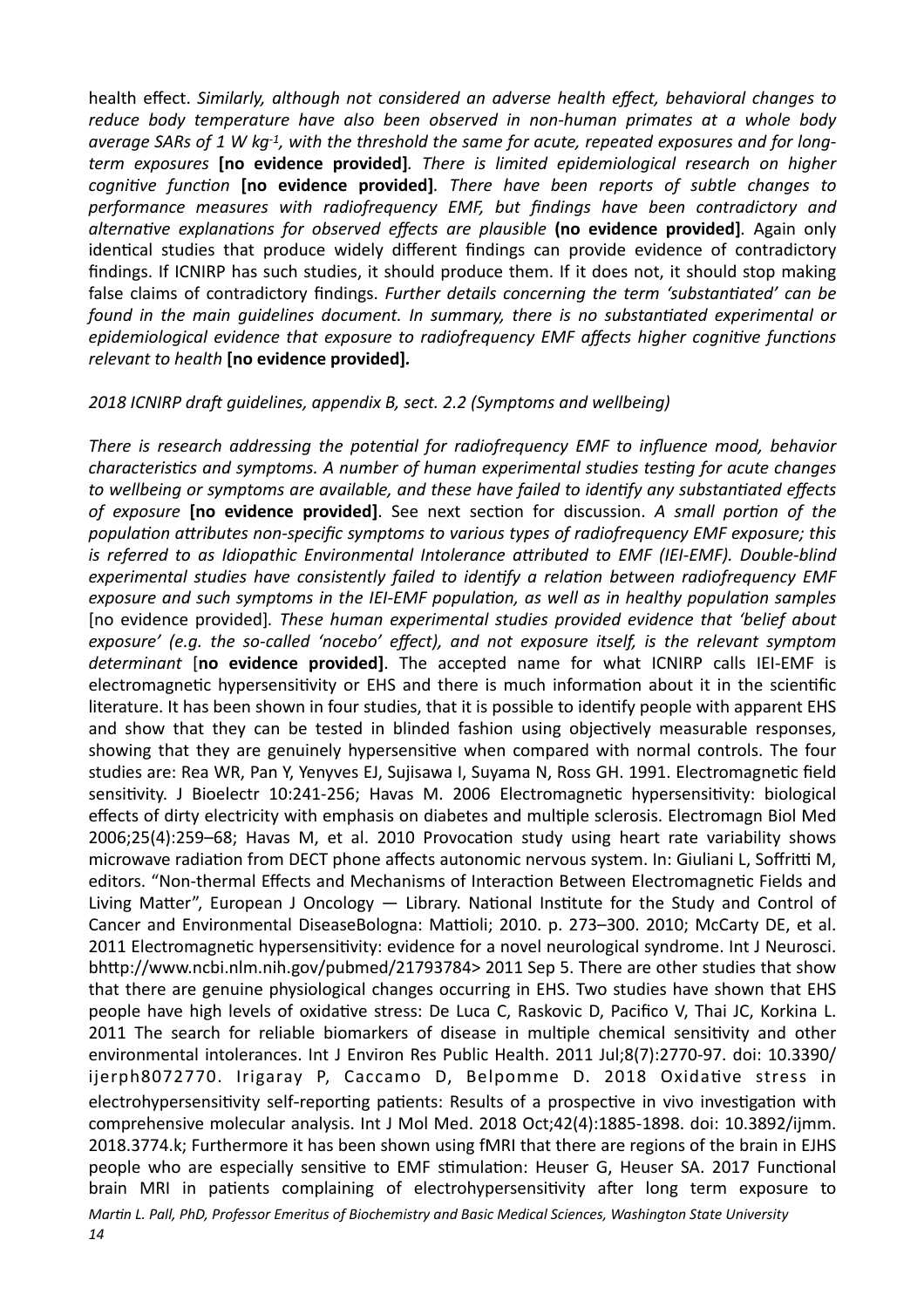health effect. *Similarly, although not considered an adverse health effect, behavioral changes to reduce body temperature have also been observed in non-human primates at a whole body average SARs of 1 W kg$^{-1}$, with the threshold the same for acute, repeated exposures and for long-term exposures* **[no evidence provided]**. *There is limited epidemiological research on higher cognitive function* **[no evidence provided]**. *There have been reports of subtle changes to performance measures with radiofrequency EMF, but findings have been contradictory and alternative explanations for observed effects are plausible* **(no evidence provided]**. Again only identical studies that produce widely different findings can provide evidence of contradictory findings. If ICNIRP has such studies, it should produce them. If it does not, it should stop making false claims of contradictory findings. *Further details concerning the term 'substantiated' can be found in the main guidelines document. In summary, there is no substantiated experimental or epidemiological evidence that exposure to radiofrequency EMF affects higher cognitive functions relevant to health* **[no evidence provided].**

*2018 ICNIRP draft guidelines, appendix B, sect. 2.2 (Symptoms and wellbeing)*

*There is research addressing the potential for radiofrequency EMF to influence mood, behavior characteristics and symptoms. A number of human experimental studies testing for acute changes to wellbeing or symptoms are available, and these have failed to identify any substantiated effects of exposure* **[no evidence provided]**. See next section for discussion. *A small portion of the population attributes non-specific symptoms to various types of radiofrequency EMF exposure; this is referred to as Idiopathic Environmental Intolerance attributed to EMF (IEI-EMF). Double-blind experimental studies have consistently failed to identify a relation between radiofrequency EMF exposure and such symptoms in the IEI-EMF population, as well as in healthy population samples* [no evidence provided]. *These human experimental studies provided evidence that 'belief about exposure' (e.g. the so-called 'nocebo' effect), and not exposure itself, is the relevant symptom determinant* [**no evidence provided]**. The accepted name for what ICNIRP calls IEI-EMF is electromagnetic hypersensitivity or EHS and there is much information about it in the scientific literature. It has been shown in four studies, that it is possible to identify people with apparent EHS and show that they can be tested in blinded fashion using objectively measurable responses, showing that they are genuinely hypersensitive when compared with normal controls. The four studies are: Rea WR, Pan Y, Yenyves EJ, Sujisawa I, Suyama N, Ross GH. 1991. Electromagnetic field sensitivity. J Bioelectr 10:241-256; Havas M. 2006 Electromagnetic hypersensitivity: biological effects of dirty electricity with emphasis on diabetes and multiple sclerosis. Electromagn Biol Med 2006;25(4):259–68; Havas M, et al. 2010 Provocation study using heart rate variability shows microwave radiation from DECT phone affects autonomic nervous system. In: Giuliani L, Soffritti M, editors. "Non-thermal Effects and Mechanisms of Interaction Between Electromagnetic Fields and Living Matter", European J Oncology — Library. National Institute for the Study and Control of Cancer and Environmental DiseaseBologna: Mattioli; 2010. p. 273–300. 2010; McCarty DE, et al. 2011 Electromagnetic hypersensitivity: evidence for a novel neurological syndrome. Int J Neurosci. bhttp://www.ncbi.nlm.nih.gov/pubmed/21793784> 2011 Sep 5. There are other studies that show that there are genuine physiological changes occurring in EHS. Two studies have shown that EHS people have high levels of oxidative stress: De Luca C, Raskovic D, Pacifico V, Thai JC, Korkina L. 2011 The search for reliable biomarkers of disease in multiple chemical sensitivity and other environmental intolerances. Int J Environ Res Public Health. 2011 Jul;8(7):2770-97. doi: 10.3390/ijerph8072770. Irigaray P, Caccamo D, Belpomme D. 2018 Oxidative stress in electrohypersensitivity self-reporting patients: Results of a prospective in vivo investigation with comprehensive molecular analysis. Int J Mol Med. 2018 Oct;42(4):1885-1898. doi: 10.3892/ijmm.2018.3774.k; Furthermore it has been shown using fMRI that there are regions of the brain in EJHS people who are especially sensitive to EMF stimulation: Heuser G, Heuser SA. 2017 Functional brain MRI in patients complaining of electrohypersensitivity after long term exposure to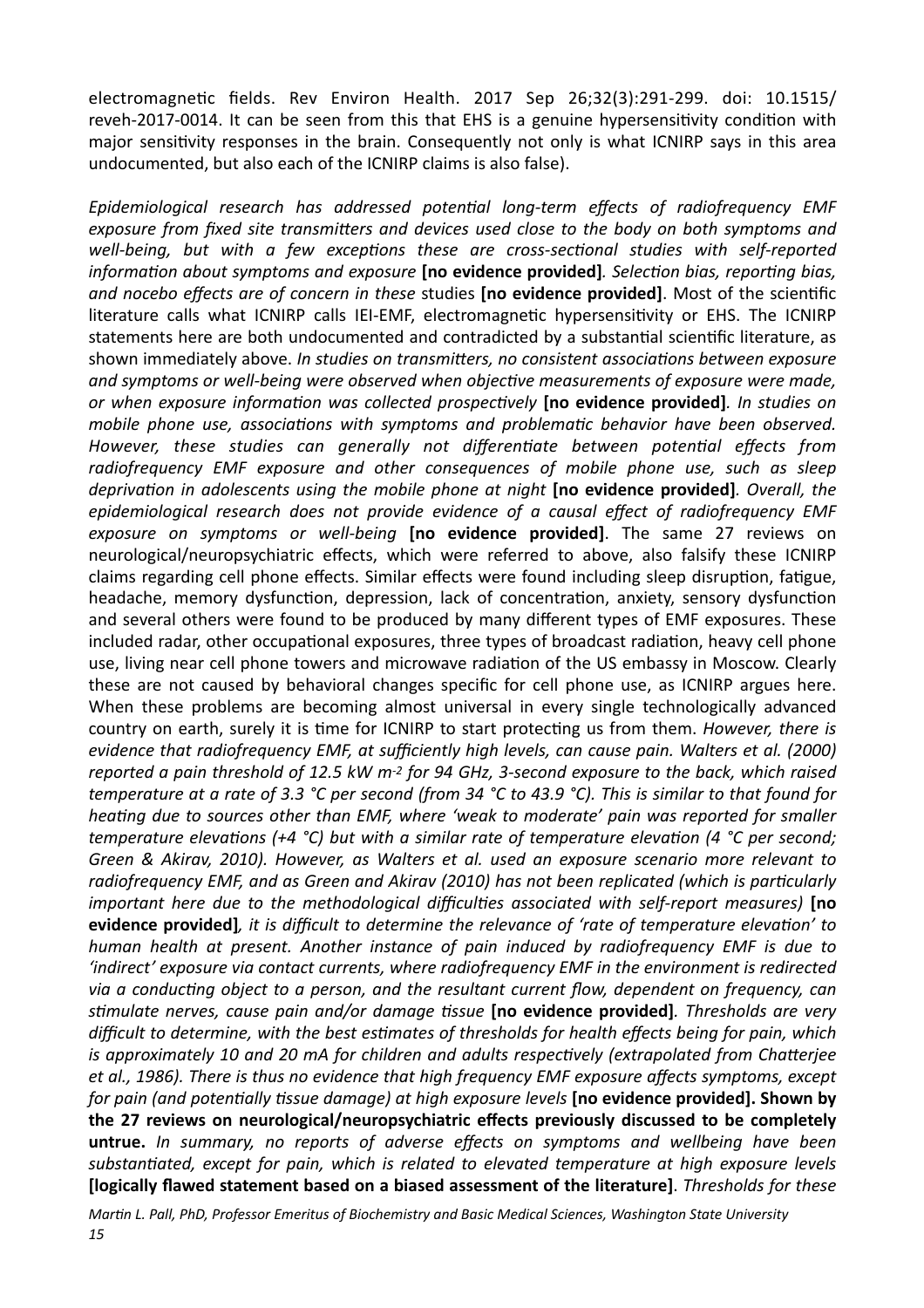electromagnetic fields. Rev Environ Health. 2017 Sep 26;32(3):291-299. doi: 10.1515/reveh-2017-0014. It can be seen from this that EHS is a genuine hypersensitivity condition with major sensitivity responses in the brain. Consequently not only is what ICNIRP says in this area undocumented, but also each of the ICNIRP claims is also false).

*Epidemiological research has addressed potential long-term effects of radiofrequency EMF exposure from fixed site transmitters and devices used close to the body on both symptoms and well-being, but with a few exceptions these are cross-sectional studies with self-reported information about symptoms and exposure* **[no evidence provided]***. Selection bias, reporting bias, and nocebo effects are of concern in these* studies **[no evidence provided]**. Most of the scientific literature calls what ICNIRP calls IEI-EMF, electromagnetic hypersensitivity or EHS. The ICNIRP statements here are both undocumented and contradicted by a substantial scientific literature, as shown immediately above. *In studies on transmitters, no consistent associations between exposure and symptoms or well-being were observed when objective measurements of exposure were made, or when exposure information was collected prospectively* **[no evidence provided]***. In studies on mobile phone use, associations with symptoms and problematic behavior have been observed. However, these studies can generally not differentiate between potential effects from radiofrequency EMF exposure and other consequences of mobile phone use, such as sleep deprivation in adolescents using the mobile phone at night* **[no evidence provided]**. *Overall, the epidemiological research does not provide evidence of a causal effect of radiofrequency EMF exposure on symptoms or well-being* **[no evidence provided]**. The same 27 reviews on neurological/neuropsychiatric effects, which were referred to above, also falsify these ICNIRP claims regarding cell phone effects. Similar effects were found including sleep disruption, fatigue, headache, memory dysfunction, depression, lack of concentration, anxiety, sensory dysfunction and several others were found to be produced by many different types of EMF exposures. These included radar, other occupational exposures, three types of broadcast radiation, heavy cell phone use, living near cell phone towers and microwave radiation of the US embassy in Moscow. Clearly these are not caused by behavioral changes specific for cell phone use, as ICNIRP argues here. When these problems are becoming almost universal in every single technologically advanced country on earth, surely it is time for ICNIRP to start protecting us from them. *However, there is evidence that radiofrequency EMF, at sufficiently high levels, can cause pain. Walters et al. (2000) reported a pain threshold of 12.5 kW $m^{-2}$ for 94 GHz, 3-second exposure to the back, which raised temperature at a rate of 3.3 °C per second (from 34 °C to 43.9 °C). This is similar to that found for heating due to sources other than EMF, where 'weak to moderate' pain was reported for smaller temperature elevations (+4 °C) but with a similar rate of temperature elevation (4 °C per second; Green & Akirav, 2010). However, as Walters et al. used an exposure scenario more relevant to radiofrequency EMF, and as Green and Akirav (2010) has not been replicated (which is particularly important here due to the methodological difficulties associated with self-report measures)* **[no evidence provided]***, it is difficult to determine the relevance of 'rate of temperature elevation' to human health at present. Another instance of pain induced by radiofrequency EMF is due to 'indirect' exposure via contact currents, where radiofrequency EMF in the environment is redirected via a conducting object to a person, and the resultant current flow, dependent on frequency, can stimulate nerves, cause pain and/or damage tissue* **[no evidence provided]***. Thresholds are very difficult to determine, with the best estimates of thresholds for health effects being for pain, which is approximately 10 and 20 mA for children and adults respectively (extrapolated from Chatterjee et al., 1986). There is thus no evidence that high frequency EMF exposure affects symptoms, except for pain (and potentially tissue damage) at high exposure levels* **[no evidence provided]. Shown by the 27 reviews on neurological/neuropsychiatric effects previously discussed to be completely untrue.** *In summary, no reports of adverse effects on symptoms and wellbeing have been substantiated, except for pain, which is related to elevated temperature at high exposure levels* **[logically flawed statement based on a biased assessment of the literature]**. *Thresholds for these*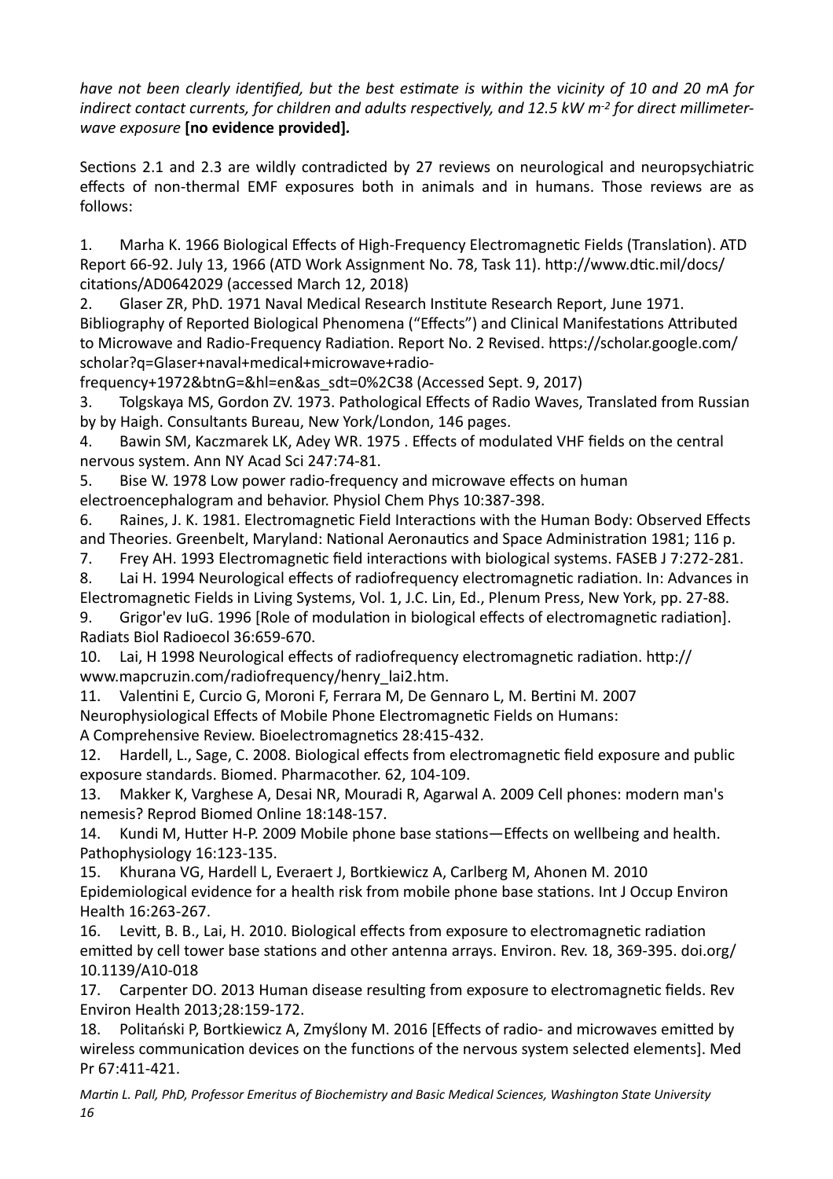*have not been clearly identified, but the best estimate is within the vicinity of 10 and 20 mA for indirect contact currents, for children and adults respectively, and 12.5 kW m$^{-2}$ for direct millimeter-wave exposure* **[no evidence provided].**

Sections 2.1 and 2.3 are wildly contradicted by 27 reviews on neurological and neuropsychiatric effects of non-thermal EMF exposures both in animals and in humans. Those reviews are as follows:

1. Marha K. 1966 Biological Effects of High-Frequency Electromagnetic Fields (Translation). ATD Report 66-92. July 13, 1966 (ATD Work Assignment No. 78, Task 11). http://www.dtic.mil/docs/citations/AD0642029 (accessed March 12, 2018)
2. Glaser ZR, PhD. 1971 Naval Medical Research Institute Research Report, June 1971. Bibliography of Reported Biological Phenomena ("Effects") and Clinical Manifestations Attributed to Microwave and Radio-Frequency Radiation. Report No. 2 Revised. https://scholar.google.com/scholar?q=Glaser+naval+medical+microwave+radio-frequency+1972&btnG=&hl=en&as_sdt=0%2C38 (Accessed Sept. 9, 2017)
3. Tolgskaya MS, Gordon ZV. 1973. Pathological Effects of Radio Waves, Translated from Russian by by Haigh. Consultants Bureau, New York/London, 146 pages.
4. Bawin SM, Kaczmarek LK, Adey WR. 1975 . Effects of modulated VHF fields on the central nervous system. Ann NY Acad Sci 247:74-81.
5. Bise W. 1978 Low power radio-frequency and microwave effects on human electroencephalogram and behavior. Physiol Chem Phys 10:387-398.
6. Raines, J. K. 1981. Electromagnetic Field Interactions with the Human Body: Observed Effects and Theories. Greenbelt, Maryland: National Aeronautics and Space Administration 1981; 116 p.
7. Frey AH. 1993 Electromagnetic field interactions with biological systems. FASEB J 7:272-281.
8. Lai H. 1994 Neurological effects of radiofrequency electromagnetic radiation. In: Advances in Electromagnetic Fields in Living Systems, Vol. 1, J.C. Lin, Ed., Plenum Press, New York, pp. 27-88.
9. Grigor'ev IuG. 1996 [Role of modulation in biological effects of electromagnetic radiation]. Radiats Biol Radioecol 36:659-670.
10. Lai, H 1998 Neurological effects of radiofrequency electromagnetic radiation. http://www.mapcruzin.com/radiofrequency/henry_lai2.htm.
11. Valentini E, Curcio G, Moroni F, Ferrara M, De Gennaro L, M. Bertini M. 2007 Neurophysiological Effects of Mobile Phone Electromagnetic Fields on Humans: A Comprehensive Review. Bioelectromagnetics 28:415-432.
12. Hardell, L., Sage, C. 2008. Biological effects from electromagnetic field exposure and public exposure standards. Biomed. Pharmacother. 62, 104-109.
13. Makker K, Varghese A, Desai NR, Mouradi R, Agarwal A. 2009 Cell phones: modern man's nemesis? Reprod Biomed Online 18:148-157.
14. Kundi M, Hutter H-P. 2009 Mobile phone base stations—Effects on wellbeing and health. Pathophysiology 16:123-135.
15. Khurana VG, Hardell L, Everaert J, Bortkiewicz A, Carlberg M, Ahonen M. 2010 Epidemiological evidence for a health risk from mobile phone base stations. Int J Occup Environ Health 16:263-267.
16. Levitt, B. B., Lai, H. 2010. Biological effects from exposure to electromagnetic radiation emitted by cell tower base stations and other antenna arrays. Environ. Rev. 18, 369-395. doi.org/10.1139/A10-018
17. Carpenter DO. 2013 Human disease resulting from exposure to electromagnetic fields. Rev Environ Health 2013;28:159-172.
18. Politański P, Bortkiewicz A, Zmyślony M. 2016 [Effects of radio- and microwaves emitted by wireless communication devices on the functions of the nervous system selected elements]. Med Pr 67:411-421.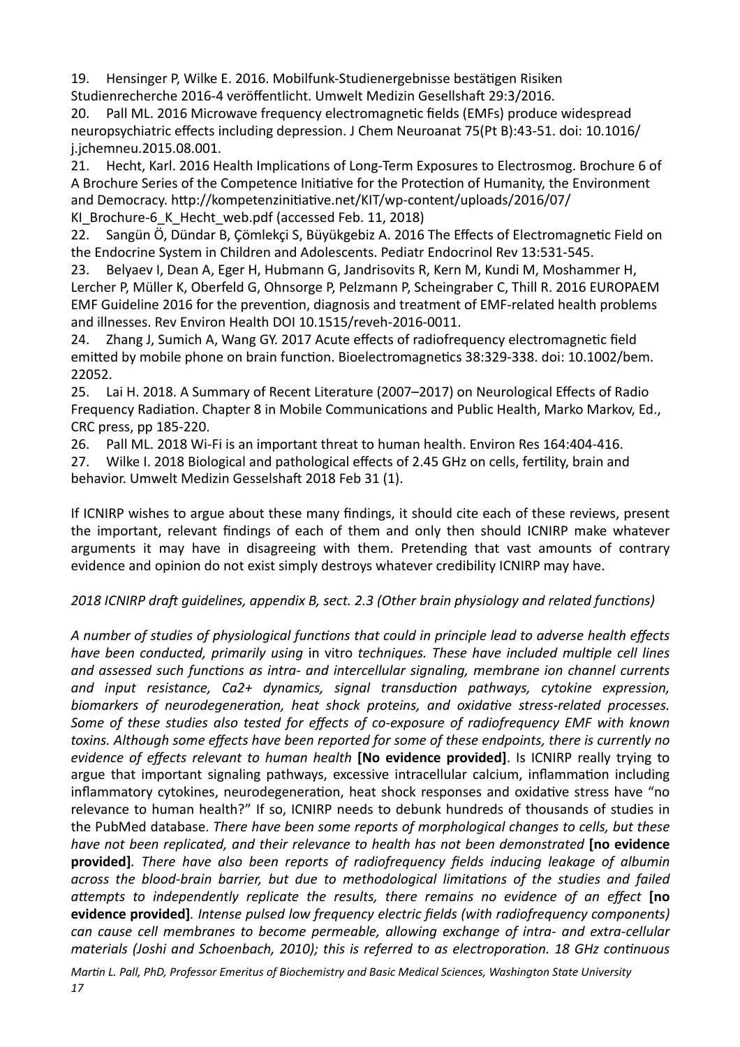19. Hensinger P, Wilke E. 2016. Mobilfunk-Studienergebnisse bestätigen Risiken Studienrecherche 2016-4 veröffentlicht. Umwelt Medizin Gesellshaft 29:3/2016.
20. Pall ML. 2016 Microwave frequency electromagnetic fields (EMFs) produce widespread neuropsychiatric effects including depression. J Chem Neuroanat 75(Pt B):43-51. doi: 10.1016/j.jchemneu.2015.08.001.
21. Hecht, Karl. 2016 Health Implications of Long-Term Exposures to Electrosmog. Brochure 6 of A Brochure Series of the Competence Initiative for the Protection of Humanity, the Environment and Democracy. http://kompetenzinitiative.net/KIT/wp-content/uploads/2016/07/KI_Brochure-6_K_Hecht_web.pdf (accessed Feb. 11, 2018)
22. Sangün Ö, Dündar B, Çömlekçi S, Büyükgebiz A. 2016 The Effects of Electromagnetic Field on the Endocrine System in Children and Adolescents. Pediatr Endocrinol Rev 13:531-545.
23. Belyaev I, Dean A, Eger H, Hubmann G, Jandrisovits R, Kern M, Kundi M, Moshammer H, Lercher P, Müller K, Oberfeld G, Ohnsorge P, Pelzmann P, Scheingraber C, Thill R. 2016 EUROPAEM EMF Guideline 2016 for the prevention, diagnosis and treatment of EMF-related health problems and illnesses. Rev Environ Health DOI 10.1515/reveh-2016-0011.
24. Zhang J, Sumich A, Wang GY. 2017 Acute effects of radiofrequency electromagnetic field emitted by mobile phone on brain function. Bioelectromagnetics 38:329-338. doi: 10.1002/bem.22052.
25. Lai H. 2018. A Summary of Recent Literature (2007–2017) on Neurological Effects of Radio Frequency Radiation. Chapter 8 in Mobile Communications and Public Health, Marko Markov, Ed., CRC press, pp 185-220.
26. Pall ML. 2018 Wi-Fi is an important threat to human health. Environ Res 164:404-416.
27. Wilke I. 2018 Biological and pathological effects of 2.45 GHz on cells, fertility, brain and behavior. Umwelt Medizin Gesselshaft 2018 Feb 31 (1).

If ICNIRP wishes to argue about these many findings, it should cite each of these reviews, present the important, relevant findings of each of them and only then should ICNIRP make whatever arguments it may have in disagreeing with them. Pretending that vast amounts of contrary evidence and opinion do not exist simply destroys whatever credibility ICNIRP may have.

*2018 ICNIRP draft guidelines, appendix B, sect. 2.3 (Other brain physiology and related functions)*

*A number of studies of physiological functions that could in principle lead to adverse health effects have been conducted, primarily using* in vitro *techniques. These have included multiple cell lines and assessed such functions as intra- and intercellular signaling, membrane ion channel currents and input resistance, Ca2+ dynamics, signal transduction pathways, cytokine expression, biomarkers of neurodegeneration, heat shock proteins, and oxidative stress-related processes. Some of these studies also tested for effects of co-exposure of radiofrequency EMF with known toxins. Although some effects have been reported for some of these endpoints, there is currently no evidence of effects relevant to human health* **[No evidence provided]**. Is ICNIRP really trying to argue that important signaling pathways, excessive intracellular calcium, inflammation including inflammatory cytokines, neurodegeneration, heat shock responses and oxidative stress have "no relevance to human health?" If so, ICNIRP needs to debunk hundreds of thousands of studies in the PubMed database. *There have been some reports of morphological changes to cells, but these have not been replicated, and their relevance to health has not been demonstrated* **[no evidence provided]**. *There have also been reports of radiofrequency fields inducing leakage of albumin across the blood-brain barrier, but due to methodological limitations of the studies and failed attempts to independently replicate the results, there remains no evidence of an effect* **[no evidence provided]**. *Intense pulsed low frequency electric fields (with radiofrequency components) can cause cell membranes to become permeable, allowing exchange of intra- and extra-cellular materials (Joshi and Schoenbach, 2010); this is referred to as electroporation. 18 GHz continuous*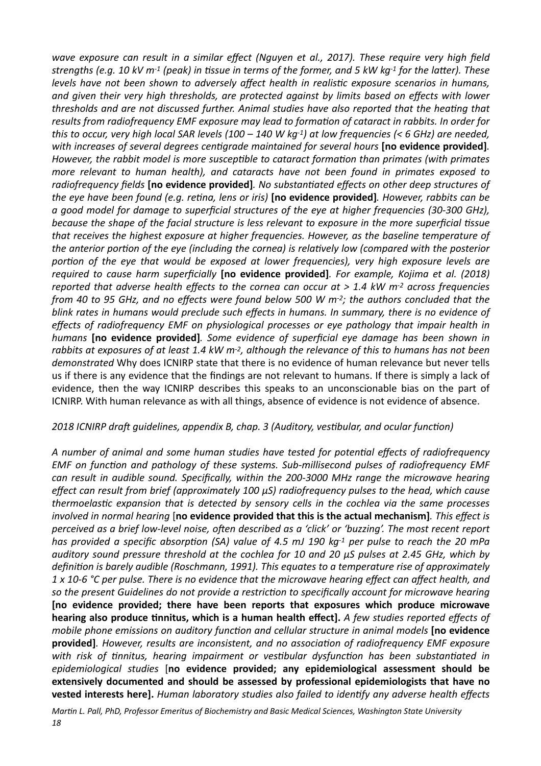*wave exposure can result in a similar effect (Nguyen et al., 2017). These require very high field strengths (e.g. 10 kV $m^{-1}$ (peak) in tissue in terms of the former, and 5 kW $kg^{-1}$ for the latter). These levels have not been shown to adversely affect health in realistic exposure scenarios in humans, and given their very high thresholds, are protected against by limits based on effects with lower thresholds and are not discussed further. Animal studies have also reported that the heating that results from radiofrequency EMF exposure may lead to formation of cataract in rabbits. In order for this to occur, very high local SAR levels (100 – 140 W $kg^{-1}$) at low frequencies (< 6 GHz) are needed, with increases of several degrees centigrade maintained for several hours* **[no evidence provided]**. *However, the rabbit model is more susceptible to cataract formation than primates (with primates more relevant to human health), and cataracts have not been found in primates exposed to radiofrequency fields* **[no evidence provided]**. *No substantiated effects on other deep structures of the eye have been found (e.g. retina, lens or iris)* **[no evidence provided]**. *However, rabbits can be a good model for damage to superficial structures of the eye at higher frequencies (30-300 GHz), because the shape of the facial structure is less relevant to exposure in the more superficial tissue that receives the highest exposure at higher frequencies. However, as the baseline temperature of the anterior portion of the eye (including the cornea) is relatively low (compared with the posterior portion of the eye that would be exposed at lower frequencies), very high exposure levels are required to cause harm superficially* **[no evidence provided]**. *For example, Kojima et al. (2018) reported that adverse health effects to the cornea can occur at > 1.4 kW $m^{-2}$ across frequencies from 40 to 95 GHz, and no effects were found below 500 W $m^{-2}$; the authors concluded that the blink rates in humans would preclude such effects in humans. In summary, there is no evidence of effects of radiofrequency EMF on physiological processes or eye pathology that impair health in humans* **[no evidence provided]**. *Some evidence of superficial eye damage has been shown in rabbits at exposures of at least 1.4 kW $m^{-2}$, although the relevance of this to humans has not been demonstrated* Why does ICNIRP state that there is no evidence of human relevance but never tells us if there is any evidence that the findings are not relevant to humans. If there is simply a lack of evidence, then the way ICNIRP describes this speaks to an unconscionable bias on the part of ICNIRP. With human relevance as with all things, absence of evidence is not evidence of absence.

*2018 ICNIRP draft guidelines, appendix B, chap. 3 (Auditory, vestibular, and ocular function)*

*A number of animal and some human studies have tested for potential effects of radiofrequency EMF on function and pathology of these systems. Sub-millisecond pulses of radiofrequency EMF can result in audible sound. Specifically, within the 200-3000 MHz range the microwave hearing effect can result from brief (approximately 100 μS) radiofrequency pulses to the head, which cause thermoelastic expansion that is detected by sensory cells in the cochlea via the same processes involved in normal hearing* [**no evidence provided that this is the actual mechanism]**. *This effect is perceived as a brief low-level noise, often described as a 'click' or 'buzzing'. The most recent report has provided a specific absorption (SA) value of 4.5 mJ 190 $kg^{-1}$ per pulse to reach the 20 mPa auditory sound pressure threshold at the cochlea for 10 and 20 μS pulses at 2.45 GHz, which by definition is barely audible (Roschmann, 1991). This equates to a temperature rise of approximately 1 x 10-6 °C per pulse. There is no evidence that the microwave hearing effect can affect health, and so the present Guidelines do not provide a restriction to specifically account for microwave hearing* **[no evidence provided; there have been reports that exposures which produce microwave hearing also produce tinnitus, which is a human health effect].** *A few studies reported effects of mobile phone emissions on auditory function and cellular structure in animal models* **[no evidence provided]**. *However, results are inconsistent, and no association of radiofrequency EMF exposure with risk of tinnitus, hearing impairment or vestibular dysfunction has been substantiated in epidemiological studies* [**no evidence provided; any epidemiological assessment should be extensively documented and should be assessed by professional epidemiologists that have no vested interests here].** *Human laboratory studies also failed to identify any adverse health effects*

*Martin L. Pall, PhD, Professor Emeritus of Biochemistry and Basic Medical Sciences, Washington State University*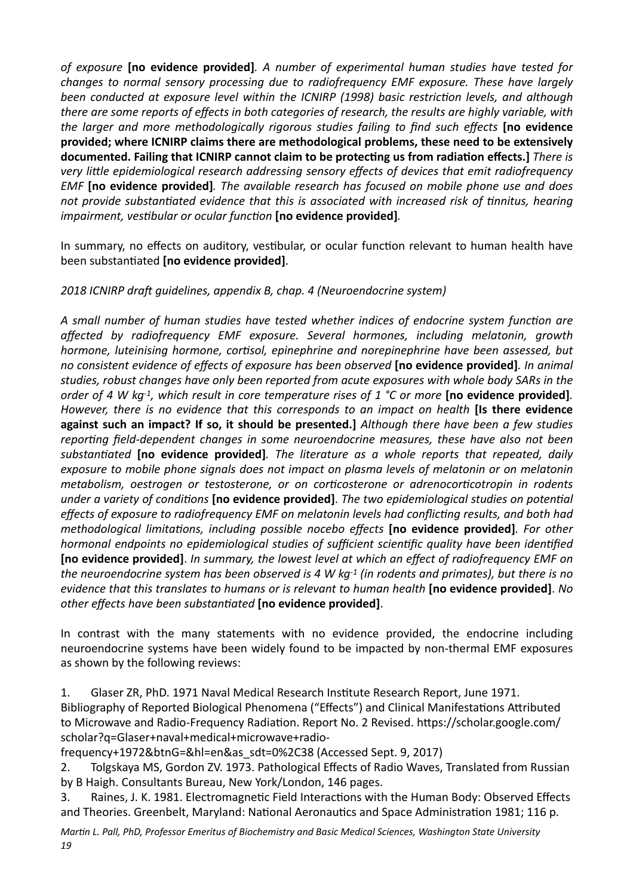*of exposure* **[no evidence provided]**. *A number of experimental human studies have tested for changes to normal sensory processing due to radiofrequency EMF exposure. These have largely been conducted at exposure level within the ICNIRP (1998) basic restriction levels, and although there are some reports of effects in both categories of research, the results are highly variable, with the larger and more methodologically rigorous studies failing to find such effects* **[no evidence provided; where ICNIRP claims there are methodological problems, these need to be extensively documented. Failing that ICNIRP cannot claim to be protecting us from radiation effects.]** *There is very little epidemiological research addressing sensory effects of devices that emit radiofrequency EMF* **[no evidence provided]**. *The available research has focused on mobile phone use and does not provide substantiated evidence that this is associated with increased risk of tinnitus, hearing impairment, vestibular or ocular function* **[no evidence provided]**.

In summary, no effects on auditory, vestibular, or ocular function relevant to human health have been substantiated **[no evidence provided]**.

*2018 ICNIRP draft guidelines, appendix B, chap. 4 (Neuroendocrine system)*

*A small number of human studies have tested whether indices of endocrine system function are affected by radiofrequency EMF exposure. Several hormones, including melatonin, growth hormone, luteinising hormone, cortisol, epinephrine and norepinephrine have been assessed, but no consistent evidence of effects of exposure has been observed* **[no evidence provided]**. *In animal studies, robust changes have only been reported from acute exposures with whole body SARs in the order of 4 W kg$^{-1}$, which result in core temperature rises of 1 °C or more* **[no evidence provided]**. *However, there is no evidence that this corresponds to an impact on health* **[Is there evidence against such an impact? If so, it should be presented.]** *Although there have been a few studies reporting field-dependent changes in some neuroendocrine measures, these have also not been substantiated* **[no evidence provided]**. *The literature as a whole reports that repeated, daily exposure to mobile phone signals does not impact on plasma levels of melatonin or on melatonin metabolism, oestrogen or testosterone, or on corticosterone or adrenocorticotropin in rodents under a variety of conditions* **[no evidence provided]**. *The two epidemiological studies on potential effects of exposure to radiofrequency EMF on melatonin levels had conflicting results, and both had methodological limitations, including possible nocebo effects* **[no evidence provided]**. *For other hormonal endpoints no epidemiological studies of sufficient scientific quality have been identified* **[no evidence provided]**. *In summary, the lowest level at which an effect of radiofrequency EMF on the neuroendocrine system has been observed is 4 W kg$^{-1}$ (in rodents and primates), but there is no evidence that this translates to humans or is relevant to human health* **[no evidence provided]**. *No other effects have been substantiated* **[no evidence provided]**.

In contrast with the many statements with no evidence provided, the endocrine including neuroendocrine systems have been widely found to be impacted by non-thermal EMF exposures as shown by the following reviews:

1. Glaser ZR, PhD. 1971 Naval Medical Research Institute Research Report, June 1971. Bibliography of Reported Biological Phenomena ("Effects") and Clinical Manifestations Attributed to Microwave and Radio-Frequency Radiation. Report No. 2 Revised. https://scholar.google.com/scholar?q=Glaser+naval+medical+microwave+radio-frequency+1972&btnG=&hl=en&as_sdt=0%2C38 (Accessed Sept. 9, 2017)
2. Tolgskaya MS, Gordon ZV. 1973. Pathological Effects of Radio Waves, Translated from Russian by B Haigh. Consultants Bureau, New York/London, 146 pages.
3. Raines, J. K. 1981. Electromagnetic Field Interactions with the Human Body: Observed Effects and Theories. Greenbelt, Maryland: National Aeronautics and Space Administration 1981; 116 p.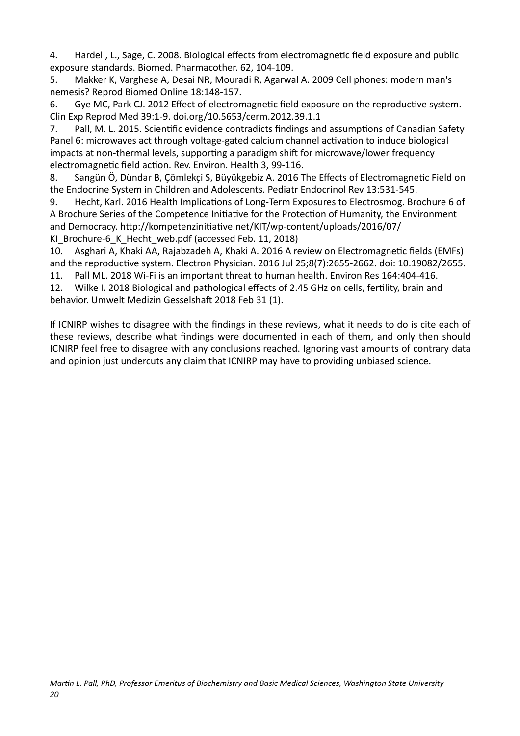4. Hardell, L., Sage, C. 2008. Biological effects from electromagnetic field exposure and public exposure standards. Biomed. Pharmacother. 62, 104-109.
5. Makker K, Varghese A, Desai NR, Mouradi R, Agarwal A. 2009 Cell phones: modern man's nemesis? Reprod Biomed Online 18:148-157.
6. Gye MC, Park CJ. 2012 Effect of electromagnetic field exposure on the reproductive system. Clin Exp Reprod Med 39:1-9. doi.org/10.5653/cerm.2012.39.1.1
7. Pall, M. L. 2015. Scientific evidence contradicts findings and assumptions of Canadian Safety Panel 6: microwaves act through voltage-gated calcium channel activation to induce biological impacts at non-thermal levels, supporting a paradigm shift for microwave/lower frequency electromagnetic field action. Rev. Environ. Health 3, 99-116.
8. Sangün Ö, Dündar B, Çömlekçi S, Büyükgebiz A. 2016 The Effects of Electromagnetic Field on the Endocrine System in Children and Adolescents. Pediatr Endocrinol Rev 13:531-545.
9. Hecht, Karl. 2016 Health Implications of Long-Term Exposures to Electrosmog. Brochure 6 of A Brochure Series of the Competence Initiative for the Protection of Humanity, the Environment and Democracy. http://kompetenzinitiative.net/KIT/wp-content/uploads/2016/07/KI_Brochure-6_K_Hecht_web.pdf (accessed Feb. 11, 2018)
10. Asghari A, Khaki AA, Rajabzadeh A, Khaki A. 2016 A review on Electromagnetic fields (EMFs) and the reproductive system. Electron Physician. 2016 Jul 25;8(7):2655-2662. doi: 10.19082/2655.
11. Pall ML. 2018 Wi-Fi is an important threat to human health. Environ Res 164:404-416.
12. Wilke I. 2018 Biological and pathological effects of 2.45 GHz on cells, fertility, brain and behavior. Umwelt Medizin Gesselshaft 2018 Feb 31 (1).

If ICNIRP wishes to disagree with the findings in these reviews, what it needs to do is cite each of these reviews, describe what findings were documented in each of them, and only then should ICNIRP feel free to disagree with any conclusions reached. Ignoring vast amounts of contrary data and opinion just undercuts any claim that ICNIRP may have to providing unbiased science.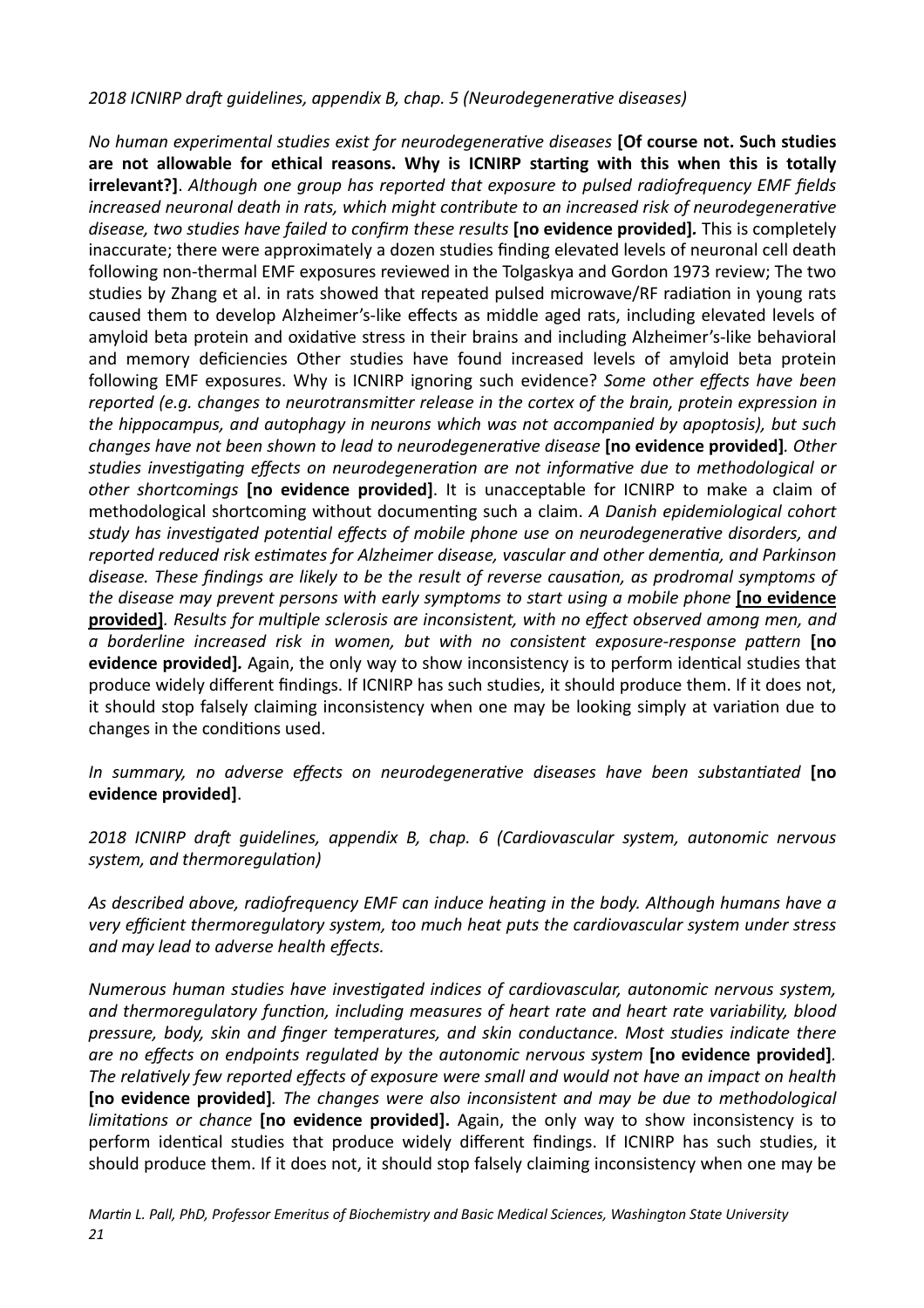*2018 ICNIRP draft guidelines, appendix B, chap. 5 (Neurodegenerative diseases)*

*No human experimental studies exist for neurodegenerative diseases* **[Of course not. Such studies are not allowable for ethical reasons. Why is ICNIRP starting with this when this is totally irrelevant?]**. *Although one group has reported that exposure to pulsed radiofrequency EMF fields increased neuronal death in rats, which might contribute to an increased risk of neurodegenerative disease, two studies have failed to confirm these results* **[no evidence provided].** This is completely inaccurate; there were approximately a dozen studies finding elevated levels of neuronal cell death following non-thermal EMF exposures reviewed in the Tolgaskya and Gordon 1973 review; The two studies by Zhang et al. in rats showed that repeated pulsed microwave/RF radiation in young rats caused them to develop Alzheimer's-like effects as middle aged rats, including elevated levels of amyloid beta protein and oxidative stress in their brains and including Alzheimer's-like behavioral and memory deficiencies Other studies have found increased levels of amyloid beta protein following EMF exposures. Why is ICNIRP ignoring such evidence? *Some other effects have been reported (e.g. changes to neurotransmitter release in the cortex of the brain, protein expression in the hippocampus, and autophagy in neurons which was not accompanied by apoptosis), but such changes have not been shown to lead to neurodegenerative disease* **[no evidence provided]**. *Other studies investigating effects on neurodegeneration are not informative due to methodological or other shortcomings* **[no evidence provided]**. It is unacceptable for ICNIRP to make a claim of methodological shortcoming without documenting such a claim. *A Danish epidemiological cohort study has investigated potential effects of mobile phone use on neurodegenerative disorders, and reported reduced risk estimates for Alzheimer disease, vascular and other dementia, and Parkinson disease. These findings are likely to be the result of reverse causation, as prodromal symptoms of the disease may prevent persons with early symptoms to start using a mobile phone* **[no evidence provided]**. *Results for multiple sclerosis are inconsistent, with no effect observed among men, and a borderline increased risk in women, but with no consistent exposure-response pattern* **[no evidence provided].** Again, the only way to show inconsistency is to perform identical studies that produce widely different findings. If ICNIRP has such studies, it should produce them. If it does not, it should stop falsely claiming inconsistency when one may be looking simply at variation due to changes in the conditions used.

*In summary, no adverse effects on neurodegenerative diseases have been substantiated* **[no evidence provided]**.

*2018 ICNIRP draft guidelines, appendix B, chap. 6 (Cardiovascular system, autonomic nervous system, and thermoregulation)*

*As described above, radiofrequency EMF can induce heating in the body. Although humans have a very efficient thermoregulatory system, too much heat puts the cardiovascular system under stress and may lead to adverse health effects.*

*Numerous human studies have investigated indices of cardiovascular, autonomic nervous system, and thermoregulatory function, including measures of heart rate and heart rate variability, blood pressure, body, skin and finger temperatures, and skin conductance. Most studies indicate there are no effects on endpoints regulated by the autonomic nervous system* **[no evidence provided]**. *The relatively few reported effects of exposure were small and would not have an impact on health* **[no evidence provided]**. *The changes were also inconsistent and may be due to methodological limitations or chance* **[no evidence provided].** Again, the only way to show inconsistency is to perform identical studies that produce widely different findings. If ICNIRP has such studies, it should produce them. If it does not, it should stop falsely claiming inconsistency when one may be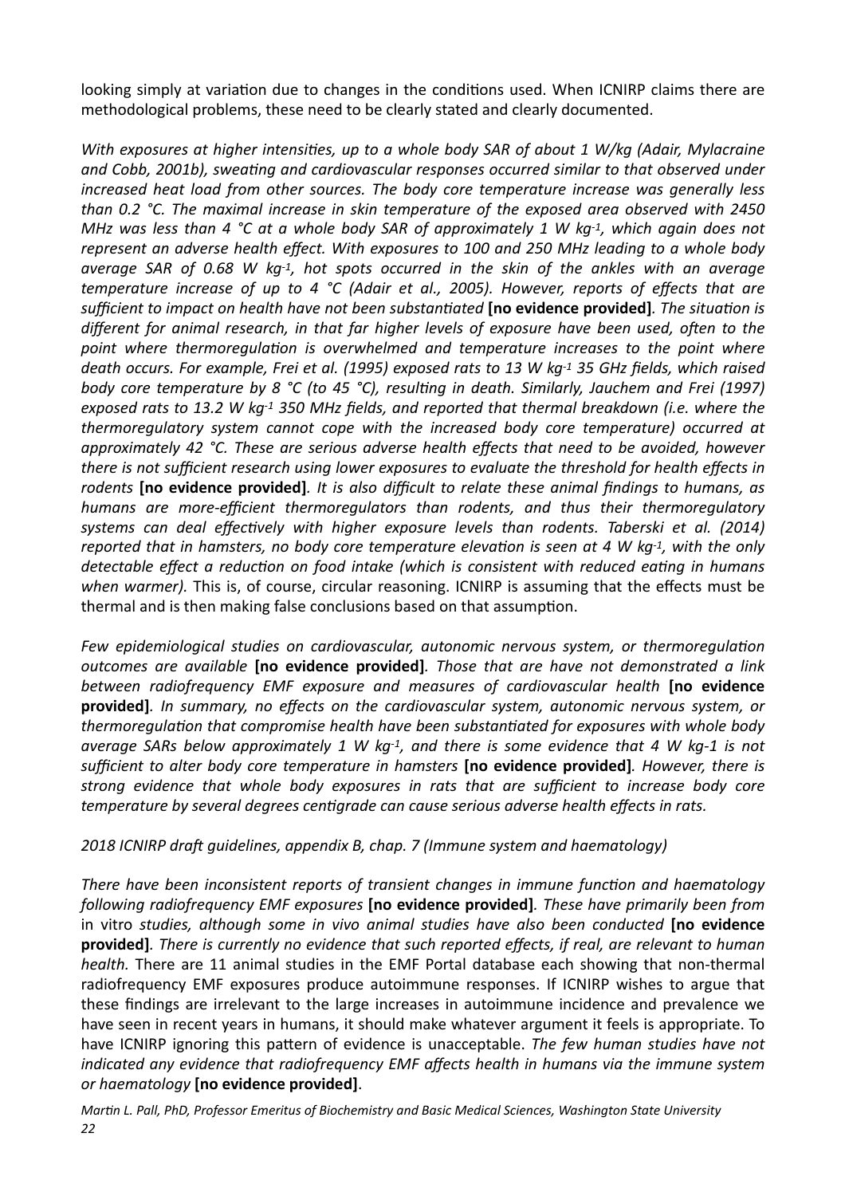looking simply at variation due to changes in the conditions used. When ICNIRP claims there are methodological problems, these need to be clearly stated and clearly documented.

*With exposures at higher intensities, up to a whole body SAR of about 1 W/kg (Adair, Mylacraine and Cobb, 2001b), sweating and cardiovascular responses occurred similar to that observed under increased heat load from other sources. The body core temperature increase was generally less than 0.2 °C. The maximal increase in skin temperature of the exposed area observed with 2450 MHz was less than 4 °C at a whole body SAR of approximately 1 W kg$^{-1}$, which again does not represent an adverse health effect. With exposures to 100 and 250 MHz leading to a whole body average SAR of 0.68 W kg$^{-1}$, hot spots occurred in the skin of the ankles with an average temperature increase of up to 4 °C (Adair et al., 2005). However, reports of effects that are sufficient to impact on health have not been substantiated* **[no evidence provided]**. *The situation is different for animal research, in that far higher levels of exposure have been used, often to the point where thermoregulation is overwhelmed and temperature increases to the point where death occurs. For example, Frei et al. (1995) exposed rats to 13 W kg$^{-1}$ 35 GHz fields, which raised body core temperature by 8 °C (to 45 °C), resulting in death. Similarly, Jauchem and Frei (1997) exposed rats to 13.2 W kg$^{-1}$ 350 MHz fields, and reported that thermal breakdown (i.e. where the thermoregulatory system cannot cope with the increased body core temperature) occurred at approximately 42 °C. These are serious adverse health effects that need to be avoided, however there is not sufficient research using lower exposures to evaluate the threshold for health effects in rodents* **[no evidence provided]**. *It is also difficult to relate these animal findings to humans, as humans are more-efficient thermoregulators than rodents, and thus their thermoregulatory systems can deal effectively with higher exposure levels than rodents. Taberski et al. (2014) reported that in hamsters, no body core temperature elevation is seen at 4 W kg$^{-1}$, with the only detectable effect a reduction on food intake (which is consistent with reduced eating in humans when warmer).* This is, of course, circular reasoning. ICNIRP is assuming that the effects must be thermal and is then making false conclusions based on that assumption.

*Few epidemiological studies on cardiovascular, autonomic nervous system, or thermoregulation outcomes are available* **[no evidence provided]**. *Those that are have not demonstrated a link between radiofrequency EMF exposure and measures of cardiovascular health* **[no evidence provided]**. *In summary, no effects on the cardiovascular system, autonomic nervous system, or thermoregulation that compromise health have been substantiated for exposures with whole body average SARs below approximately 1 W kg$^{-1}$, and there is some evidence that 4 W kg-1 is not sufficient to alter body core temperature in hamsters* **[no evidence provided]**. *However, there is strong evidence that whole body exposures in rats that are sufficient to increase body core temperature by several degrees centigrade can cause serious adverse health effects in rats.*

*2018 ICNIRP draft guidelines, appendix B, chap. 7 (Immune system and haematology)*

*There have been inconsistent reports of transient changes in immune function and haematology following radiofrequency EMF exposures* **[no evidence provided]**. *These have primarily been from* in vitro *studies, although some in vivo animal studies have also been conducted* **[no evidence provided]**. *There is currently no evidence that such reported effects, if real, are relevant to human health.* There are 11 animal studies in the EMF Portal database each showing that non-thermal radiofrequency EMF exposures produce autoimmune responses. If ICNIRP wishes to argue that these findings are irrelevant to the large increases in autoimmune incidence and prevalence we have seen in recent years in humans, it should make whatever argument it feels is appropriate. To have ICNIRP ignoring this pattern of evidence is unacceptable. *The few human studies have not indicated any evidence that radiofrequency EMF affects health in humans via the immune system or haematology* **[no evidence provided]**.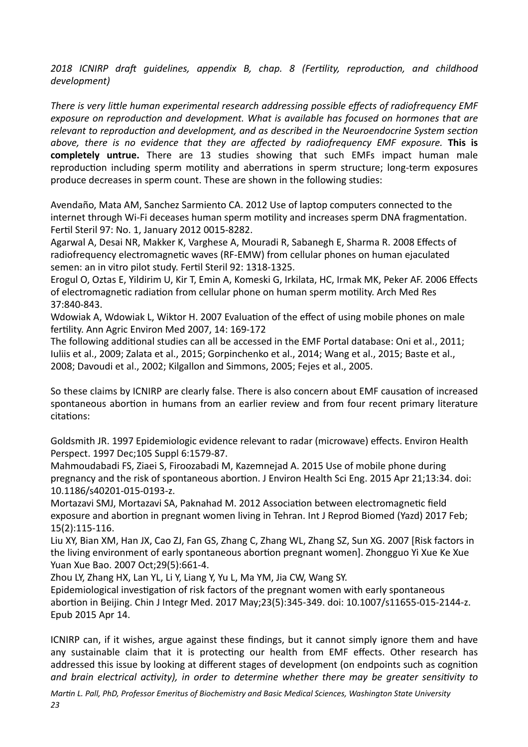*2018 ICNIRP draft guidelines, appendix B, chap. 8 (Fertility, reproduction, and childhood development)*

*There is very little human experimental research addressing possible effects of radiofrequency EMF exposure on reproduction and development. What is available has focused on hormones that are relevant to reproduction and development, and as described in the Neuroendocrine System section above, there is no evidence that they are affected by radiofrequency EMF exposure.* **This is completely untrue.** There are 13 studies showing that such EMFs impact human male reproduction including sperm motility and aberrations in sperm structure; long-term exposures produce decreases in sperm count. These are shown in the following studies:

Avendaño, Mata AM, Sanchez Sarmiento CA. 2012 Use of laptop computers connected to the internet through Wi-Fi deceases human sperm motility and increases sperm DNA fragmentation. Fertil Steril 97: No. 1, January 2012 0015-8282.
Agarwal A, Desai NR, Makker K, Varghese A, Mouradi R, Sabanegh E, Sharma R. 2008 Effects of radiofrequency electromagnetic waves (RF-EMW) from cellular phones on human ejaculated semen: an in vitro pilot study. Fertil Steril 92: 1318-1325.
Erogul O, Oztas E, Yildirim U, Kir T, Emin A, Komeski G, Irkilata, HC, Irmak MK, Peker AF. 2006 Effects of electromagnetic radiation from cellular phone on human sperm motility. Arch Med Res 37:840-843.
Wdowiak A, Wdowiak L, Wiktor H. 2007 Evaluation of the effect of using mobile phones on male fertility. Ann Agric Environ Med 2007, 14: 169-172
The following additional studies can all be accessed in the EMF Portal database: Oni et al., 2011; Iuliis et al., 2009; Zalata et al., 2015; Gorpinchenko et al., 2014; Wang et al., 2015; Baste et al., 2008; Davoudi et al., 2002; Kilgallon and Simmons, 2005; Fejes et al., 2005.

So these claims by ICNIRP are clearly false. There is also concern about EMF causation of increased spontaneous abortion in humans from an earlier review and from four recent primary literature citations:

Goldsmith JR. 1997 Epidemiologic evidence relevant to radar (microwave) effects. Environ Health Perspect. 1997 Dec;105 Suppl 6:1579-87.
Mahmoudabadi FS, Ziaei S, Firoozabadi M, Kazemnejad A. 2015 Use of mobile phone during pregnancy and the risk of spontaneous abortion. J Environ Health Sci Eng. 2015 Apr 21;13:34. doi: 10.1186/s40201-015-0193-z.
Mortazavi SMJ, Mortazavi SA, Paknahad M. 2012 Association between electromagnetic field exposure and abortion in pregnant women living in Tehran. Int J Reprod Biomed (Yazd) 2017 Feb; 15(2):115-116.
Liu XY, Bian XM, Han JX, Cao ZJ, Fan GS, Zhang C, Zhang WL, Zhang SZ, Sun XG. 2007 [Risk factors in the living environment of early spontaneous abortion pregnant women]. Zhongguo Yi Xue Ke Xue Yuan Xue Bao. 2007 Oct;29(5):661-4.
Zhou LY, Zhang HX, Lan YL, Li Y, Liang Y, Yu L, Ma YM, Jia CW, Wang SY.
Epidemiological investigation of risk factors of the pregnant women with early spontaneous abortion in Beijing. Chin J Integr Med. 2017 May;23(5):345-349. doi: 10.1007/s11655-015-2144-z. Epub 2015 Apr 14.

ICNIRP can, if it wishes, argue against these findings, but it cannot simply ignore them and have any sustainable claim that it is protecting our health from EMF effects. Other research has addressed this issue by looking at different stages of development (on endpoints such as cognition *and brain electrical activity), in order to determine whether there may be greater sensitivity to*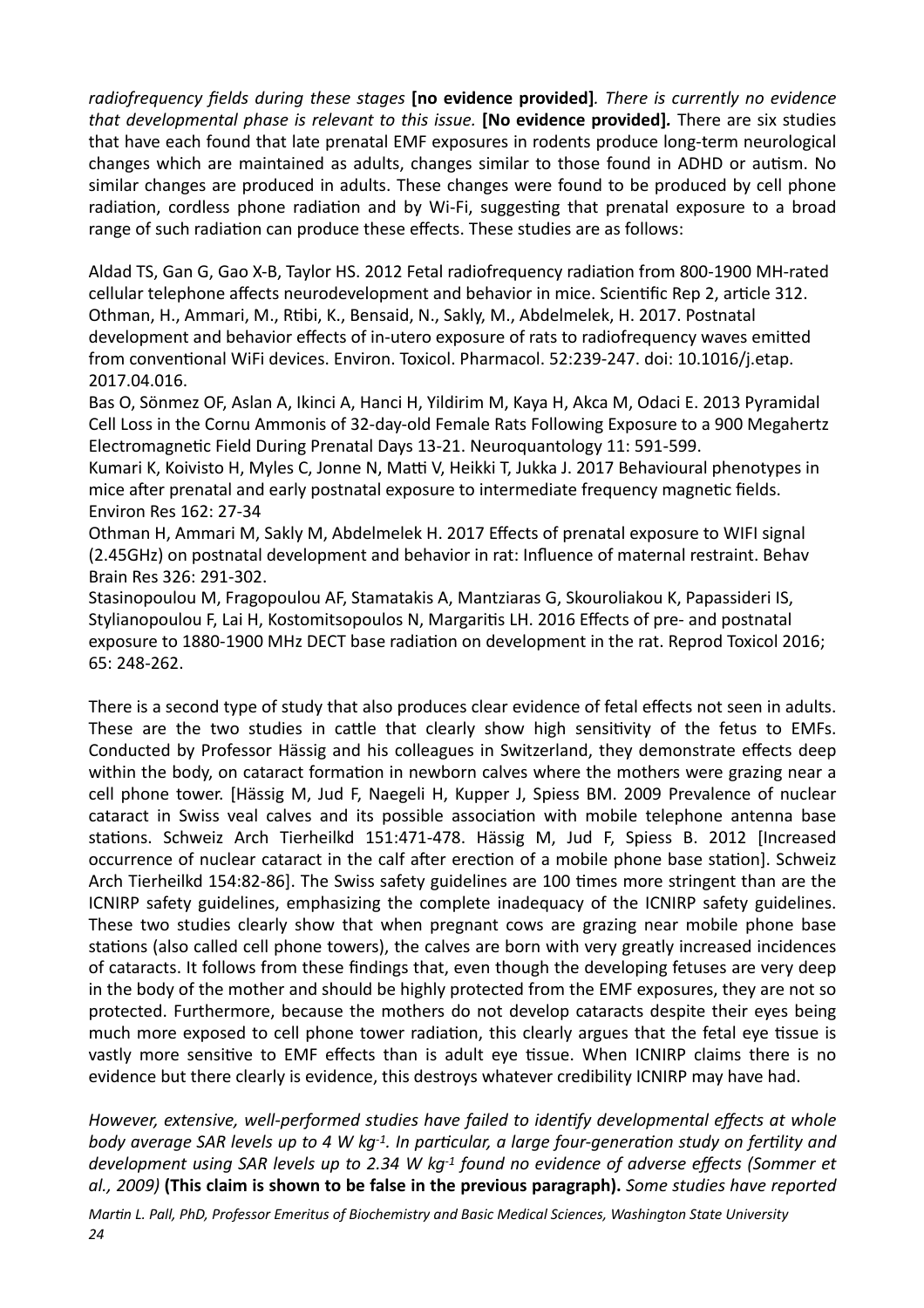*radiofrequency fields during these stages* **[no evidence provided]**. *There is currently no evidence that developmental phase is relevant to this issue.* **[No evidence provided].** There are six studies that have each found that late prenatal EMF exposures in rodents produce long-term neurological changes which are maintained as adults, changes similar to those found in ADHD or autism. No similar changes are produced in adults. These changes were found to be produced by cell phone radiation, cordless phone radiation and by Wi-Fi, suggesting that prenatal exposure to a broad range of such radiation can produce these effects. These studies are as follows:

Aldad TS, Gan G, Gao X-B, Taylor HS. 2012 Fetal radiofrequency radiation from 800-1900 MH-rated cellular telephone affects neurodevelopment and behavior in mice. Scientific Rep 2, article 312.
Othman, H., Ammari, M., Rtibi, K., Bensaid, N., Sakly, M., Abdelmelek, H. 2017. Postnatal development and behavior effects of in-utero exposure of rats to radiofrequency waves emitted from conventional WiFi devices. Environ. Toxicol. Pharmacol. 52:239-247. doi: 10.1016/j.etap. 2017.04.016.
Bas O, Sönmez OF, Aslan A, Ikinci A, Hanci H, Yildirim M, Kaya H, Akca M, Odaci E. 2013 Pyramidal Cell Loss in the Cornu Ammonis of 32-day-old Female Rats Following Exposure to a 900 Megahertz Electromagnetic Field During Prenatal Days 13-21. Neuroquantology 11: 591-599.
Kumari K, Koivisto H, Myles C, Jonne N, Matti V, Heikki T, Jukka J. 2017 Behavioural phenotypes in mice after prenatal and early postnatal exposure to intermediate frequency magnetic fields. Environ Res 162: 27-34
Othman H, Ammari M, Sakly M, Abdelmelek H. 2017 Effects of prenatal exposure to WIFI signal (2.45GHz) on postnatal development and behavior in rat: Influence of maternal restraint. Behav Brain Res 326: 291-302.
Stasinopoulou M, Fragopoulou AF, Stamatakis A, Mantziaras G, Skouroliakou K, Papassideri IS, Stylianopoulou F, Lai H, Kostomitsopoulos N, Margaritis LH. 2016 Effects of pre- and postnatal exposure to 1880-1900 MHz DECT base radiation on development in the rat. Reprod Toxicol 2016; 65: 248-262.

There is a second type of study that also produces clear evidence of fetal effects not seen in adults. These are the two studies in cattle that clearly show high sensitivity of the fetus to EMFs. Conducted by Professor Hässig and his colleagues in Switzerland, they demonstrate effects deep within the body, on cataract formation in newborn calves where the mothers were grazing near a cell phone tower. [Hässig M, Jud F, Naegeli H, Kupper J, Spiess BM. 2009 Prevalence of nuclear cataract in Swiss veal calves and its possible association with mobile telephone antenna base stations. Schweiz Arch Tierheilkd 151:471-478. Hässig M, Jud F, Spiess B. 2012 [Increased occurrence of nuclear cataract in the calf after erection of a mobile phone base station]. Schweiz Arch Tierheilkd 154:82-86]. The Swiss safety guidelines are 100 times more stringent than are the ICNIRP safety guidelines, emphasizing the complete inadequacy of the ICNIRP safety guidelines. These two studies clearly show that when pregnant cows are grazing near mobile phone base stations (also called cell phone towers), the calves are born with very greatly increased incidences of cataracts. It follows from these findings that, even though the developing fetuses are very deep in the body of the mother and should be highly protected from the EMF exposures, they are not so protected. Furthermore, because the mothers do not develop cataracts despite their eyes being much more exposed to cell phone tower radiation, this clearly argues that the fetal eye tissue is vastly more sensitive to EMF effects than is adult eye tissue. When ICNIRP claims there is no evidence but there clearly is evidence, this destroys whatever credibility ICNIRP may have had.

*However, extensive, well-performed studies have failed to identify developmental effects at whole body average SAR levels up to 4 W kg$^{-1}$. In particular, a large four-generation study on fertility and development using SAR levels up to 2.34 W kg$^{-1}$ found no evidence of adverse effects (Sommer et al., 2009)* **(This claim is shown to be false in the previous paragraph).** *Some studies have reported*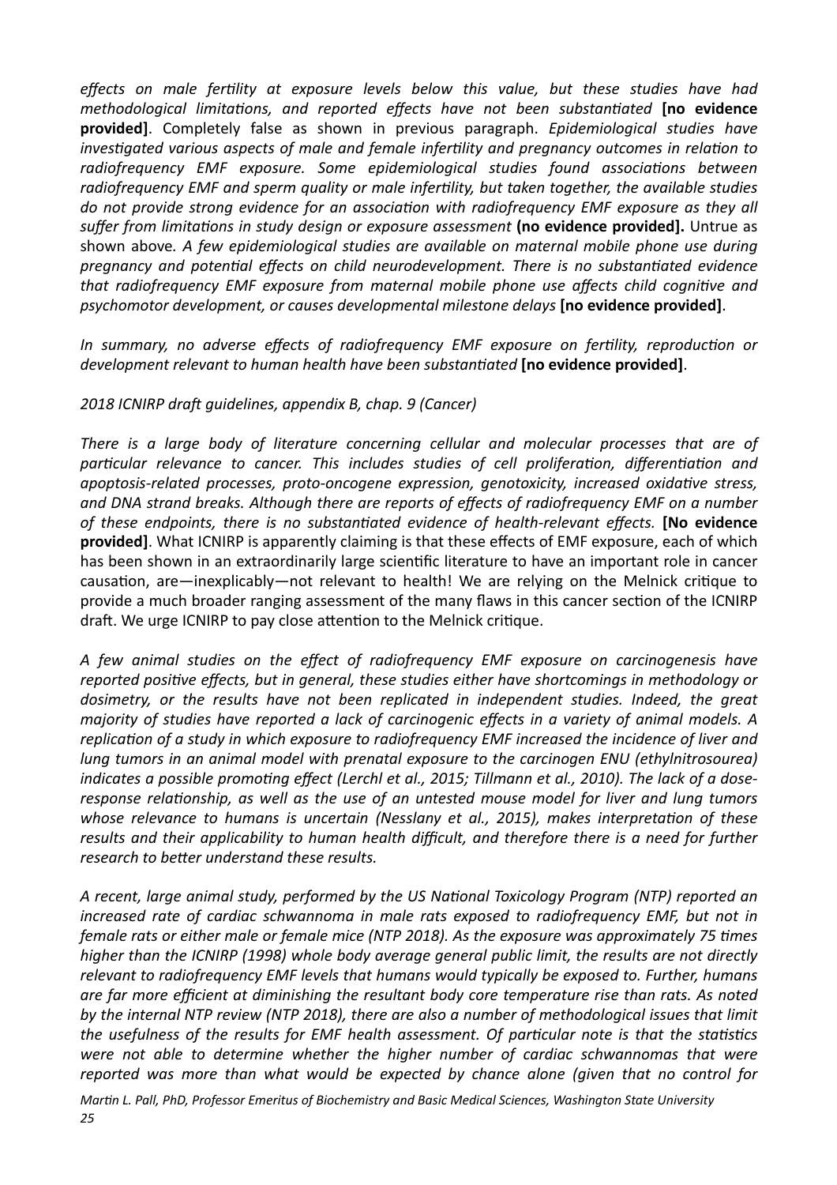*effects on male fertility at exposure levels below this value, but these studies have had methodological limitations, and reported effects have not been substantiated* **[no evidence provided]**. Completely false as shown in previous paragraph. *Epidemiological studies have investigated various aspects of male and female infertility and pregnancy outcomes in relation to radiofrequency EMF exposure. Some epidemiological studies found associations between radiofrequency EMF and sperm quality or male infertility, but taken together, the available studies do not provide strong evidence for an association with radiofrequency EMF exposure as they all suffer from limitations in study design or exposure assessment* **(no evidence provided).** Untrue as shown above. *A few epidemiological studies are available on maternal mobile phone use during pregnancy and potential effects on child neurodevelopment. There is no substantiated evidence that radiofrequency EMF exposure from maternal mobile phone use affects child cognitive and psychomotor development, or causes developmental milestone delays* **[no evidence provided]**.

*In summary, no adverse effects of radiofrequency EMF exposure on fertility, reproduction or development relevant to human health have been substantiated* **[no evidence provided]**.

*2018 ICNIRP draft guidelines, appendix B, chap. 9 (Cancer)*

*There is a large body of literature concerning cellular and molecular processes that are of particular relevance to cancer. This includes studies of cell proliferation, differentiation and apoptosis-related processes, proto-oncogene expression, genotoxicity, increased oxidative stress, and DNA strand breaks. Although there are reports of effects of radiofrequency EMF on a number of these endpoints, there is no substantiated evidence of health-relevant effects.* **[No evidence provided]**. What ICNIRP is apparently claiming is that these effects of EMF exposure, each of which has been shown in an extraordinarily large scientific literature to have an important role in cancer causation, are—inexplicably—not relevant to health! We are relying on the Melnick critique to provide a much broader ranging assessment of the many flaws in this cancer section of the ICNIRP draft. We urge ICNIRP to pay close attention to the Melnick critique.

*A few animal studies on the effect of radiofrequency EMF exposure on carcinogenesis have reported positive effects, but in general, these studies either have shortcomings in methodology or dosimetry, or the results have not been replicated in independent studies. Indeed, the great majority of studies have reported a lack of carcinogenic effects in a variety of animal models. A replication of a study in which exposure to radiofrequency EMF increased the incidence of liver and lung tumors in an animal model with prenatal exposure to the carcinogen ENU (ethylnitrosourea) indicates a possible promoting effect (Lerchl et al., 2015; Tillmann et al., 2010). The lack of a dose-response relationship, as well as the use of an untested mouse model for liver and lung tumors whose relevance to humans is uncertain (Nesslany et al., 2015), makes interpretation of these results and their applicability to human health difficult, and therefore there is a need for further research to better understand these results.*

*A recent, large animal study, performed by the US National Toxicology Program (NTP) reported an increased rate of cardiac schwannoma in male rats exposed to radiofrequency EMF, but not in female rats or either male or female mice (NTP 2018). As the exposure was approximately 75 times higher than the ICNIRP (1998) whole body average general public limit, the results are not directly relevant to radiofrequency EMF levels that humans would typically be exposed to. Further, humans are far more efficient at diminishing the resultant body core temperature rise than rats. As noted by the internal NTP review (NTP 2018), there are also a number of methodological issues that limit the usefulness of the results for EMF health assessment. Of particular note is that the statistics were not able to determine whether the higher number of cardiac schwannomas that were reported was more than what would be expected by chance alone (given that no control for*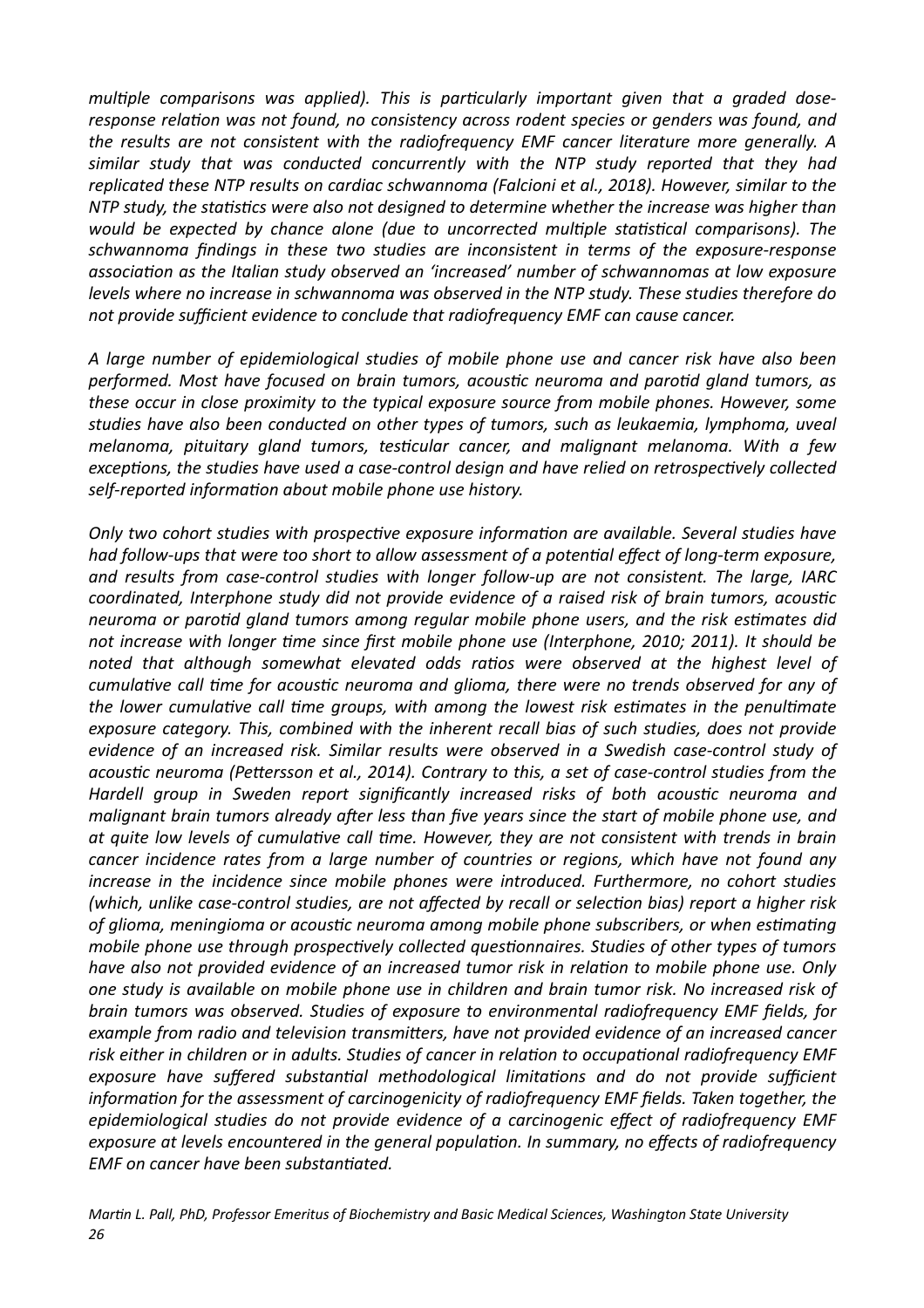*multiple comparisons was applied). This is particularly important given that a graded dose-response relation was not found, no consistency across rodent species or genders was found, and the results are not consistent with the radiofrequency EMF cancer literature more generally. A similar study that was conducted concurrently with the NTP study reported that they had replicated these NTP results on cardiac schwannoma (Falcioni et al., 2018). However, similar to the NTP study, the statistics were also not designed to determine whether the increase was higher than would be expected by chance alone (due to uncorrected multiple statistical comparisons). The schwannoma findings in these two studies are inconsistent in terms of the exposure-response association as the Italian study observed an 'increased' number of schwannomas at low exposure levels where no increase in schwannoma was observed in the NTP study. These studies therefore do not provide sufficient evidence to conclude that radiofrequency EMF can cause cancer.*

*A large number of epidemiological studies of mobile phone use and cancer risk have also been performed. Most have focused on brain tumors, acoustic neuroma and parotid gland tumors, as these occur in close proximity to the typical exposure source from mobile phones. However, some studies have also been conducted on other types of tumors, such as leukaemia, lymphoma, uveal melanoma, pituitary gland tumors, testicular cancer, and malignant melanoma. With a few exceptions, the studies have used a case-control design and have relied on retrospectively collected self-reported information about mobile phone use history.*

*Only two cohort studies with prospective exposure information are available. Several studies have had follow-ups that were too short to allow assessment of a potential effect of long-term exposure, and results from case-control studies with longer follow-up are not consistent. The large, IARC coordinated, Interphone study did not provide evidence of a raised risk of brain tumors, acoustic neuroma or parotid gland tumors among regular mobile phone users, and the risk estimates did not increase with longer time since first mobile phone use (Interphone, 2010; 2011). It should be noted that although somewhat elevated odds ratios were observed at the highest level of cumulative call time for acoustic neuroma and glioma, there were no trends observed for any of the lower cumulative call time groups, with among the lowest risk estimates in the penultimate exposure category. This, combined with the inherent recall bias of such studies, does not provide evidence of an increased risk. Similar results were observed in a Swedish case-control study of acoustic neuroma (Pettersson et al., 2014). Contrary to this, a set of case-control studies from the Hardell group in Sweden report significantly increased risks of both acoustic neuroma and malignant brain tumors already after less than five years since the start of mobile phone use, and at quite low levels of cumulative call time. However, they are not consistent with trends in brain cancer incidence rates from a large number of countries or regions, which have not found any increase in the incidence since mobile phones were introduced. Furthermore, no cohort studies (which, unlike case-control studies, are not affected by recall or selection bias) report a higher risk of glioma, meningioma or acoustic neuroma among mobile phone subscribers, or when estimating mobile phone use through prospectively collected questionnaires. Studies of other types of tumors have also not provided evidence of an increased tumor risk in relation to mobile phone use. Only one study is available on mobile phone use in children and brain tumor risk. No increased risk of brain tumors was observed. Studies of exposure to environmental radiofrequency EMF fields, for example from radio and television transmitters, have not provided evidence of an increased cancer risk either in children or in adults. Studies of cancer in relation to occupational radiofrequency EMF exposure have suffered substantial methodological limitations and do not provide sufficient information for the assessment of carcinogenicity of radiofrequency EMF fields. Taken together, the epidemiological studies do not provide evidence of a carcinogenic effect of radiofrequency EMF exposure at levels encountered in the general population. In summary, no effects of radiofrequency EMF on cancer have been substantiated.*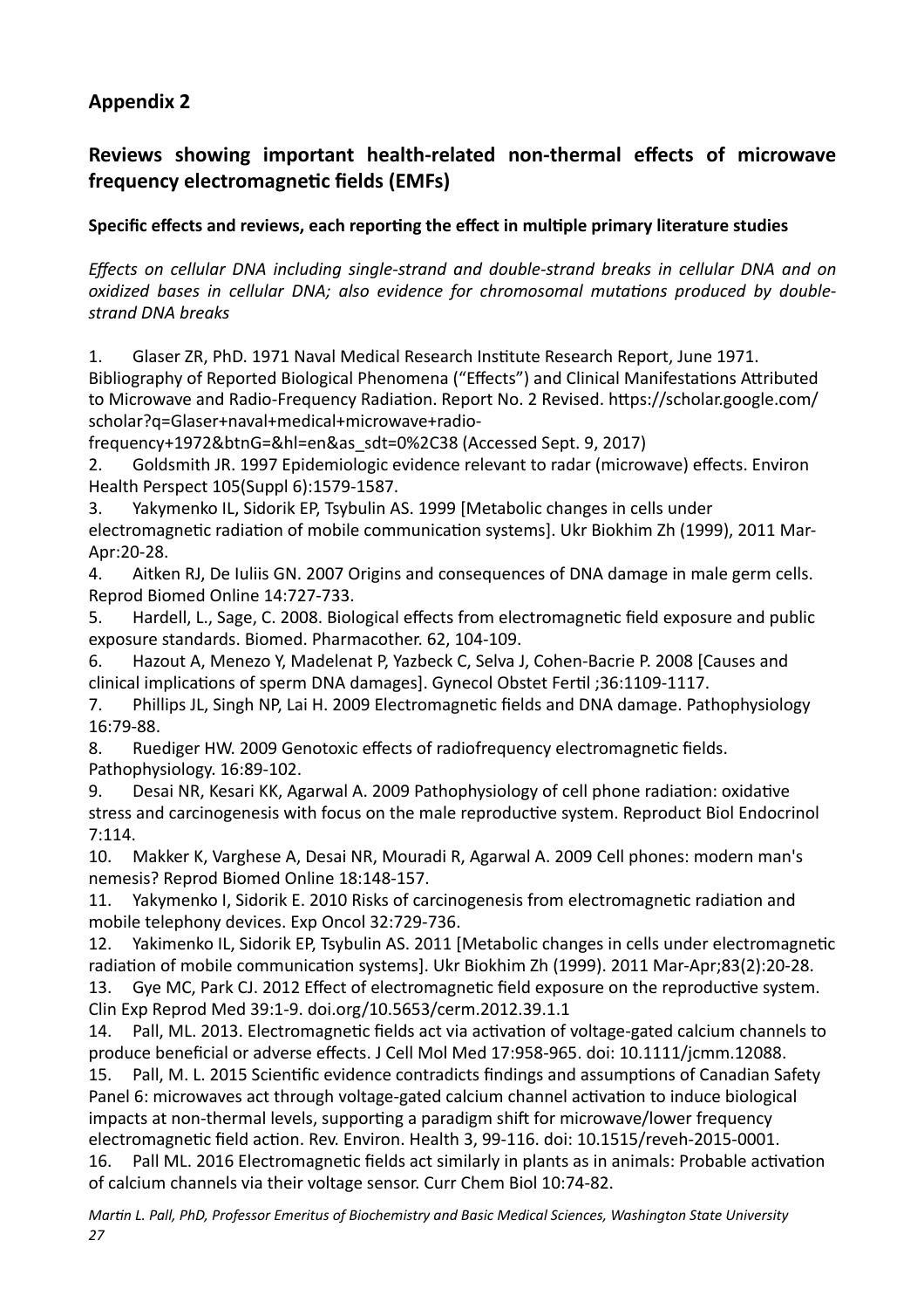## Appendix 2

## Reviews showing important health-related non-thermal effects of microwave frequency electromagnetic fields (EMFs)

**Specific effects and reviews, each reporting the effect in multiple primary literature studies**

*Effects on cellular DNA including single-strand and double-strand breaks in cellular DNA and on oxidized bases in cellular DNA; also evidence for chromosomal mutations produced by double-strand DNA breaks*

1. Glaser ZR, PhD. 1971 Naval Medical Research Institute Research Report, June 1971. Bibliography of Reported Biological Phenomena ("Effects") and Clinical Manifestations Attributed to Microwave and Radio-Frequency Radiation. Report No. 2 Revised. https://scholar.google.com/scholar?q=Glaser+naval+medical+microwave+radio-frequency+1972&btnG=&hl=en&as_sdt=0%2C38 (Accessed Sept. 9, 2017)
2. Goldsmith JR. 1997 Epidemiologic evidence relevant to radar (microwave) effects. Environ Health Perspect 105(Suppl 6):1579-1587.
3. Yakymenko IL, Sidorik EP, Tsybulin AS. 1999 [Metabolic changes in cells under electromagnetic radiation of mobile communication systems]. Ukr Biokhim Zh (1999), 2011 Mar-Apr:20-28.
4. Aitken RJ, De Iuliis GN. 2007 Origins and consequences of DNA damage in male germ cells. Reprod Biomed Online 14:727-733.
5. Hardell, L., Sage, C. 2008. Biological effects from electromagnetic field exposure and public exposure standards. Biomed. Pharmacother. 62, 104-109.
6. Hazout A, Menezo Y, Madelenat P, Yazbeck C, Selva J, Cohen-Bacrie P. 2008 [Causes and clinical implications of sperm DNA damages]. Gynecol Obstet Fertil ;36:1109-1117.
7. Phillips JL, Singh NP, Lai H. 2009 Electromagnetic fields and DNA damage. Pathophysiology 16:79-88.
8. Ruediger HW. 2009 Genotoxic effects of radiofrequency electromagnetic fields. Pathophysiology. 16:89-102.
9. Desai NR, Kesari KK, Agarwal A. 2009 Pathophysiology of cell phone radiation: oxidative stress and carcinogenesis with focus on the male reproductive system. Reproduct Biol Endocrinol 7:114.
10. Makker K, Varghese A, Desai NR, Mouradi R, Agarwal A. 2009 Cell phones: modern man's nemesis? Reprod Biomed Online 18:148-157.
11. Yakymenko I, Sidorik E. 2010 Risks of carcinogenesis from electromagnetic radiation and mobile telephony devices. Exp Oncol 32:729-736.
12. Yakimenko IL, Sidorik EP, Tsybulin AS. 2011 [Metabolic changes in cells under electromagnetic radiation of mobile communication systems]. Ukr Biokhim Zh (1999). 2011 Mar-Apr;83(2):20-28.
13. Gye MC, Park CJ. 2012 Effect of electromagnetic field exposure on the reproductive system. Clin Exp Reprod Med 39:1-9. doi.org/10.5653/cerm.2012.39.1.1
14. Pall, ML. 2013. Electromagnetic fields act via activation of voltage-gated calcium channels to produce beneficial or adverse effects. J Cell Mol Med 17:958-965. doi: 10.1111/jcmm.12088.
15. Pall, M. L. 2015 Scientific evidence contradicts findings and assumptions of Canadian Safety Panel 6: microwaves act through voltage-gated calcium channel activation to induce biological impacts at non-thermal levels, supporting a paradigm shift for microwave/lower frequency electromagnetic field action. Rev. Environ. Health 3, 99-116. doi: 10.1515/reveh-2015-0001.
16. Pall ML. 2016 Electromagnetic fields act similarly in plants as in animals: Probable activation of calcium channels via their voltage sensor. Curr Chem Biol 10:74-82.

*Martin L. Pall, PhD, Professor Emeritus of Biochemistry and Basic Medical Sciences, Washington State University*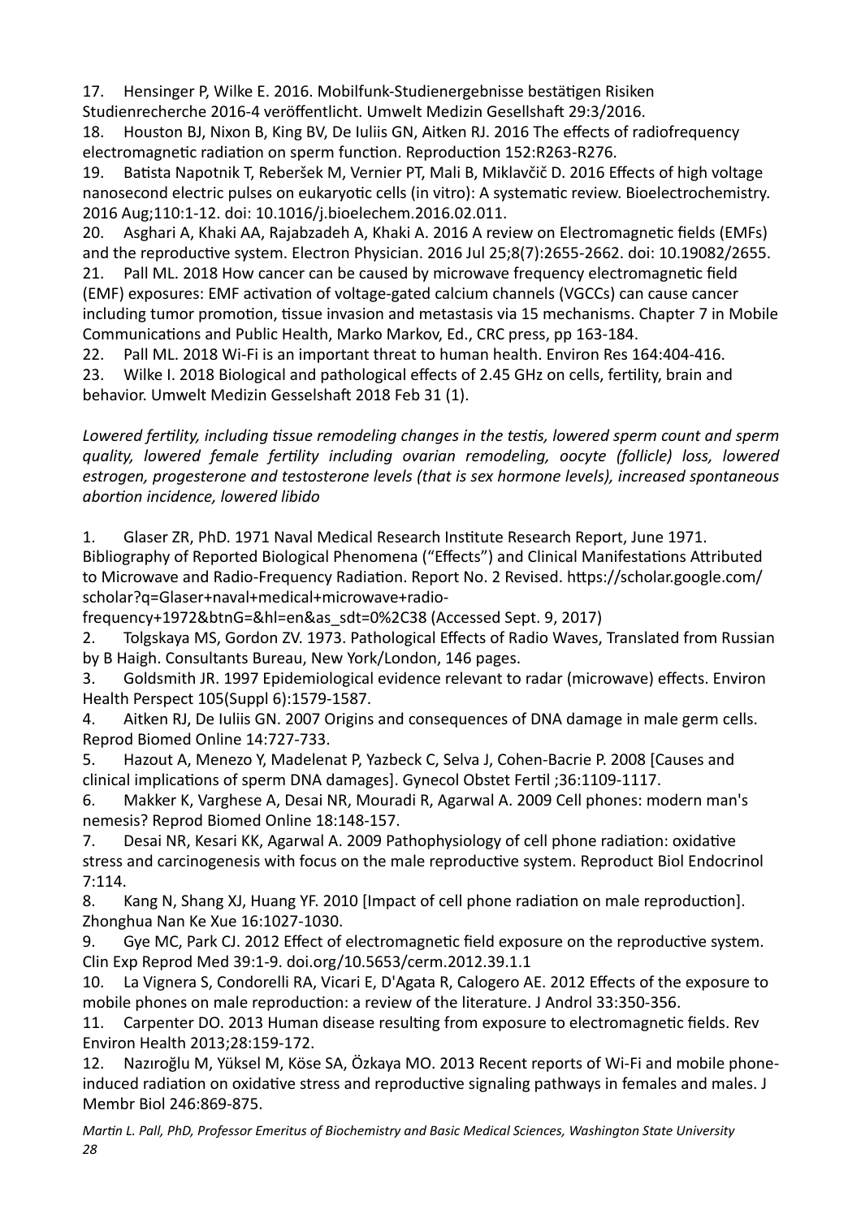17. Hensinger P, Wilke E. 2016. Mobilfunk-Studienergebnisse bestätigen Risiken Studienrecherche 2016-4 veröffentlicht. Umwelt Medizin Gesellshaft 29:3/2016.
18. Houston BJ, Nixon B, King BV, De Iuliis GN, Aitken RJ. 2016 The effects of radiofrequency electromagnetic radiation on sperm function. Reproduction 152:R263-R276.
19. Batista Napotnik T, Reberšek M, Vernier PT, Mali B, Miklavčič D. 2016 Effects of high voltage nanosecond electric pulses on eukaryotic cells (in vitro): A systematic review. Bioelectrochemistry. 2016 Aug;110:1-12. doi: 10.1016/j.bioelechem.2016.02.011.
20. Asghari A, Khaki AA, Rajabzadeh A, Khaki A. 2016 A review on Electromagnetic fields (EMFs) and the reproductive system. Electron Physician. 2016 Jul 25;8(7):2655-2662. doi: 10.19082/2655.
21. Pall ML. 2018 How cancer can be caused by microwave frequency electromagnetic field (EMF) exposures: EMF activation of voltage-gated calcium channels (VGCCs) can cause cancer including tumor promotion, tissue invasion and metastasis via 15 mechanisms. Chapter 7 in Mobile Communications and Public Health, Marko Markov, Ed., CRC press, pp 163-184.
22. Pall ML. 2018 Wi-Fi is an important threat to human health. Environ Res 164:404-416.
23. Wilke I. 2018 Biological and pathological effects of 2.45 GHz on cells, fertility, brain and behavior. Umwelt Medizin Gesselshaft 2018 Feb 31 (1).

*Lowered fertility, including tissue remodeling changes in the testis, lowered sperm count and sperm quality, lowered female fertility including ovarian remodeling, oocyte (follicle) loss, lowered estrogen, progesterone and testosterone levels (that is sex hormone levels), increased spontaneous abortion incidence, lowered libido*

1. Glaser ZR, PhD. 1971 Naval Medical Research Institute Research Report, June 1971. Bibliography of Reported Biological Phenomena ("Effects") and Clinical Manifestations Attributed to Microwave and Radio-Frequency Radiation. Report No. 2 Revised. https://scholar.google.com/scholar?q=Glaser+naval+medical+microwave+radio-frequency+1972&btnG=&hl=en&as_sdt=0%2C38 (Accessed Sept. 9, 2017)
2. Tolgskaya MS, Gordon ZV. 1973. Pathological Effects of Radio Waves, Translated from Russian by B Haigh. Consultants Bureau, New York/London, 146 pages.
3. Goldsmith JR. 1997 Epidemiological evidence relevant to radar (microwave) effects. Environ Health Perspect 105(Suppl 6):1579-1587.
4. Aitken RJ, De Iuliis GN. 2007 Origins and consequences of DNA damage in male germ cells. Reprod Biomed Online 14:727-733.
5. Hazout A, Menezo Y, Madelenat P, Yazbeck C, Selva J, Cohen-Bacrie P. 2008 [Causes and clinical implications of sperm DNA damages]. Gynecol Obstet Fertil ;36:1109-1117.
6. Makker K, Varghese A, Desai NR, Mouradi R, Agarwal A. 2009 Cell phones: modern man's nemesis? Reprod Biomed Online 18:148-157.
7. Desai NR, Kesari KK, Agarwal A. 2009 Pathophysiology of cell phone radiation: oxidative stress and carcinogenesis with focus on the male reproductive system. Reproduct Biol Endocrinol 7:114.
8. Kang N, Shang XJ, Huang YF. 2010 [Impact of cell phone radiation on male reproduction]. Zhonghua Nan Ke Xue 16:1027-1030.
9. Gye MC, Park CJ. 2012 Effect of electromagnetic field exposure on the reproductive system. Clin Exp Reprod Med 39:1-9. doi.org/10.5653/cerm.2012.39.1.1
10. La Vignera S, Condorelli RA, Vicari E, D'Agata R, Calogero AE. 2012 Effects of the exposure to mobile phones on male reproduction: a review of the literature. J Androl 33:350-356.
11. Carpenter DO. 2013 Human disease resulting from exposure to electromagnetic fields. Rev Environ Health 2013;28:159-172.
12. Nazıroğlu M, Yüksel M, Köse SA, Özkaya MO. 2013 Recent reports of Wi-Fi and mobile phone-induced radiation on oxidative stress and reproductive signaling pathways in females and males. J Membr Biol 246:869-875.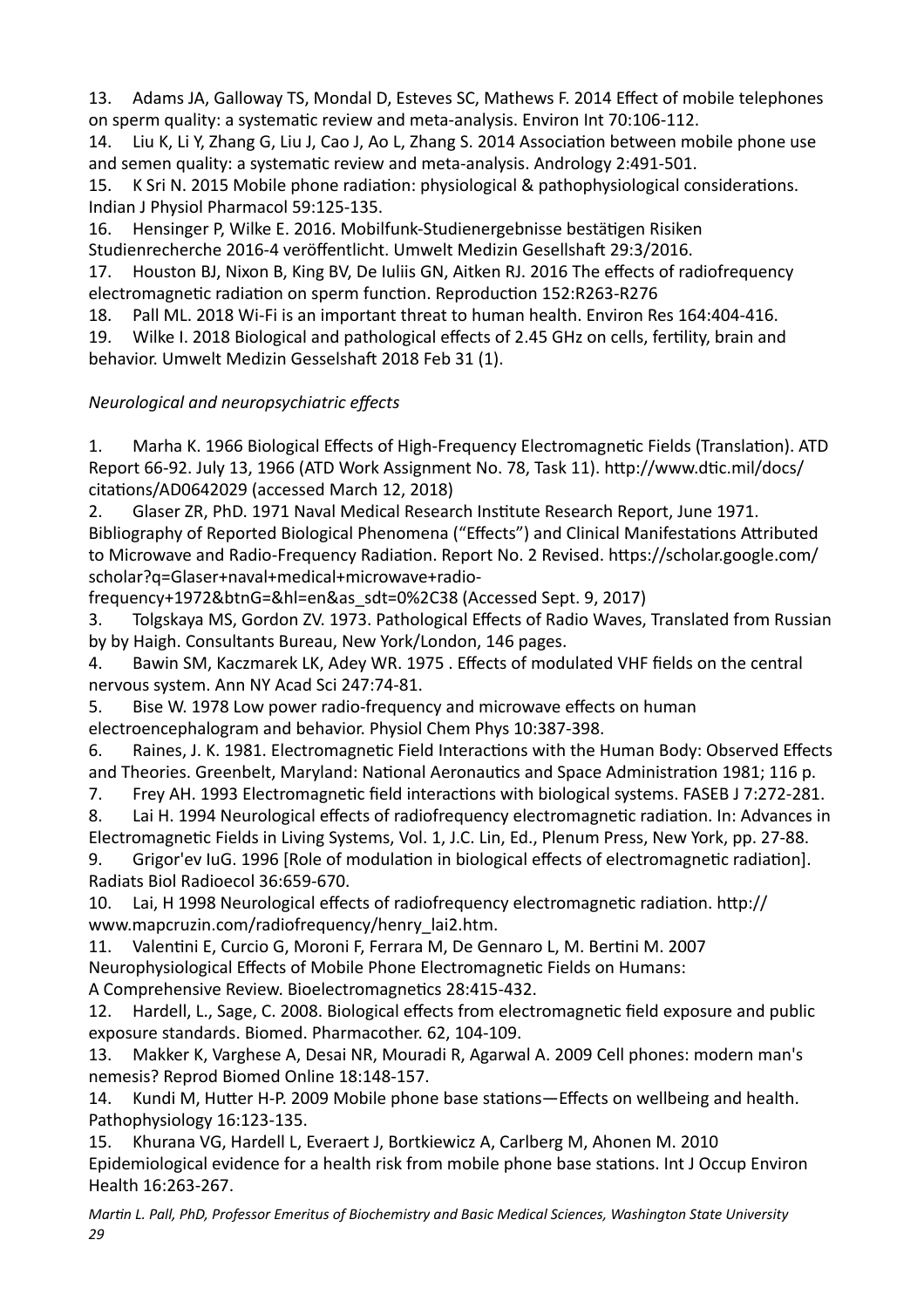13. Adams JA, Galloway TS, Mondal D, Esteves SC, Mathews F. 2014 Effect of mobile telephones on sperm quality: a systematic review and meta-analysis. Environ Int 70:106-112.
14. Liu K, Li Y, Zhang G, Liu J, Cao J, Ao L, Zhang S. 2014 Association between mobile phone use and semen quality: a systematic review and meta-analysis. Andrology 2:491-501.
15. K Sri N. 2015 Mobile phone radiation: physiological & pathophysiological considerations. Indian J Physiol Pharmacol 59:125-135.
16. Hensinger P, Wilke E. 2016. Mobilfunk-Studienergebnisse bestätigen Risiken Studienrecherche 2016-4 veröffentlicht. Umwelt Medizin Gesellshaft 29:3/2016.
17. Houston BJ, Nixon B, King BV, De Iuliis GN, Aitken RJ. 2016 The effects of radiofrequency electromagnetic radiation on sperm function. Reproduction 152:R263-R276
18. Pall ML. 2018 Wi-Fi is an important threat to human health. Environ Res 164:404-416.
19. Wilke I. 2018 Biological and pathological effects of 2.45 GHz on cells, fertility, brain and behavior. Umwelt Medizin Gesselshaft 2018 Feb 31 (1).

*Neurological and neuropsychiatric effects*

1. Marha K. 1966 Biological Effects of High-Frequency Electromagnetic Fields (Translation). ATD Report 66-92. July 13, 1966 (ATD Work Assignment No. 78, Task 11). http://www.dtic.mil/docs/citations/AD0642029 (accessed March 12, 2018)
2. Glaser ZR, PhD. 1971 Naval Medical Research Institute Research Report, June 1971. Bibliography of Reported Biological Phenomena ("Effects") and Clinical Manifestations Attributed to Microwave and Radio-Frequency Radiation. Report No. 2 Revised. https://scholar.google.com/scholar?q=Glaser+naval+medical+microwave+radio-frequency+1972&btnG=&hl=en&as_sdt=0%2C38 (Accessed Sept. 9, 2017)
3. Tolgskaya MS, Gordon ZV. 1973. Pathological Effects of Radio Waves, Translated from Russian by by Haigh. Consultants Bureau, New York/London, 146 pages.
4. Bawin SM, Kaczmarek LK, Adey WR. 1975 . Effects of modulated VHF fields on the central nervous system. Ann NY Acad Sci 247:74-81.
5. Bise W. 1978 Low power radio-frequency and microwave effects on human electroencephalogram and behavior. Physiol Chem Phys 10:387-398.
6. Raines, J. K. 1981. Electromagnetic Field Interactions with the Human Body: Observed Effects and Theories. Greenbelt, Maryland: National Aeronautics and Space Administration 1981; 116 p.
7. Frey AH. 1993 Electromagnetic field interactions with biological systems. FASEB J 7:272-281.
8. Lai H. 1994 Neurological effects of radiofrequency electromagnetic radiation. In: Advances in Electromagnetic Fields in Living Systems, Vol. 1, J.C. Lin, Ed., Plenum Press, New York, pp. 27-88.
9. Grigor'ev IuG. 1996 [Role of modulation in biological effects of electromagnetic radiation]. Radiats Biol Radioecol 36:659-670.
10. Lai, H 1998 Neurological effects of radiofrequency electromagnetic radiation. http://www.mapcruzin.com/radiofrequency/henry_lai2.htm.
11. Valentini E, Curcio G, Moroni F, Ferrara M, De Gennaro L, M. Bertini M. 2007 Neurophysiological Effects of Mobile Phone Electromagnetic Fields on Humans: A Comprehensive Review. Bioelectromagnetics 28:415-432.
12. Hardell, L., Sage, C. 2008. Biological effects from electromagnetic field exposure and public exposure standards. Biomed. Pharmacother. 62, 104-109.
13. Makker K, Varghese A, Desai NR, Mouradi R, Agarwal A. 2009 Cell phones: modern man's nemesis? Reprod Biomed Online 18:148-157.
14. Kundi M, Hutter H-P. 2009 Mobile phone base stations—Effects on wellbeing and health. Pathophysiology 16:123-135.
15. Khurana VG, Hardell L, Everaert J, Bortkiewicz A, Carlberg M, Ahonen M. 2010 Epidemiological evidence for a health risk from mobile phone base stations. Int J Occup Environ Health 16:263-267.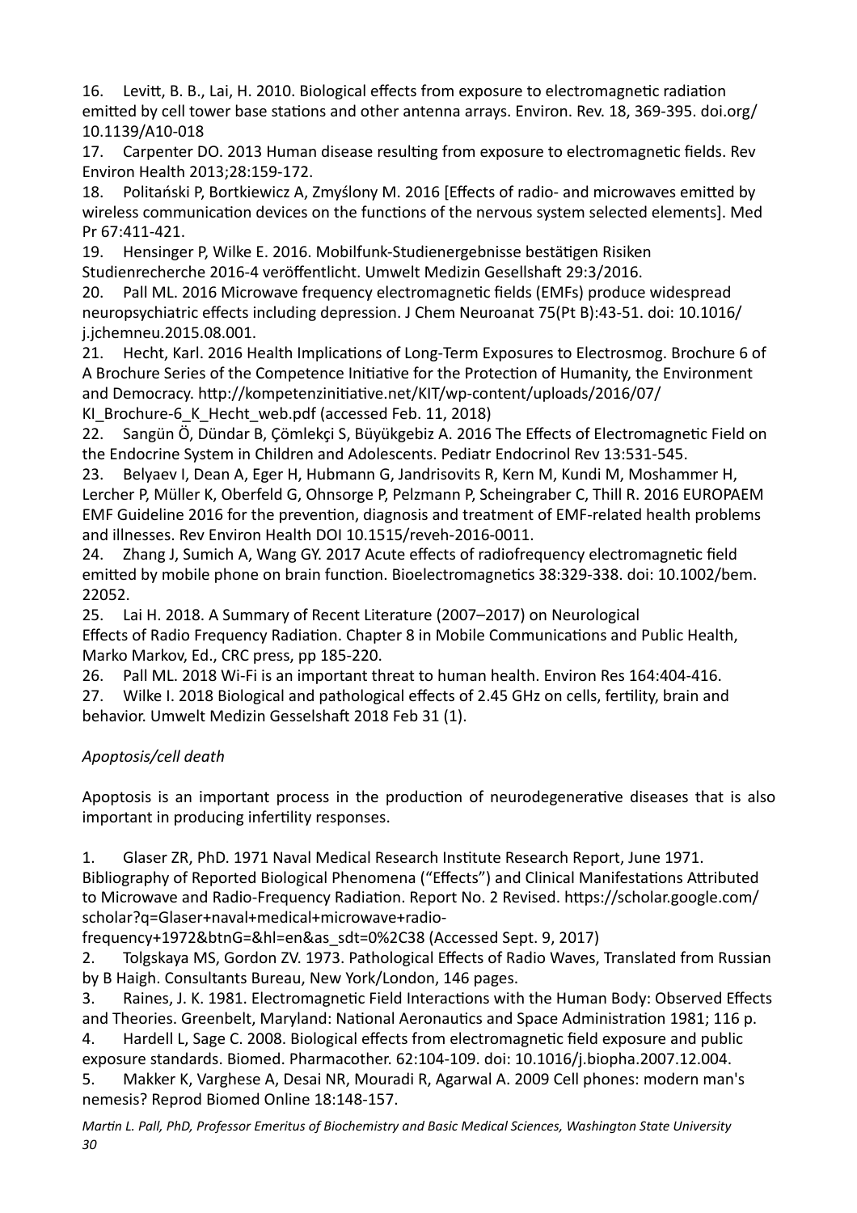16. Levitt, B. B., Lai, H. 2010. Biological effects from exposure to electromagnetic radiation emitted by cell tower base stations and other antenna arrays. Environ. Rev. 18, 369-395. doi.org/10.1139/A10-018
17. Carpenter DO. 2013 Human disease resulting from exposure to electromagnetic fields. Rev Environ Health 2013;28:159-172.
18. Politański P, Bortkiewicz A, Zmyślony M. 2016 [Effects of radio- and microwaves emitted by wireless communication devices on the functions of the nervous system selected elements]. Med Pr 67:411-421.
19. Hensinger P, Wilke E. 2016. Mobilfunk-Studienergebnisse bestätigen Risiken Studienrecherche 2016-4 veröffentlicht. Umwelt Medizin Gesellshaft 29:3/2016.
20. Pall ML. 2016 Microwave frequency electromagnetic fields (EMFs) produce widespread neuropsychiatric effects including depression. J Chem Neuroanat 75(Pt B):43-51. doi: 10.1016/j.jchemneu.2015.08.001.
21. Hecht, Karl. 2016 Health Implications of Long-Term Exposures to Electrosmog. Brochure 6 of A Brochure Series of the Competence Initiative for the Protection of Humanity, the Environment and Democracy. http://kompetenzinitiative.net/KIT/wp-content/uploads/2016/07/KI_Brochure-6_K_Hecht_web.pdf (accessed Feb. 11, 2018)
22. Sangün Ö, Dündar B, Çömlekçi S, Büyükgebiz A. 2016 The Effects of Electromagnetic Field on the Endocrine System in Children and Adolescents. Pediatr Endocrinol Rev 13:531-545.
23. Belyaev I, Dean A, Eger H, Hubmann G, Jandrisovits R, Kern M, Kundi M, Moshammer H, Lercher P, Müller K, Oberfeld G, Ohnsorge P, Pelzmann P, Scheingraber C, Thill R. 2016 EUROPAEM EMF Guideline 2016 for the prevention, diagnosis and treatment of EMF-related health problems and illnesses. Rev Environ Health DOI 10.1515/reveh-2016-0011.
24. Zhang J, Sumich A, Wang GY. 2017 Acute effects of radiofrequency electromagnetic field emitted by mobile phone on brain function. Bioelectromagnetics 38:329-338. doi: 10.1002/bem.22052.
25. Lai H. 2018. A Summary of Recent Literature (2007–2017) on Neurological Effects of Radio Frequency Radiation. Chapter 8 in Mobile Communications and Public Health, Marko Markov, Ed., CRC press, pp 185-220.
26. Pall ML. 2018 Wi-Fi is an important threat to human health. Environ Res 164:404-416.
27. Wilke I. 2018 Biological and pathological effects of 2.45 GHz on cells, fertility, brain and behavior. Umwelt Medizin Gesselshaft 2018 Feb 31 (1).

*Apoptosis/cell death*

Apoptosis is an important process in the production of neurodegenerative diseases that is also important in producing infertility responses.

1. Glaser ZR, PhD. 1971 Naval Medical Research Institute Research Report, June 1971. Bibliography of Reported Biological Phenomena ("Effects") and Clinical Manifestations Attributed to Microwave and Radio-Frequency Radiation. Report No. 2 Revised. https://scholar.google.com/scholar?q=Glaser+naval+medical+microwave+radio-frequency+1972&btnG=&hl=en&as_sdt=0%2C38 (Accessed Sept. 9, 2017)
2. Tolgskaya MS, Gordon ZV. 1973. Pathological Effects of Radio Waves, Translated from Russian by B Haigh. Consultants Bureau, New York/London, 146 pages.
3. Raines, J. K. 1981. Electromagnetic Field Interactions with the Human Body: Observed Effects and Theories. Greenbelt, Maryland: National Aeronautics and Space Administration 1981; 116 p.
4. Hardell L, Sage C. 2008. Biological effects from electromagnetic field exposure and public exposure standards. Biomed. Pharmacother. 62:104-109. doi: 10.1016/j.biopha.2007.12.004.
5. Makker K, Varghese A, Desai NR, Mouradi R, Agarwal A. 2009 Cell phones: modern man's nemesis? Reprod Biomed Online 18:148-157.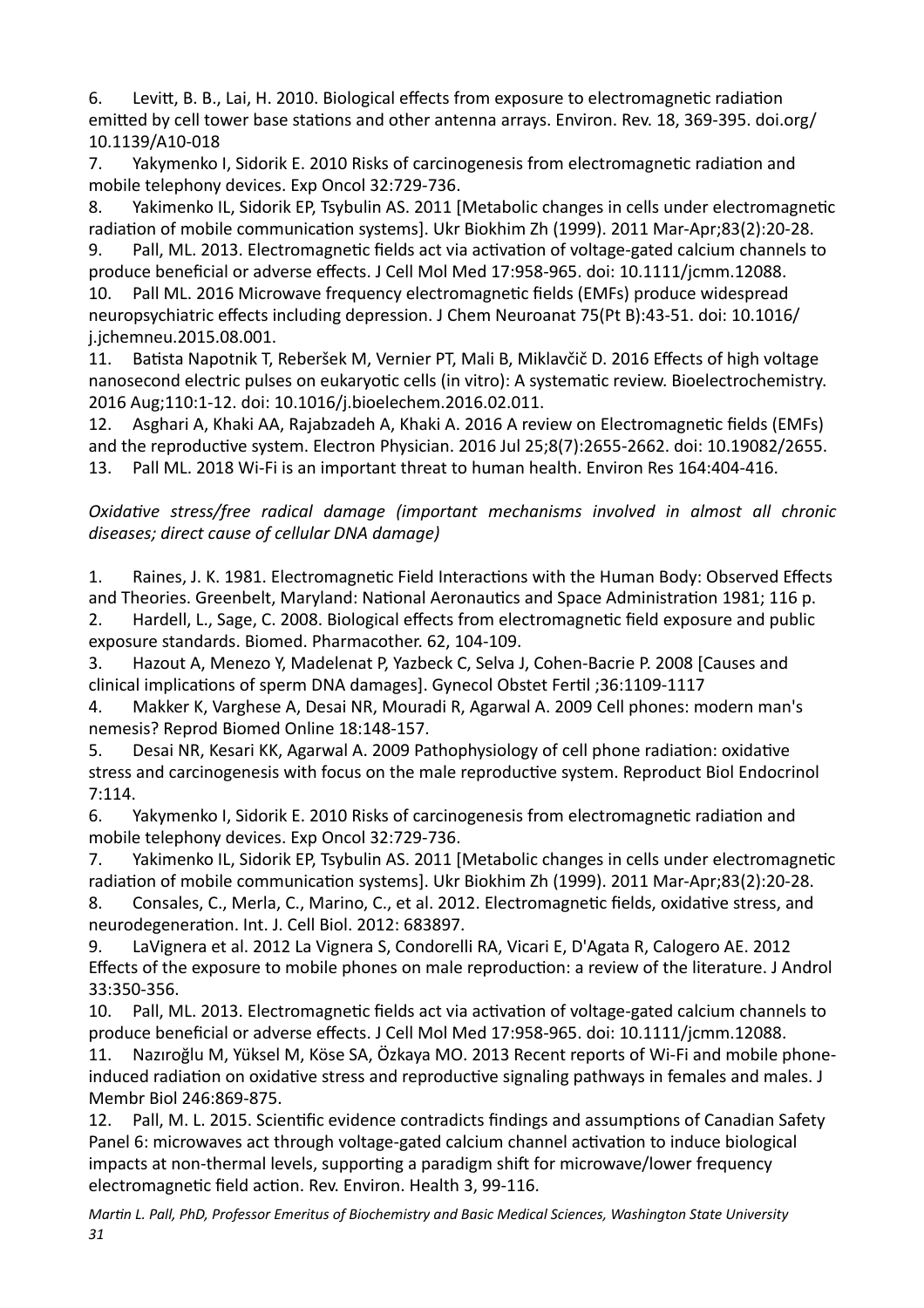6. Levitt, B. B., Lai, H. 2010. Biological effects from exposure to electromagnetic radiation emitted by cell tower base stations and other antenna arrays. Environ. Rev. 18, 369-395. doi.org/10.1139/A10-018
7. Yakymenko I, Sidorik E. 2010 Risks of carcinogenesis from electromagnetic radiation and mobile telephony devices. Exp Oncol 32:729-736.
8. Yakimenko IL, Sidorik EP, Tsybulin AS. 2011 [Metabolic changes in cells under electromagnetic radiation of mobile communication systems]. Ukr Biokhim Zh (1999). 2011 Mar-Apr;83(2):20-28.
9. Pall, ML. 2013. Electromagnetic fields act via activation of voltage-gated calcium channels to produce beneficial or adverse effects. J Cell Mol Med 17:958-965. doi: 10.1111/jcmm.12088.
10. Pall ML. 2016 Microwave frequency electromagnetic fields (EMFs) produce widespread neuropsychiatric effects including depression. J Chem Neuroanat 75(Pt B):43-51. doi: 10.1016/j.jchemneu.2015.08.001.
11. Batista Napotnik T, Reberšek M, Vernier PT, Mali B, Miklavčič D. 2016 Effects of high voltage nanosecond electric pulses on eukaryotic cells (in vitro): A systematic review. Bioelectrochemistry. 2016 Aug;110:1-12. doi: 10.1016/j.bioelechem.2016.02.011.
12. Asghari A, Khaki AA, Rajabzadeh A, Khaki A. 2016 A review on Electromagnetic fields (EMFs) and the reproductive system. Electron Physician. 2016 Jul 25;8(7):2655-2662. doi: 10.19082/2655.
13. Pall ML. 2018 Wi-Fi is an important threat to human health. Environ Res 164:404-416.

*Oxidative stress/free radical damage (important mechanisms involved in almost all chronic diseases; direct cause of cellular DNA damage)*

1. Raines, J. K. 1981. Electromagnetic Field Interactions with the Human Body: Observed Effects and Theories. Greenbelt, Maryland: National Aeronautics and Space Administration 1981; 116 p.
2. Hardell, L., Sage, C. 2008. Biological effects from electromagnetic field exposure and public exposure standards. Biomed. Pharmacother. 62, 104-109.
3. Hazout A, Menezo Y, Madelenat P, Yazbeck C, Selva J, Cohen-Bacrie P. 2008 [Causes and clinical implications of sperm DNA damages]. Gynecol Obstet Fertil ;36:1109-1117
4. Makker K, Varghese A, Desai NR, Mouradi R, Agarwal A. 2009 Cell phones: modern man's nemesis? Reprod Biomed Online 18:148-157.
5. Desai NR, Kesari KK, Agarwal A. 2009 Pathophysiology of cell phone radiation: oxidative stress and carcinogenesis with focus on the male reproductive system. Reproduct Biol Endocrinol 7:114.
6. Yakymenko I, Sidorik E. 2010 Risks of carcinogenesis from electromagnetic radiation and mobile telephony devices. Exp Oncol 32:729-736.
7. Yakimenko IL, Sidorik EP, Tsybulin AS. 2011 [Metabolic changes in cells under electromagnetic radiation of mobile communication systems]. Ukr Biokhim Zh (1999). 2011 Mar-Apr;83(2):20-28.
8. Consales, C., Merla, C., Marino, C., et al. 2012. Electromagnetic fields, oxidative stress, and neurodegeneration. Int. J. Cell Biol. 2012: 683897.
9. LaVignera et al. 2012 La Vignera S, Condorelli RA, Vicari E, D'Agata R, Calogero AE. 2012 Effects of the exposure to mobile phones on male reproduction: a review of the literature. J Androl 33:350-356.
10. Pall, ML. 2013. Electromagnetic fields act via activation of voltage-gated calcium channels to produce beneficial or adverse effects. J Cell Mol Med 17:958-965. doi: 10.1111/jcmm.12088.
11. Nazıroğlu M, Yüksel M, Köse SA, Özkaya MO. 2013 Recent reports of Wi-Fi and mobile phone-induced radiation on oxidative stress and reproductive signaling pathways in females and males. J Membr Biol 246:869-875.
12. Pall, M. L. 2015. Scientific evidence contradicts findings and assumptions of Canadian Safety Panel 6: microwaves act through voltage-gated calcium channel activation to induce biological impacts at non-thermal levels, supporting a paradigm shift for microwave/lower frequency electromagnetic field action. Rev. Environ. Health 3, 99-116.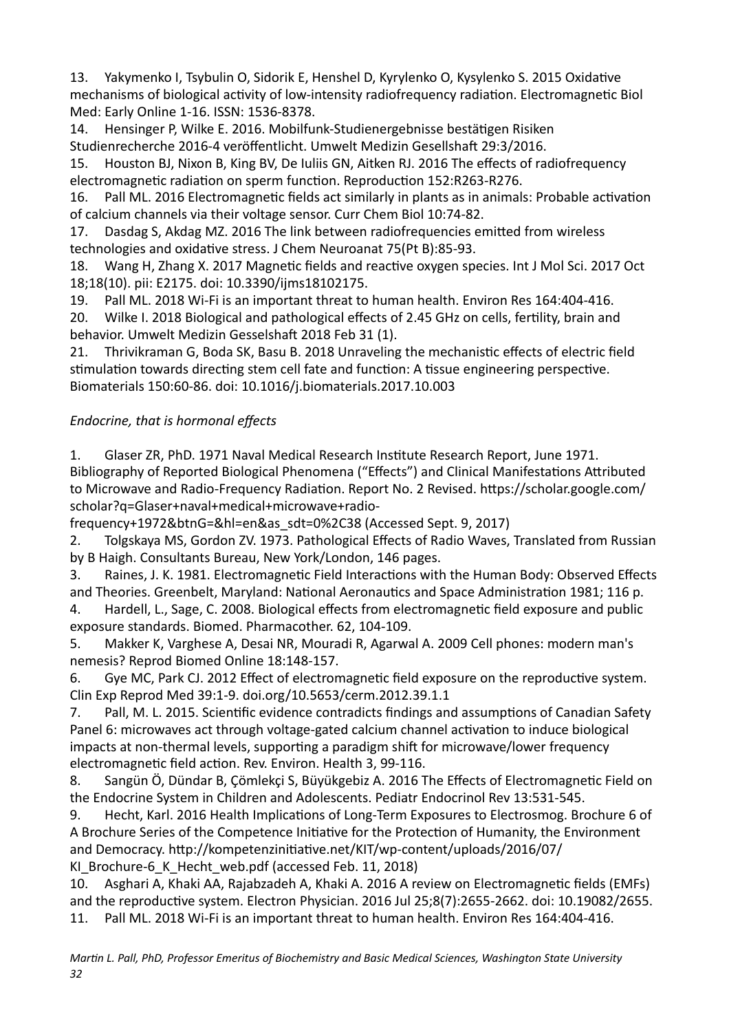13. Yakymenko I, Tsybulin O, Sidorik E, Henshel D, Kyrylenko O, Kysylenko S. 2015 Oxidative mechanisms of biological activity of low-intensity radiofrequency radiation. Electromagnetic Biol Med: Early Online 1-16. ISSN: 1536-8378.
14. Hensinger P, Wilke E. 2016. Mobilfunk-Studienergebnisse bestätigen Risiken Studienrecherche 2016-4 veröffentlicht. Umwelt Medizin Gesellshaft 29:3/2016.
15. Houston BJ, Nixon B, King BV, De Iuliis GN, Aitken RJ. 2016 The effects of radiofrequency electromagnetic radiation on sperm function. Reproduction 152:R263-R276.
16. Pall ML. 2016 Electromagnetic fields act similarly in plants as in animals: Probable activation of calcium channels via their voltage sensor. Curr Chem Biol 10:74-82.
17. Dasdag S, Akdag MZ. 2016 The link between radiofrequencies emitted from wireless technologies and oxidative stress. J Chem Neuroanat 75(Pt B):85-93.
18. Wang H, Zhang X. 2017 Magnetic fields and reactive oxygen species. Int J Mol Sci. 2017 Oct 18;18(10). pii: E2175. doi: 10.3390/ijms18102175.
19. Pall ML. 2018 Wi-Fi is an important threat to human health. Environ Res 164:404-416.
20. Wilke I. 2018 Biological and pathological effects of 2.45 GHz on cells, fertility, brain and behavior. Umwelt Medizin Gesselshaft 2018 Feb 31 (1).
21. Thrivikraman G, Boda SK, Basu B. 2018 Unraveling the mechanistic effects of electric field stimulation towards directing stem cell fate and function: A tissue engineering perspective. Biomaterials 150:60-86. doi: 10.1016/j.biomaterials.2017.10.003

*Endocrine, that is hormonal effects*

1. Glaser ZR, PhD. 1971 Naval Medical Research Institute Research Report, June 1971. Bibliography of Reported Biological Phenomena ("Effects") and Clinical Manifestations Attributed to Microwave and Radio-Frequency Radiation. Report No. 2 Revised. https://scholar.google.com/scholar?q=Glaser+naval+medical+microwave+radio-frequency+1972&btnG=&hl=en&as_sdt=0%2C38 (Accessed Sept. 9, 2017)
2. Tolgskaya MS, Gordon ZV. 1973. Pathological Effects of Radio Waves, Translated from Russian by B Haigh. Consultants Bureau, New York/London, 146 pages.
3. Raines, J. K. 1981. Electromagnetic Field Interactions with the Human Body: Observed Effects and Theories. Greenbelt, Maryland: National Aeronautics and Space Administration 1981; 116 p.
4. Hardell, L., Sage, C. 2008. Biological effects from electromagnetic field exposure and public exposure standards. Biomed. Pharmacother. 62, 104-109.
5. Makker K, Varghese A, Desai NR, Mouradi R, Agarwal A. 2009 Cell phones: modern man's nemesis? Reprod Biomed Online 18:148-157.
6. Gye MC, Park CJ. 2012 Effect of electromagnetic field exposure on the reproductive system. Clin Exp Reprod Med 39:1-9. doi.org/10.5653/cerm.2012.39.1.1
7. Pall, M. L. 2015. Scientific evidence contradicts findings and assumptions of Canadian Safety Panel 6: microwaves act through voltage-gated calcium channel activation to induce biological impacts at non-thermal levels, supporting a paradigm shift for microwave/lower frequency electromagnetic field action. Rev. Environ. Health 3, 99-116.
8. Sangün Ö, Dündar B, Çömlekçi S, Büyükgebiz A. 2016 The Effects of Electromagnetic Field on the Endocrine System in Children and Adolescents. Pediatr Endocrinol Rev 13:531-545.
9. Hecht, Karl. 2016 Health Implications of Long-Term Exposures to Electrosmog. Brochure 6 of A Brochure Series of the Competence Initiative for the Protection of Humanity, the Environment and Democracy. http://kompetenzinitiative.net/KIT/wp-content/uploads/2016/07/KI_Brochure-6_K_Hecht_web.pdf (accessed Feb. 11, 2018)
10. Asghari A, Khaki AA, Rajabzadeh A, Khaki A. 2016 A review on Electromagnetic fields (EMFs) and the reproductive system. Electron Physician. 2016 Jul 25;8(7):2655-2662. doi: 10.19082/2655.
11. Pall ML. 2018 Wi-Fi is an important threat to human health. Environ Res 164:404-416.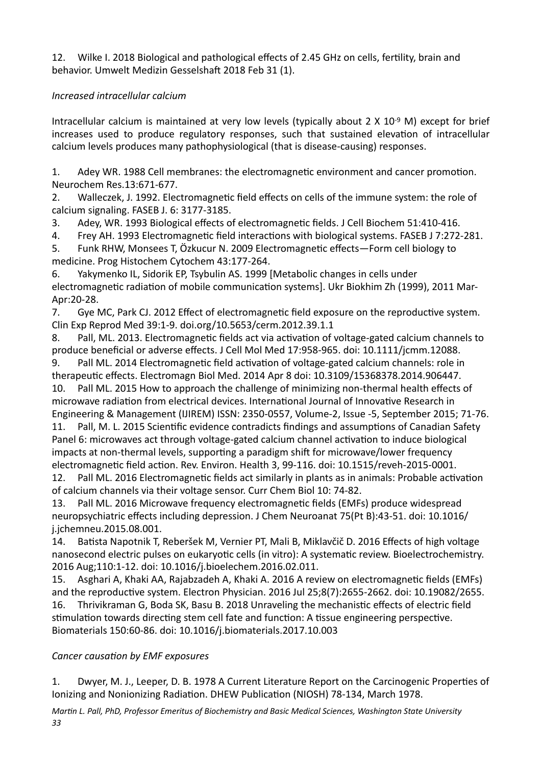12. Wilke I. 2018 Biological and pathological effects of 2.45 GHz on cells, fertility, brain and behavior. Umwelt Medizin Gesselshaft 2018 Feb 31 (1).

*Increased intracellular calcium*

Intracellular calcium is maintained at very low levels (typically about 2 X $10^{-9}$ M) except for brief increases used to produce regulatory responses, such that sustained elevation of intracellular calcium levels produces many pathophysiological (that is disease-causing) responses.

1. Adey WR. 1988 Cell membranes: the electromagnetic environment and cancer promotion. Neurochem Res.13:671-677.
2. Walleczek, J. 1992. Electromagnetic field effects on cells of the immune system: the role of calcium signaling. FASEB J. 6: 3177-3185.
3. Adey, WR. 1993 Biological effects of electromagnetic fields. J Cell Biochem 51:410-416.
4. Frey AH. 1993 Electromagnetic field interactions with biological systems. FASEB J 7:272-281.
5. Funk RHW, Monsees T, Özkucur N. 2009 Electromagnetic effects—Form cell biology to medicine. Prog Histochem Cytochem 43:177-264.
6. Yakymenko IL, Sidorik EP, Tsybulin AS. 1999 [Metabolic changes in cells under electromagnetic radiation of mobile communication systems]. Ukr Biokhim Zh (1999), 2011 Mar-Apr:20-28.
7. Gye MC, Park CJ. 2012 Effect of electromagnetic field exposure on the reproductive system. Clin Exp Reprod Med 39:1-9. doi.org/10.5653/cerm.2012.39.1.1
8. Pall, ML. 2013. Electromagnetic fields act via activation of voltage-gated calcium channels to produce beneficial or adverse effects. J Cell Mol Med 17:958-965. doi: 10.1111/jcmm.12088.
9. Pall ML. 2014 Electromagnetic field activation of voltage-gated calcium channels: role in therapeutic effects. Electromagn Biol Med. 2014 Apr 8 doi: 10.3109/15368378.2014.906447.
10. Pall ML. 2015 How to approach the challenge of minimizing non-thermal health effects of microwave radiation from electrical devices. International Journal of Innovative Research in Engineering & Management (IJIREM) ISSN: 2350-0557, Volume-2, Issue -5, September 2015; 71-76.
11. Pall, M. L. 2015 Scientific evidence contradicts findings and assumptions of Canadian Safety Panel 6: microwaves act through voltage-gated calcium channel activation to induce biological impacts at non-thermal levels, supporting a paradigm shift for microwave/lower frequency electromagnetic field action. Rev. Environ. Health 3, 99-116. doi: 10.1515/reveh-2015-0001.
12. Pall ML. 2016 Electromagnetic fields act similarly in plants as in animals: Probable activation of calcium channels via their voltage sensor. Curr Chem Biol 10: 74-82.
13. Pall ML. 2016 Microwave frequency electromagnetic fields (EMFs) produce widespread neuropsychiatric effects including depression. J Chem Neuroanat 75(Pt B):43-51. doi: 10.1016/j.jchemneu.2015.08.001.
14. Batista Napotnik T, Reberšek M, Vernier PT, Mali B, Miklavčič D. 2016 Effects of high voltage nanosecond electric pulses on eukaryotic cells (in vitro): A systematic review. Bioelectrochemistry. 2016 Aug;110:1-12. doi: 10.1016/j.bioelechem.2016.02.011.
15. Asghari A, Khaki AA, Rajabzadeh A, Khaki A. 2016 A review on electromagnetic fields (EMFs) and the reproductive system. Electron Physician. 2016 Jul 25;8(7):2655-2662. doi: 10.19082/2655.
16. Thrivikraman G, Boda SK, Basu B. 2018 Unraveling the mechanistic effects of electric field stimulation towards directing stem cell fate and function: A tissue engineering perspective. Biomaterials 150:60-86. doi: 10.1016/j.biomaterials.2017.10.003

*Cancer causation by EMF exposures*

1. Dwyer, M. J., Leeper, D. B. 1978 A Current Literature Report on the Carcinogenic Properties of Ionizing and Nonionizing Radiation. DHEW Publication (NIOSH) 78-134, March 1978.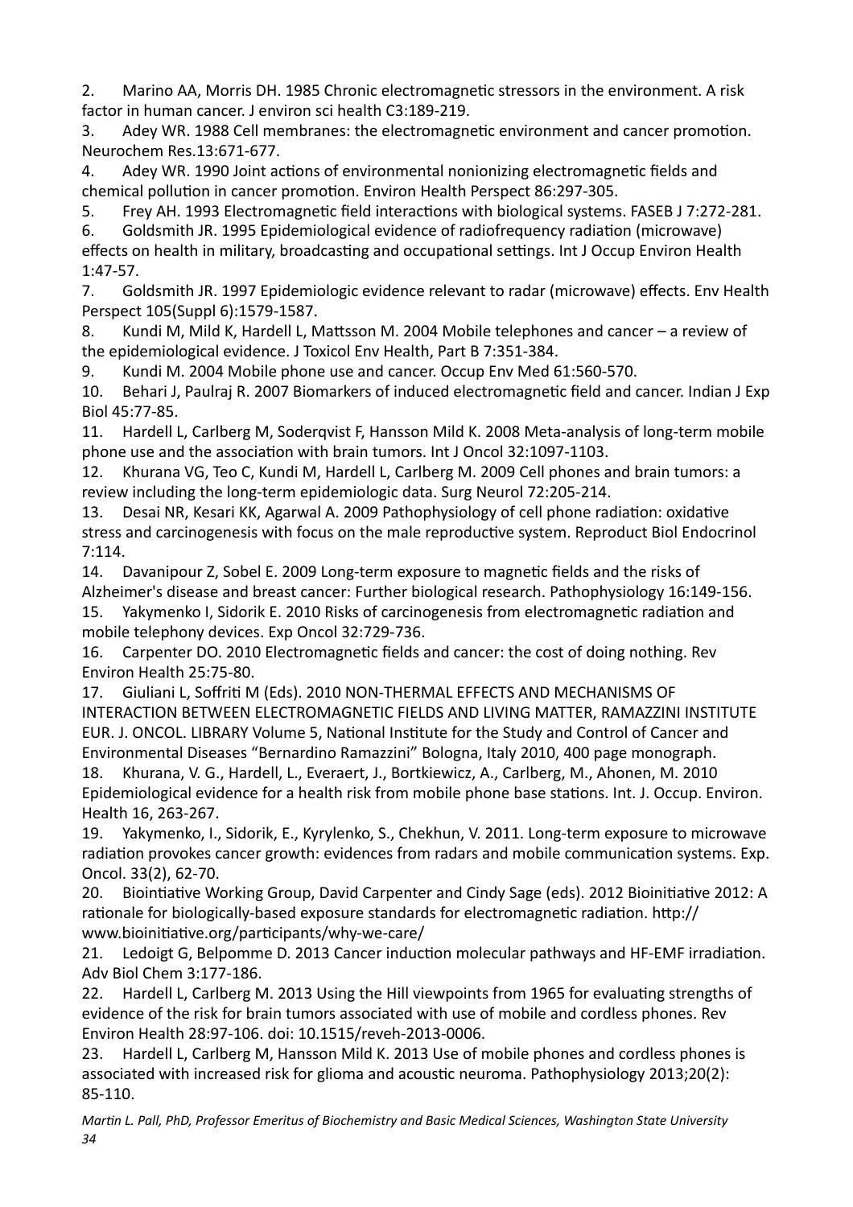2. Marino AA, Morris DH. 1985 Chronic electromagnetic stressors in the environment. A risk factor in human cancer. J environ sci health C3:189-219.
3. Adey WR. 1988 Cell membranes: the electromagnetic environment and cancer promotion. Neurochem Res.13:671-677.
4. Adey WR. 1990 Joint actions of environmental nonionizing electromagnetic fields and chemical pollution in cancer promotion. Environ Health Perspect 86:297-305.
5. Frey AH. 1993 Electromagnetic field interactions with biological systems. FASEB J 7:272-281.
6. Goldsmith JR. 1995 Epidemiological evidence of radiofrequency radiation (microwave) effects on health in military, broadcasting and occupational settings. Int J Occup Environ Health 1:47-57.
7. Goldsmith JR. 1997 Epidemiologic evidence relevant to radar (microwave) effects. Env Health Perspect 105(Suppl 6):1579-1587.
8. Kundi M, Mild K, Hardell L, Mattsson M. 2004 Mobile telephones and cancer – a review of the epidemiological evidence. J Toxicol Env Health, Part B 7:351-384.
9. Kundi M. 2004 Mobile phone use and cancer. Occup Env Med 61:560-570.
10. Behari J, Paulraj R. 2007 Biomarkers of induced electromagnetic field and cancer. Indian J Exp Biol 45:77-85.
11. Hardell L, Carlberg M, Soderqvist F, Hansson Mild K. 2008 Meta-analysis of long-term mobile phone use and the association with brain tumors. Int J Oncol 32:1097-1103.
12. Khurana VG, Teo C, Kundi M, Hardell L, Carlberg M. 2009 Cell phones and brain tumors: a review including the long-term epidemiologic data. Surg Neurol 72:205-214.
13. Desai NR, Kesari KK, Agarwal A. 2009 Pathophysiology of cell phone radiation: oxidative stress and carcinogenesis with focus on the male reproductive system. Reproduct Biol Endocrinol 7:114.
14. Davanipour Z, Sobel E. 2009 Long-term exposure to magnetic fields and the risks of Alzheimer's disease and breast cancer: Further biological research. Pathophysiology 16:149-156.
15. Yakymenko I, Sidorik E. 2010 Risks of carcinogenesis from electromagnetic radiation and mobile telephony devices. Exp Oncol 32:729-736.
16. Carpenter DO. 2010 Electromagnetic fields and cancer: the cost of doing nothing. Rev Environ Health 25:75-80.
17. Giuliani L, Soffriti M (Eds). 2010 NON-THERMAL EFFECTS AND MECHANISMS OF INTERACTION BETWEEN ELECTROMAGNETIC FIELDS AND LIVING MATTER, RAMAZZINI INSTITUTE EUR. J. ONCOL. LIBRARY Volume 5, National Institute for the Study and Control of Cancer and Environmental Diseases "Bernardino Ramazzini" Bologna, Italy 2010, 400 page monograph.
18. Khurana, V. G., Hardell, L., Everaert, J., Bortkiewicz, A., Carlberg, M., Ahonen, M. 2010 Epidemiological evidence for a health risk from mobile phone base stations. Int. J. Occup. Environ. Health 16, 263-267.
19. Yakymenko, I., Sidorik, E., Kyrylenko, S., Chekhun, V. 2011. Long-term exposure to microwave radiation provokes cancer growth: evidences from radars and mobile communication systems. Exp. Oncol. 33(2), 62-70.
20. Biointiative Working Group, David Carpenter and Cindy Sage (eds). 2012 Bioinitiative 2012: A rationale for biologically-based exposure standards for electromagnetic radiation. http://www.bioinitiative.org/participants/why-we-care/
21. Ledoigt G, Belpomme D. 2013 Cancer induction molecular pathways and HF-EMF irradiation. Adv Biol Chem 3:177-186.
22. Hardell L, Carlberg M. 2013 Using the Hill viewpoints from 1965 for evaluating strengths of evidence of the risk for brain tumors associated with use of mobile and cordless phones. Rev Environ Health 28:97-106. doi: 10.1515/reveh-2013-0006.
23. Hardell L, Carlberg M, Hansson Mild K. 2013 Use of mobile phones and cordless phones is associated with increased risk for glioma and acoustic neuroma. Pathophysiology 2013;20(2): 85-110.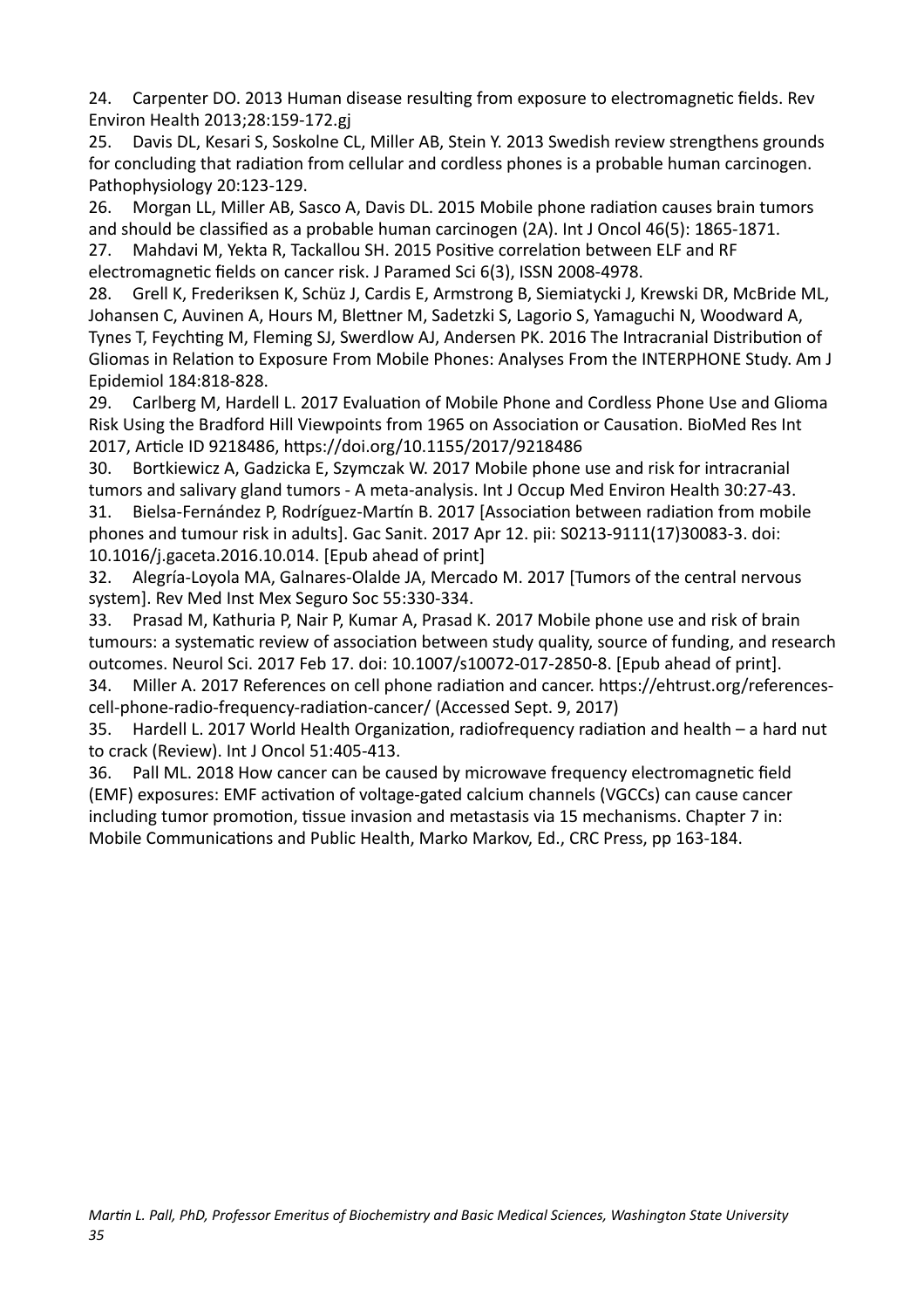24. Carpenter DO. 2013 Human disease resulting from exposure to electromagnetic fields. Rev Environ Health 2013;28:159-172.gj
25. Davis DL, Kesari S, Soskolne CL, Miller AB, Stein Y. 2013 Swedish review strengthens grounds for concluding that radiation from cellular and cordless phones is a probable human carcinogen. Pathophysiology 20:123-129.
26. Morgan LL, Miller AB, Sasco A, Davis DL. 2015 Mobile phone radiation causes brain tumors and should be classified as a probable human carcinogen (2A). Int J Oncol 46(5): 1865-1871.
27. Mahdavi M, Yekta R, Tackallou SH. 2015 Positive correlation between ELF and RF electromagnetic fields on cancer risk. J Paramed Sci 6(3), ISSN 2008-4978.
28. Grell K, Frederiksen K, Schüz J, Cardis E, Armstrong B, Siemiatycki J, Krewski DR, McBride ML, Johansen C, Auvinen A, Hours M, Blettner M, Sadetzki S, Lagorio S, Yamaguchi N, Woodward A, Tynes T, Feychting M, Fleming SJ, Swerdlow AJ, Andersen PK. 2016 The Intracranial Distribution of Gliomas in Relation to Exposure From Mobile Phones: Analyses From the INTERPHONE Study. Am J Epidemiol 184:818-828.
29. Carlberg M, Hardell L. 2017 Evaluation of Mobile Phone and Cordless Phone Use and Glioma Risk Using the Bradford Hill Viewpoints from 1965 on Association or Causation. BioMed Res Int 2017, Article ID 9218486, https://doi.org/10.1155/2017/9218486
30. Bortkiewicz A, Gadzicka E, Szymczak W. 2017 Mobile phone use and risk for intracranial tumors and salivary gland tumors - A meta-analysis. Int J Occup Med Environ Health 30:27-43.
31. Bielsa-Fernández P, Rodríguez-Martín B. 2017 [Association between radiation from mobile phones and tumour risk in adults]. Gac Sanit. 2017 Apr 12. pii: S0213-9111(17)30083-3. doi: 10.1016/j.gaceta.2016.10.014. [Epub ahead of print]
32. Alegría-Loyola MA, Galnares-Olalde JA, Mercado M. 2017 [Tumors of the central nervous system]. Rev Med Inst Mex Seguro Soc 55:330-334.
33. Prasad M, Kathuria P, Nair P, Kumar A, Prasad K. 2017 Mobile phone use and risk of brain tumours: a systematic review of association between study quality, source of funding, and research outcomes. Neurol Sci. 2017 Feb 17. doi: 10.1007/s10072-017-2850-8. [Epub ahead of print].
34. Miller A. 2017 References on cell phone radiation and cancer. https://ehtrust.org/references-cell-phone-radio-frequency-radiation-cancer/ (Accessed Sept. 9, 2017)
35. Hardell L. 2017 World Health Organization, radiofrequency radiation and health – a hard nut to crack (Review). Int J Oncol 51:405-413.
36. Pall ML. 2018 How cancer can be caused by microwave frequency electromagnetic field (EMF) exposures: EMF activation of voltage-gated calcium channels (VGCCs) can cause cancer including tumor promotion, tissue invasion and metastasis via 15 mechanisms. Chapter 7 in: Mobile Communications and Public Health, Marko Markov, Ed., CRC Press, pp 163-184.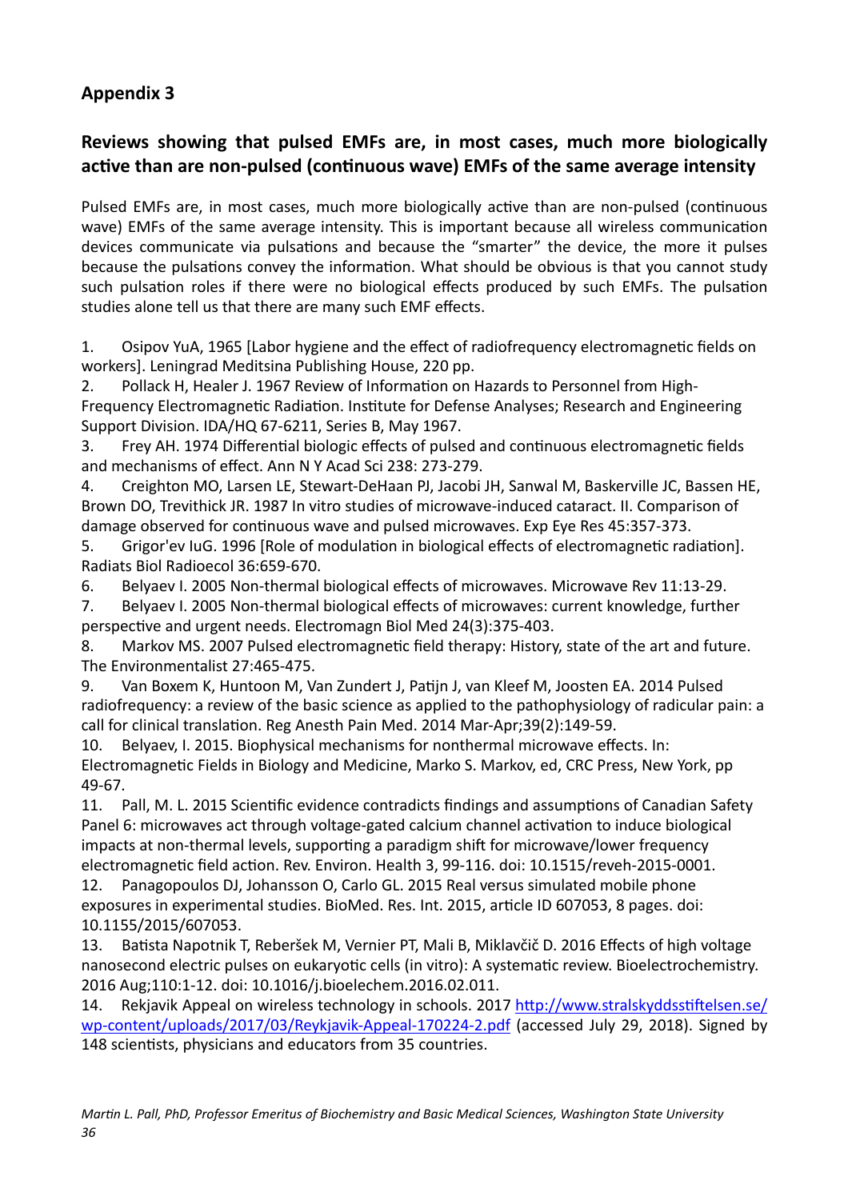## Appendix 3

## Reviews showing that pulsed EMFs are, in most cases, much more biologically active than are non-pulsed (continuous wave) EMFs of the same average intensity

Pulsed EMFs are, in most cases, much more biologically active than are non-pulsed (continuous wave) EMFs of the same average intensity. This is important because all wireless communication devices communicate via pulsations and because the "smarter" the device, the more it pulses because the pulsations convey the information. What should be obvious is that you cannot study such pulsation roles if there were no biological effects produced by such EMFs. The pulsation studies alone tell us that there are many such EMF effects.

1. Osipov YuA, 1965 [Labor hygiene and the effect of radiofrequency electromagnetic fields on workers]. Leningrad Meditsina Publishing House, 220 pp.
2. Pollack H, Healer J. 1967 Review of Information on Hazards to Personnel from High-Frequency Electromagnetic Radiation. Institute for Defense Analyses; Research and Engineering Support Division. IDA/HQ 67-6211, Series B, May 1967.
3. Frey AH. 1974 Differential biologic effects of pulsed and continuous electromagnetic fields and mechanisms of effect. Ann N Y Acad Sci 238: 273-279.
4. Creighton MO, Larsen LE, Stewart-DeHaan PJ, Jacobi JH, Sanwal M, Baskerville JC, Bassen HE, Brown DO, Trevithick JR. 1987 In vitro studies of microwave-induced cataract. II. Comparison of damage observed for continuous wave and pulsed microwaves. Exp Eye Res 45:357-373.
5. Grigor'ev IuG. 1996 [Role of modulation in biological effects of electromagnetic radiation]. Radiats Biol Radioecol 36:659-670.
6. Belyaev I. 2005 Non-thermal biological effects of microwaves. Microwave Rev 11:13-29.
7. Belyaev I. 2005 Non-thermal biological effects of microwaves: current knowledge, further perspective and urgent needs. Electromagn Biol Med 24(3):375-403.
8. Markov MS. 2007 Pulsed electromagnetic field therapy: History, state of the art and future. The Environmentalist 27:465-475.
9. Van Boxem K, Huntoon M, Van Zundert J, Patijn J, van Kleef M, Joosten EA. 2014 Pulsed radiofrequency: a review of the basic science as applied to the pathophysiology of radicular pain: a call for clinical translation. Reg Anesth Pain Med. 2014 Mar-Apr;39(2):149-59.
10. Belyaev, I. 2015. Biophysical mechanisms for nonthermal microwave effects. In: Electromagnetic Fields in Biology and Medicine, Marko S. Markov, ed, CRC Press, New York, pp 49-67.
11. Pall, M. L. 2015 Scientific evidence contradicts findings and assumptions of Canadian Safety Panel 6: microwaves act through voltage-gated calcium channel activation to induce biological impacts at non-thermal levels, supporting a paradigm shift for microwave/lower frequency electromagnetic field action. Rev. Environ. Health 3, 99-116. doi: 10.1515/reveh-2015-0001.
12. Panagopoulos DJ, Johansson O, Carlo GL. 2015 Real versus simulated mobile phone exposures in experimental studies. BioMed. Res. Int. 2015, article ID 607053, 8 pages. doi: 10.1155/2015/607053.
13. Batista Napotnik T, Reberšek M, Vernier PT, Mali B, Miklavčič D. 2016 Effects of high voltage nanosecond electric pulses on eukaryotic cells (in vitro): A systematic review. Bioelectrochemistry. 2016 Aug;110:1-12. doi: 10.1016/j.bioelechem.2016.02.011.
14. Rekjavik Appeal on wireless technology in schools. 2017 http://www.stralskyddsstiftelsen.se/wp-content/uploads/2017/03/Reykjavik-Appeal-170224-2.pdf (accessed July 29, 2018). Signed by 148 scientists, physicians and educators from 35 countries.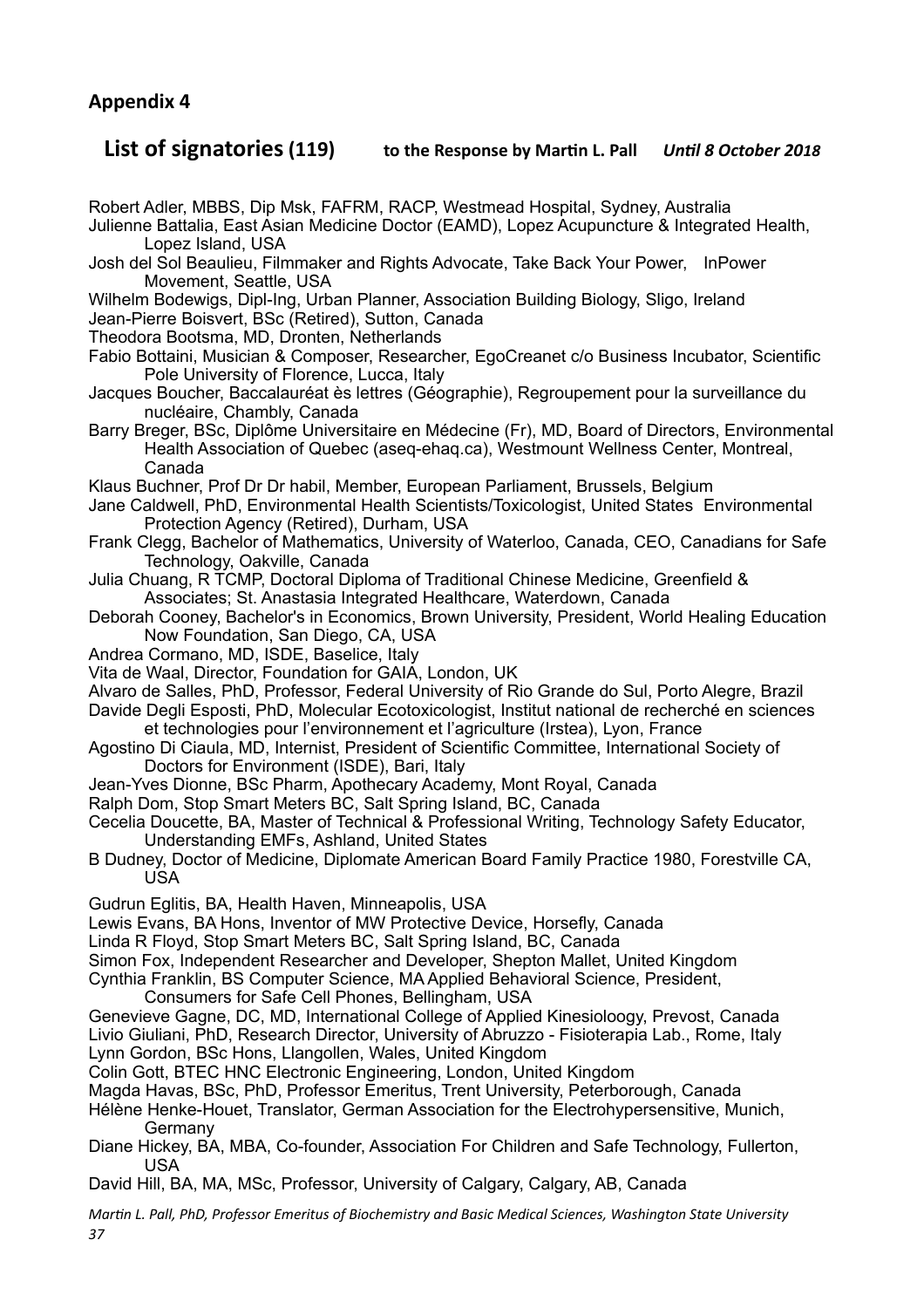## Appendix 4

### List of signatories (119) to the Response by Martin L. Pall *Until 8 October 2018*

Robert Adler, MBBS, Dip Msk, FAFRM, RACP, Westmead Hospital, Sydney, Australia
Julienne Battalia, East Asian Medicine Doctor (EAMD), Lopez Acupuncture & Integrated Health, Lopez Island, USA
Josh del Sol Beaulieu, Filmmaker and Rights Advocate, Take Back Your Power, InPower Movement, Seattle, USA
Wilhelm Bodewigs, Dipl-Ing, Urban Planner, Association Building Biology, Sligo, Ireland
Jean-Pierre Boisvert, BSc (Retired), Sutton, Canada
Theodora Bootsma, MD, Dronten, Netherlands
Fabio Bottaini, Musician & Composer, Researcher, EgoCreanet c/o Business Incubator, Scientific Pole University of Florence, Lucca, Italy
Jacques Boucher, Baccalauréat ès lettres (Géographie), Regroupement pour la surveillance du nucléaire, Chambly, Canada
Barry Breger, BSc, Diplôme Universitaire en Médecine (Fr), MD, Board of Directors, Environmental Health Association of Quebec (aseq-ehaq.ca), Westmount Wellness Center, Montreal, Canada
Klaus Buchner, Prof Dr Dr habil, Member, European Parliament, Brussels, Belgium
Jane Caldwell, PhD, Environmental Health Scientists/Toxicologist, United States Environmental Protection Agency (Retired), Durham, USA
Frank Clegg, Bachelor of Mathematics, University of Waterloo, Canada, CEO, Canadians for Safe Technology, Oakville, Canada
Julia Chuang, R TCMP, Doctoral Diploma of Traditional Chinese Medicine, Greenfield & Associates; St. Anastasia Integrated Healthcare, Waterdown, Canada
Deborah Cooney, Bachelor's in Economics, Brown University, President, World Healing Education Now Foundation, San Diego, CA, USA
Andrea Cormano, MD, ISDE, Baselice, Italy
Vita de Waal, Director, Foundation for GAIA, London, UK
Alvaro de Salles, PhD, Professor, Federal University of Rio Grande do Sul, Porto Alegre, Brazil
Davide Degli Esposti, PhD, Molecular Ecotoxicologist, Institut national de recherché en sciences et technologies pour l'environnement et l'agriculture (Irstea), Lyon, France
Agostino Di Ciaula, MD, Internist, President of Scientific Committee, International Society of Doctors for Environment (ISDE), Bari, Italy
Jean-Yves Dionne, BSc Pharm, Apothecary Academy, Mont Royal, Canada
Ralph Dom, Stop Smart Meters BC, Salt Spring Island, BC, Canada
Cecelia Doucette, BA, Master of Technical & Professional Writing, Technology Safety Educator, Understanding EMFs, Ashland, United States
B Dudney, Doctor of Medicine, Diplomate American Board Family Practice 1980, Forestville CA, USA
Gudrun Eglitis, BA, Health Haven, Minneapolis, USA
Lewis Evans, BA Hons, Inventor of MW Protective Device, Horsefly, Canada
Linda R Floyd, Stop Smart Meters BC, Salt Spring Island, BC, Canada
Simon Fox, Independent Researcher and Developer, Shepton Mallet, United Kingdom
Cynthia Franklin, BS Computer Science, MA Applied Behavioral Science, President, Consumers for Safe Cell Phones, Bellingham, USA
Genevieve Gagne, DC, MD, International College of Applied Kinesioloogy, Prevost, Canada
Livio Giuliani, PhD, Research Director, University of Abruzzo - Fisioterapia Lab., Rome, Italy
Lynn Gordon, BSc Hons, Llangollen, Wales, United Kingdom
Colin Gott, BTEC HNC Electronic Engineering, London, United Kingdom
Magda Havas, BSc, PhD, Professor Emeritus, Trent University, Peterborough, Canada
Hélène Henke-Houet, Translator, German Association for the Electrohypersensitive, Munich, Germany
Diane Hickey, BA, MBA, Co-founder, Association For Children and Safe Technology, Fullerton, USA
David Hill, BA, MA, MSc, Professor, University of Calgary, Calgary, AB, Canada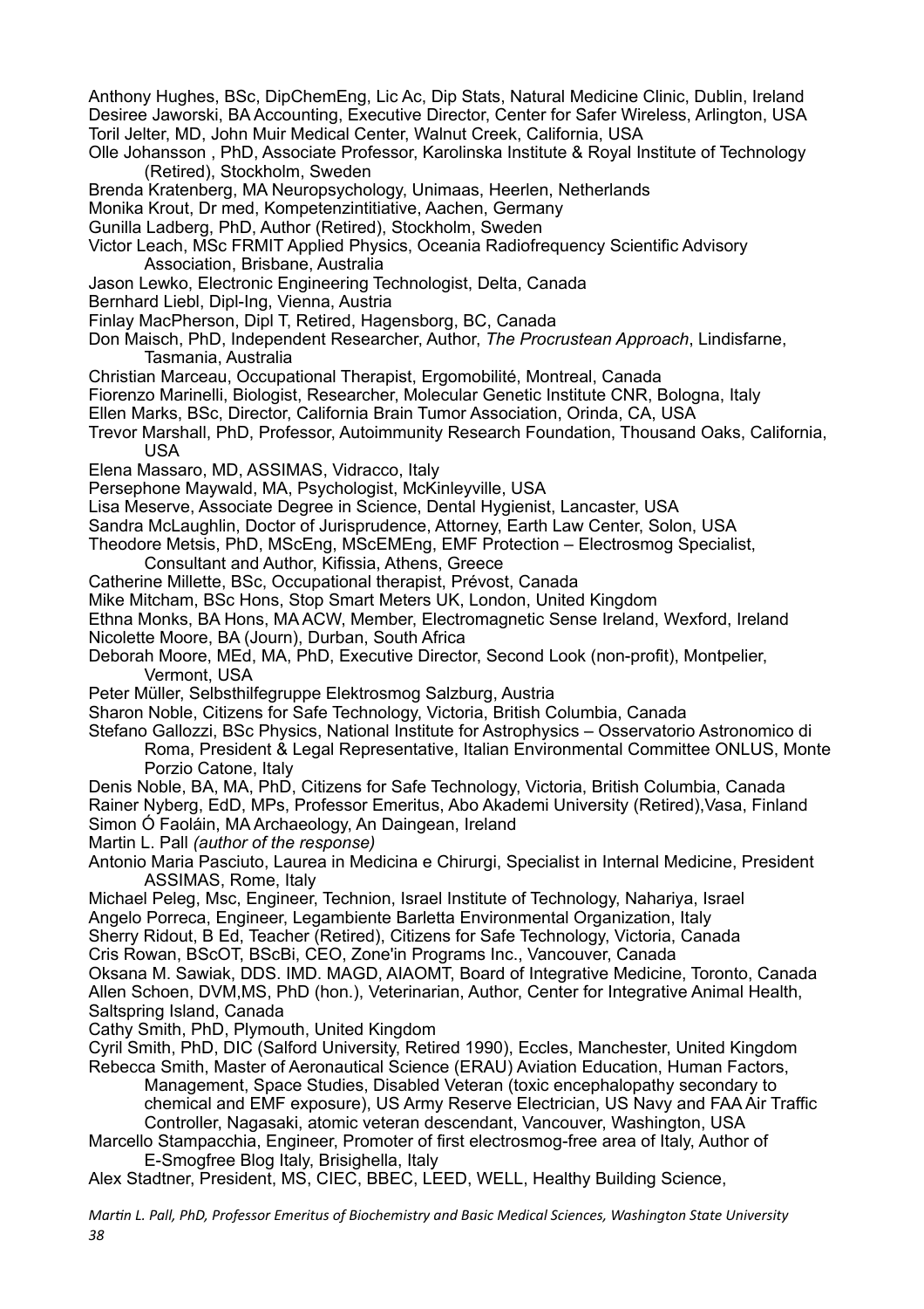Anthony Hughes, BSc, DipChemEng, Lic Ac, Dip Stats, Natural Medicine Clinic, Dublin, Ireland
Desiree Jaworski, BA Accounting, Executive Director, Center for Safer Wireless, Arlington, USA
Toril Jelter, MD, John Muir Medical Center, Walnut Creek, California, USA
Olle Johansson , PhD, Associate Professor, Karolinska Institute & Royal Institute of Technology (Retired), Stockholm, Sweden
Brenda Kratenberg, MA Neuropsychology, Unimaas, Heerlen, Netherlands
Monika Krout, Dr med, Kompetenzintitiative, Aachen, Germany
Gunilla Ladberg, PhD, Author (Retired), Stockholm, Sweden
Victor Leach, MSc FRMIT Applied Physics, Oceania Radiofrequency Scientific Advisory Association, Brisbane, Australia
Jason Lewko, Electronic Engineering Technologist, Delta, Canada
Bernhard Liebl, Dipl-Ing, Vienna, Austria
Finlay MacPherson, Dipl T, Retired, Hagensborg, BC, Canada
Don Maisch, PhD, Independent Researcher, Author, *The Procrustean Approach*, Lindisfarne, Tasmania, Australia
Christian Marceau, Occupational Therapist, Ergomobilité, Montreal, Canada
Fiorenzo Marinelli, Biologist, Researcher, Molecular Genetic Institute CNR, Bologna, Italy
Ellen Marks, BSc, Director, California Brain Tumor Association, Orinda, CA, USA
Trevor Marshall, PhD, Professor, Autoimmunity Research Foundation, Thousand Oaks, California, USA
Elena Massaro, MD, ASSIMAS, Vidracco, Italy
Persephone Maywald, MA, Psychologist, McKinleyville, USA
Lisa Meserve, Associate Degree in Science, Dental Hygienist, Lancaster, USA
Sandra McLaughlin, Doctor of Jurisprudence, Attorney, Earth Law Center, Solon, USA
Theodore Metsis, PhD, MScEng, MScEMEng, EMF Protection – Electrosmog Specialist, Consultant and Author, Kifissia, Athens, Greece
Catherine Millette, BSc, Occupational therapist, Prévost, Canada
Mike Mitcham, BSc Hons, Stop Smart Meters UK, London, United Kingdom
Ethna Monks, BA Hons, MA ACW, Member, Electromagnetic Sense Ireland, Wexford, Ireland
Nicolette Moore, BA (Journ), Durban, South Africa
Deborah Moore, MEd, MA, PhD, Executive Director, Second Look (non-profit), Montpelier, Vermont, USA
Peter Müller, Selbsthilfegruppe Elektrosmog Salzburg, Austria
Sharon Noble, Citizens for Safe Technology, Victoria, British Columbia, Canada
Stefano Gallozzi, BSc Physics, National Institute for Astrophysics – Osservatorio Astronomico di Roma, President & Legal Representative, Italian Environmental Committee ONLUS, Monte Porzio Catone, Italy
Denis Noble, BA, MA, PhD, Citizens for Safe Technology, Victoria, British Columbia, Canada
Rainer Nyberg, EdD, MPs, Professor Emeritus, Abo Akademi University (Retired),Vasa, Finland
Simon Ó Faoláin, MA Archaeology, An Daingean, Ireland
Martin L. Pall *(author of the response)*
Antonio Maria Pasciuto, Laurea in Medicina e Chirurgi, Specialist in Internal Medicine, President ASSIMAS, Rome, Italy
Michael Peleg, Msc, Engineer, Technion, Israel Institute of Technology, Nahariya, Israel
Angelo Porreca, Engineer, Legambiente Barletta Environmental Organization, Italy
Sherry Ridout, B Ed, Teacher (Retired), Citizens for Safe Technology, Victoria, Canada
Cris Rowan, BScOT, BScBi, CEO, Zone'in Programs Inc., Vancouver, Canada
Oksana M. Sawiak, DDS. IMD. MAGD, AIAOMT, Board of Integrative Medicine, Toronto, Canada
Allen Schoen, DVM,MS, PhD (hon.), Veterinarian, Author, Center for Integrative Animal Health, Saltspring Island, Canada
Cathy Smith, PhD, Plymouth, United Kingdom
Cyril Smith, PhD, DIC (Salford University, Retired 1990), Eccles, Manchester, United Kingdom
Rebecca Smith, Master of Aeronautical Science (ERAU) Aviation Education, Human Factors, Management, Space Studies, Disabled Veteran (toxic encephalopathy secondary to chemical and EMF exposure), US Army Reserve Electrician, US Navy and FAA Air Traffic Controller, Nagasaki, atomic veteran descendant, Vancouver, Washington, USA
Marcello Stampacchia, Engineer, Promoter of first electrosmog-free area of Italy, Author of E-Smogfree Blog Italy, Brisighella, Italy
Alex Stadtner, President, MS, CIEC, BBEC, LEED, WELL, Healthy Building Science,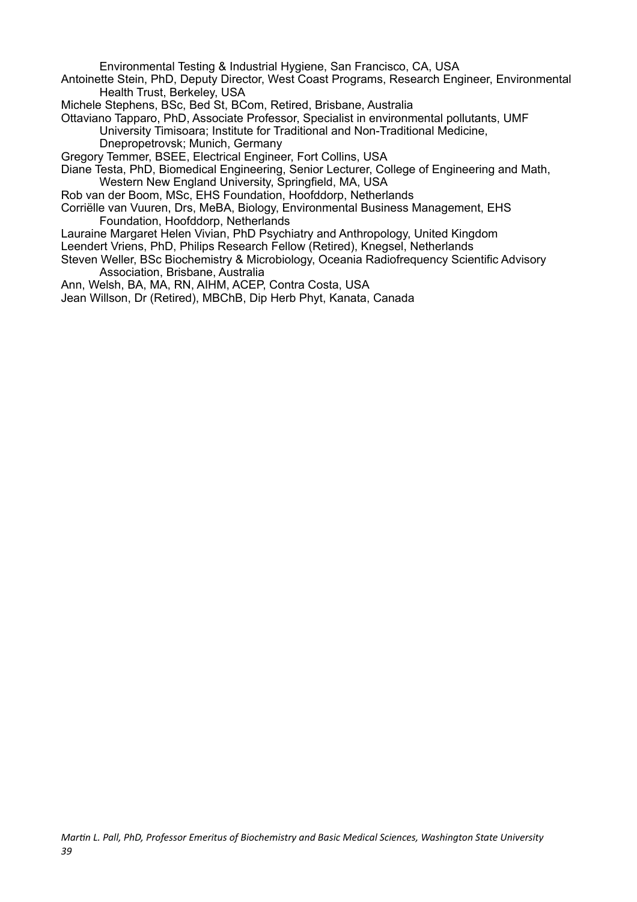Environmental Testing & Industrial Hygiene, San Francisco, CA, USA

Antoinette Stein, PhD, Deputy Director, West Coast Programs, Research Engineer, Environmental Health Trust, Berkeley, USA

Michele Stephens, BSc, Bed St, BCom, Retired, Brisbane, Australia

Ottaviano Tapparo, PhD, Associate Professor, Specialist in environmental pollutants, UMF University Timisoara; Institute for Traditional and Non-Traditional Medicine, Dnepropetrovsk; Munich, Germany

Gregory Temmer, BSEE, Electrical Engineer, Fort Collins, USA

Diane Testa, PhD, Biomedical Engineering, Senior Lecturer, College of Engineering and Math, Western New England University, Springfield, MA, USA

Rob van der Boom, MSc, EHS Foundation, Hoofddorp, Netherlands

Corriëlle van Vuuren, Drs, MeBA, Biology, Environmental Business Management, EHS Foundation, Hoofddorp, Netherlands

Lauraine Margaret Helen Vivian, PhD Psychiatry and Anthropology, United Kingdom

Leendert Vriens, PhD, Philips Research Fellow (Retired), Knegsel, Netherlands

Steven Weller, BSc Biochemistry & Microbiology, Oceania Radiofrequency Scientific Advisory Association, Brisbane, Australia

Ann, Welsh, BA, MA, RN, AIHM, ACEP, Contra Costa, USA

Jean Willson, Dr (Retired), MBChB, Dip Herb Phyt, Kanata, Canada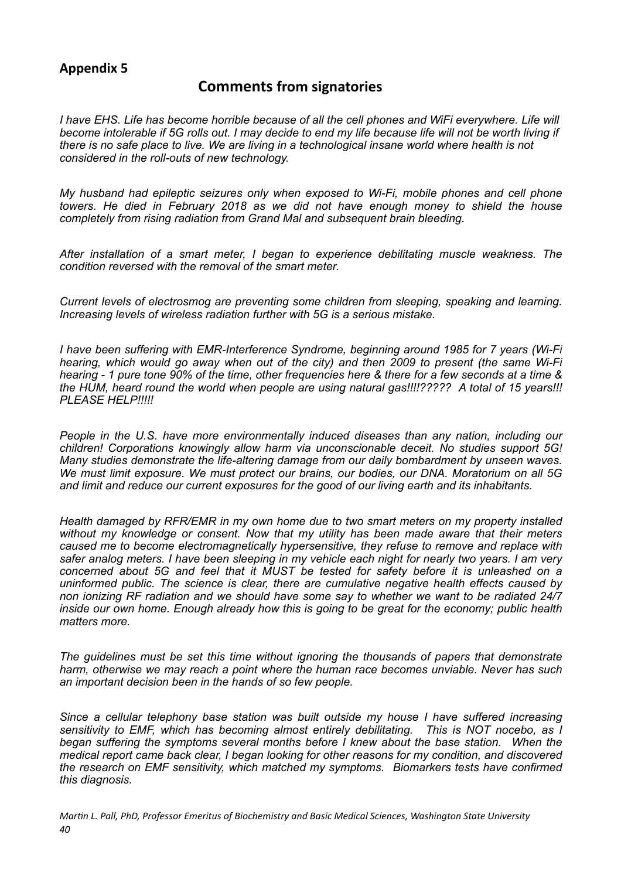## Appendix 5

## Comments from signatories

*I have EHS. Life has become horrible because of all the cell phones and WiFi everywhere. Life will become intolerable if 5G rolls out. I may decide to end my life because life will not be worth living if there is no safe place to live. We are living in a technological insane world where health is not considered in the roll-outs of new technology.*

*My husband had epileptic seizures only when exposed to Wi-Fi, mobile phones and cell phone towers. He died in February 2018 as we did not have enough money to shield the house completely from rising radiation from Grand Mal and subsequent brain bleeding.*

*After installation of a smart meter, I began to experience debilitating muscle weakness. The condition reversed with the removal of the smart meter.*

*Current levels of electrosmog are preventing some children from sleeping, speaking and learning. Increasing levels of wireless radiation further with 5G is a serious mistake.*

*I have been suffering with EMR-Interference Syndrome, beginning around 1985 for 7 years (Wi-Fi hearing, which would go away when out of the city) and then 2009 to present (the same Wi-Fi hearing - 1 pure tone 90% of the time, other frequencies here & there for a few seconds at a time & the HUM, heard round the world when people are using natural gas!!!!????? A total of 15 years!!! PLEASE HELP!!!!!*

*People in the U.S. have more environmentally induced diseases than any nation, including our children! Corporations knowingly allow harm via unconscionable deceit. No studies support 5G! Many studies demonstrate the life-altering damage from our daily bombardment by unseen waves. We must limit exposure. We must protect our brains, our bodies, our DNA. Moratorium on all 5G and limit and reduce our current exposures for the good of our living earth and its inhabitants.*

*Health damaged by RFR/EMR in my own home due to two smart meters on my property installed without my knowledge or consent. Now that my utility has been made aware that their meters caused me to become electromagnetically hypersensitive, they refuse to remove and replace with safer analog meters. I have been sleeping in my vehicle each night for nearly two years. I am very concerned about 5G and feel that it MUST be tested for safety before it is unleashed on a uninformed public. The science is clear, there are cumulative negative health effects caused by non ionizing RF radiation and we should have some say to whether we want to be radiated 24/7 inside our own home. Enough already how this is going to be great for the economy; public health matters more.*

*The guidelines must be set this time without ignoring the thousands of papers that demonstrate harm, otherwise we may reach a point where the human race becomes unviable. Never has such an important decision been in the hands of so few people.*

*Since a cellular telephony base station was built outside my house I have suffered increasing sensitivity to EMF, which has becoming almost entirely debilitating. This is NOT nocebo, as I began suffering the symptoms several months before I knew about the base station. When the medical report came back clear, I began looking for other reasons for my condition, and discovered the research on EMF sensitivity, which matched my symptoms. Biomarkers tests have confirmed this diagnosis.*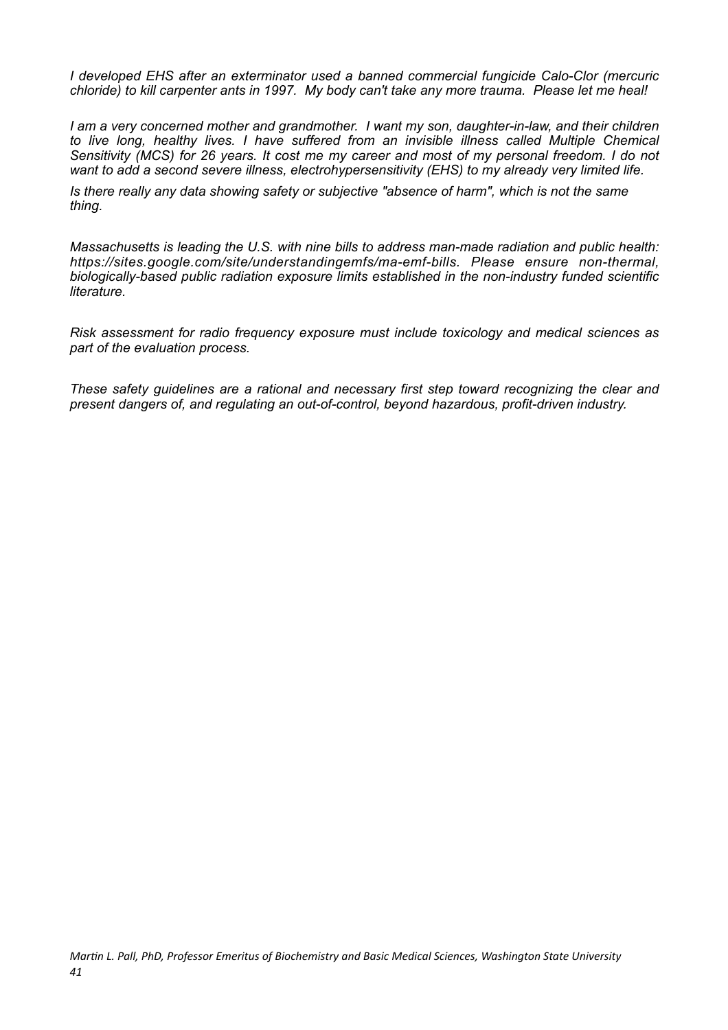*I developed EHS after an exterminator used a banned commercial fungicide Calo-Clor (mercuric chloride) to kill carpenter ants in 1997. My body can't take any more trauma. Please let me heal!*

*I am a very concerned mother and grandmother. I want my son, daughter-in-law, and their children to live long, healthy lives. I have suffered from an invisible illness called Multiple Chemical Sensitivity (MCS) for 26 years. It cost me my career and most of my personal freedom. I do not want to add a second severe illness, electrohypersensitivity (EHS) to my already very limited life.*

*Is there really any data showing safety or subjective "absence of harm", which is not the same thing.*

*Massachusetts is leading the U.S. with nine bills to address man-made radiation and public health: https://sites.google.com/site/understandingemfs/ma-emf-bills. Please ensure non-thermal, biologically-based public radiation exposure limits established in the non-industry funded scientific literature.*

*Risk assessment for radio frequency exposure must include toxicology and medical sciences as part of the evaluation process.*

*These safety guidelines are a rational and necessary first step toward recognizing the clear and present dangers of, and regulating an out-of-control, beyond hazardous, profit-driven industry.*